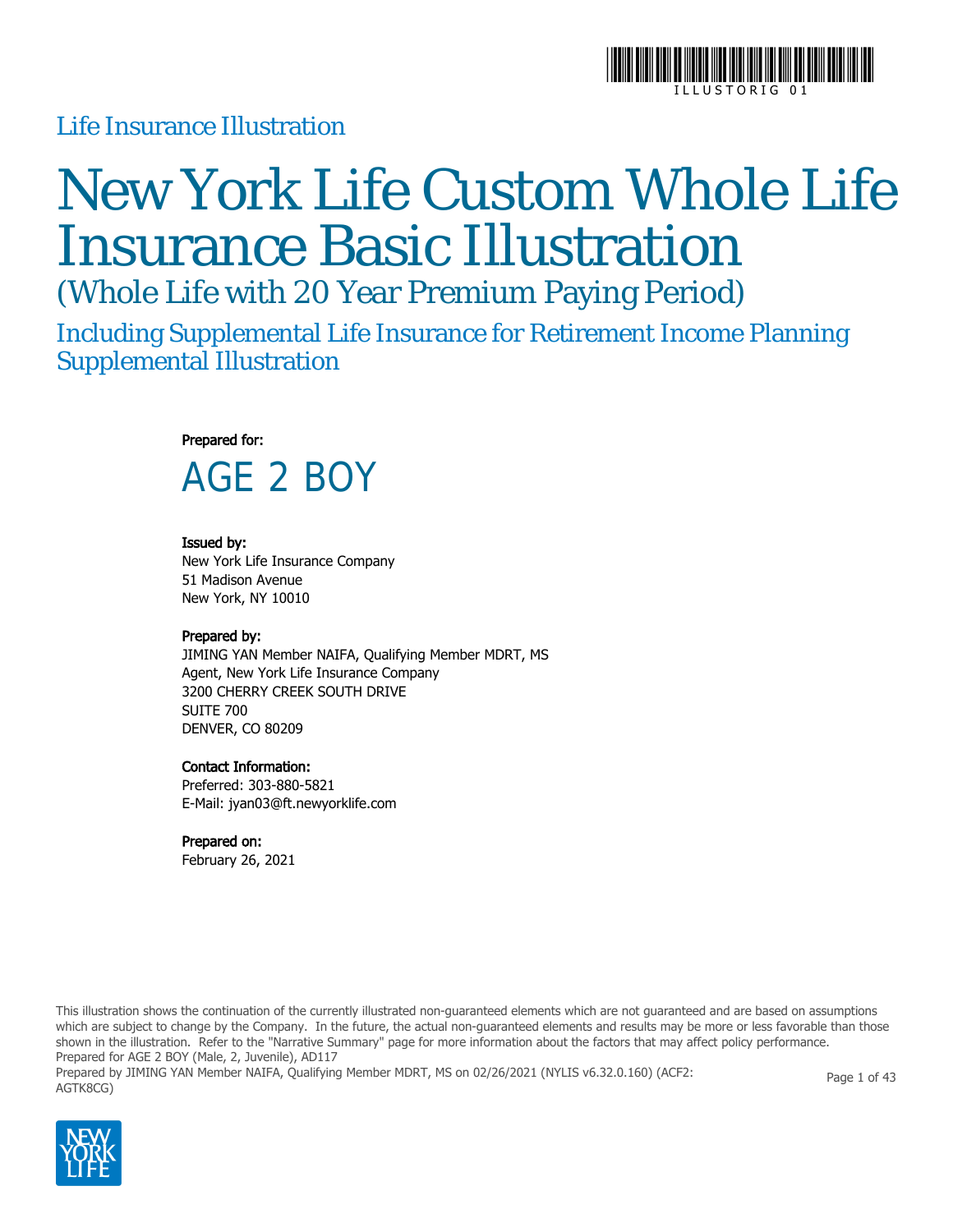ILLUSTORIG 01

Life Insurance Illustration

# New York Life Custom Whole Life Insurance Basic Illustration

## (Whole Life with 20 Year Premium Paying Period)

## Including Supplemental Life Insurance for Retirement Income Planning Supplemental Illustration

**Prepared for:**

# AGE 2 BOY

**Issued by:**
New York Life Insurance Company
51 Madison Avenue
New York, NY 10010

**Prepared by:**
JIMING YAN Member NAIFA, Qualifying Member MDRT, MS
Agent, New York Life Insurance Company
3200 CHERRY CREEK SOUTH DRIVE
SUITE 700
DENVER, CO 80209

**Contact Information:**
Preferred: 303-880-5821
E-Mail: jyan03@ft.newyorklife.com

**Prepared on:**
February 26, 2021

This illustration shows the continuation of the currently illustrated non-guaranteed elements which are not guaranteed and are based on assumptions which are subject to change by the Company. In the future, the actual non-guaranteed elements and results may be more or less favorable than those shown in the illustration. Refer to the "Narrative Summary" page for more information about the factors that may affect policy performance.
Prepared for AGE 2 BOY (Male, 2, Juvenile), AD117
Prepared by JIMING YAN Member NAIFA, Qualifying Member MDRT, MS on 02/26/2021 (NYLIS v6.32.0.160) (ACF2: AGTK8CG)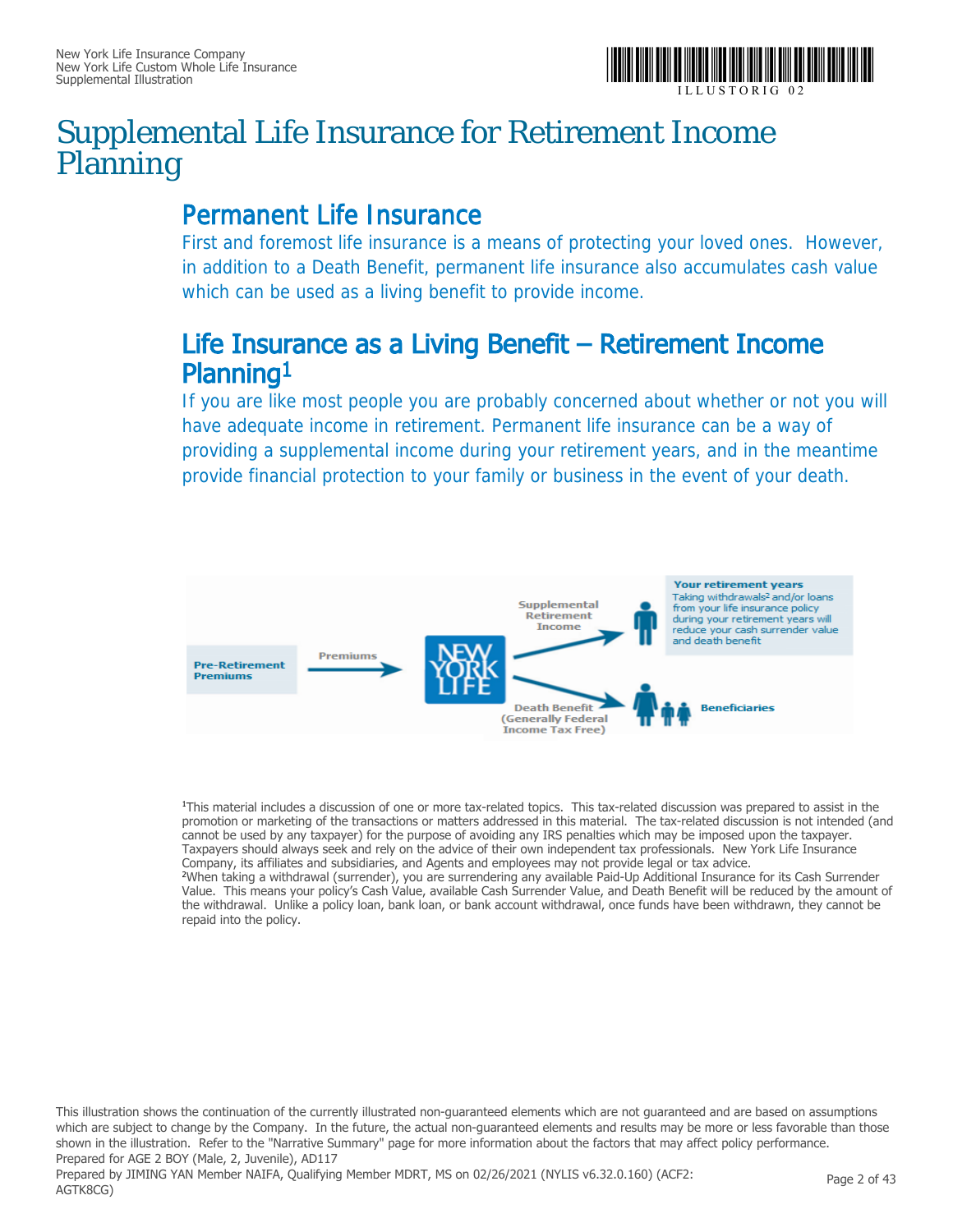# Supplemental Life Insurance for Retirement Income Planning

## Permanent Life Insurance

First and foremost life insurance is a means of protecting your loved ones. However, in addition to a Death Benefit, permanent life insurance also accumulates cash value which can be used as a living benefit to provide income.

## Life Insurance as a Living Benefit – Retirement Income Planning[1]

If you are like most people you are probably concerned about whether or not you will have adequate income in retirement. Permanent life insurance can be a way of providing a supplemental income during your retirement years, and in the meantime provide financial protection to your family or business in the event of your death.

Pre-Retirement Premiums

Premiums

NEW YORK LIFE

Supplemental Retirement Income

Your retirement years
Taking withdrawals[2] and/or loans from your life insurance policy during your retirement years will reduce your cash surrender value and death benefit

Death Benefit (Generally Federal Income Tax Free)

Beneficiaries

[1]This material includes a discussion of one or more tax-related topics. This tax-related discussion was prepared to assist in the promotion or marketing of the transactions or matters addressed in this material. The tax-related discussion is not intended (and cannot be used by any taxpayer) for the purpose of avoiding any IRS penalties which may be imposed upon the taxpayer. Taxpayers should always seek and rely on the advice of their own independent tax professionals. New York Life Insurance Company, its affiliates and subsidiaries, and Agents and employees may not provide legal or tax advice.

[2]When taking a withdrawal (surrender), you are surrendering any available Paid-Up Additional Insurance for its Cash Surrender Value. This means your policy's Cash Value, available Cash Surrender Value, and Death Benefit will be reduced by the amount of the withdrawal. Unlike a policy loan, bank loan, or bank account withdrawal, once funds have been withdrawn, they cannot be repaid into the policy.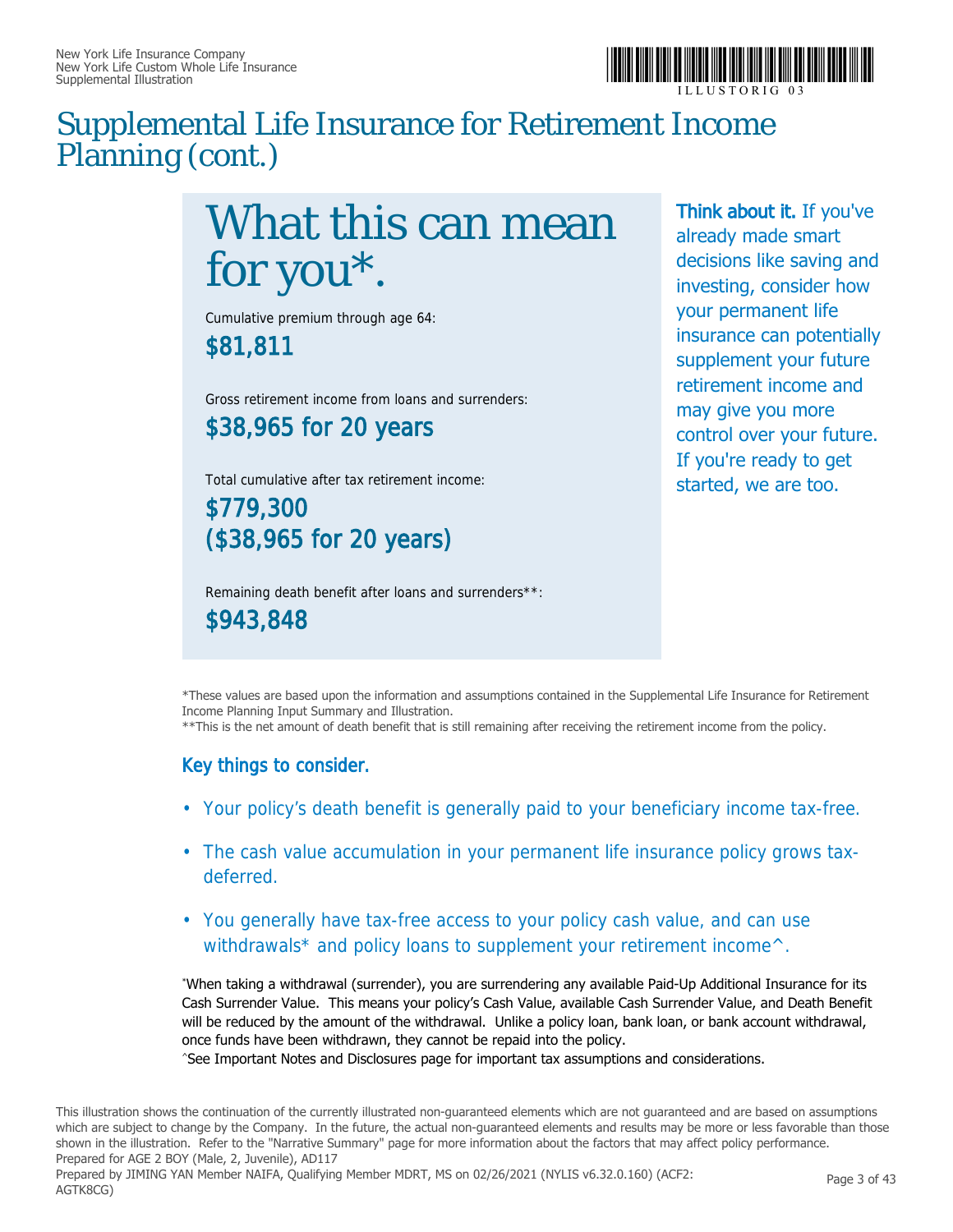# Supplemental Life Insurance for Retirement Income Planning (cont.)

## What this can mean for you*.

Cumulative premium through age 64:

**$81,811**

Gross retirement income from loans and surrenders:

**$38,965 for 20 years**

Total cumulative after tax retirement income:

**$779,300**
**($38,965 for 20 years)**

Remaining death benefit after loans and surrenders**:

**$943,848**

**Think about it.** If you've already made smart decisions like saving and investing, consider how your permanent life insurance can potentially supplement your future retirement income and may give you more control over your future. If you're ready to get started, we are too.

*These values are based upon the information and assumptions contained in the Supplemental Life Insurance for Retirement Income Planning Input Summary and Illustration.
**This is the net amount of death benefit that is still remaining after receiving the retirement income from the policy.

### Key things to consider.

- Your policy's death benefit is generally paid to your beneficiary income tax-free.
- The cash value accumulation in your permanent life insurance policy grows tax-deferred.
- You generally have tax-free access to your policy cash value, and can use withdrawals* and policy loans to supplement your retirement income^.

*When taking a withdrawal (surrender), you are surrendering any available Paid-Up Additional Insurance for its Cash Surrender Value. This means your policy's Cash Value, available Cash Surrender Value, and Death Benefit will be reduced by the amount of the withdrawal. Unlike a policy loan, bank loan, or bank account withdrawal, once funds have been withdrawn, they cannot be repaid into the policy.
^See Important Notes and Disclosures page for important tax assumptions and considerations.

This illustration shows the continuation of the currently illustrated non-guaranteed elements which are not guaranteed and are based on assumptions which are subject to change by the Company. In the future, the actual non-guaranteed elements and results may be more or less favorable than those shown in the illustration. Refer to the "Narrative Summary" page for more information about the factors that may affect policy performance.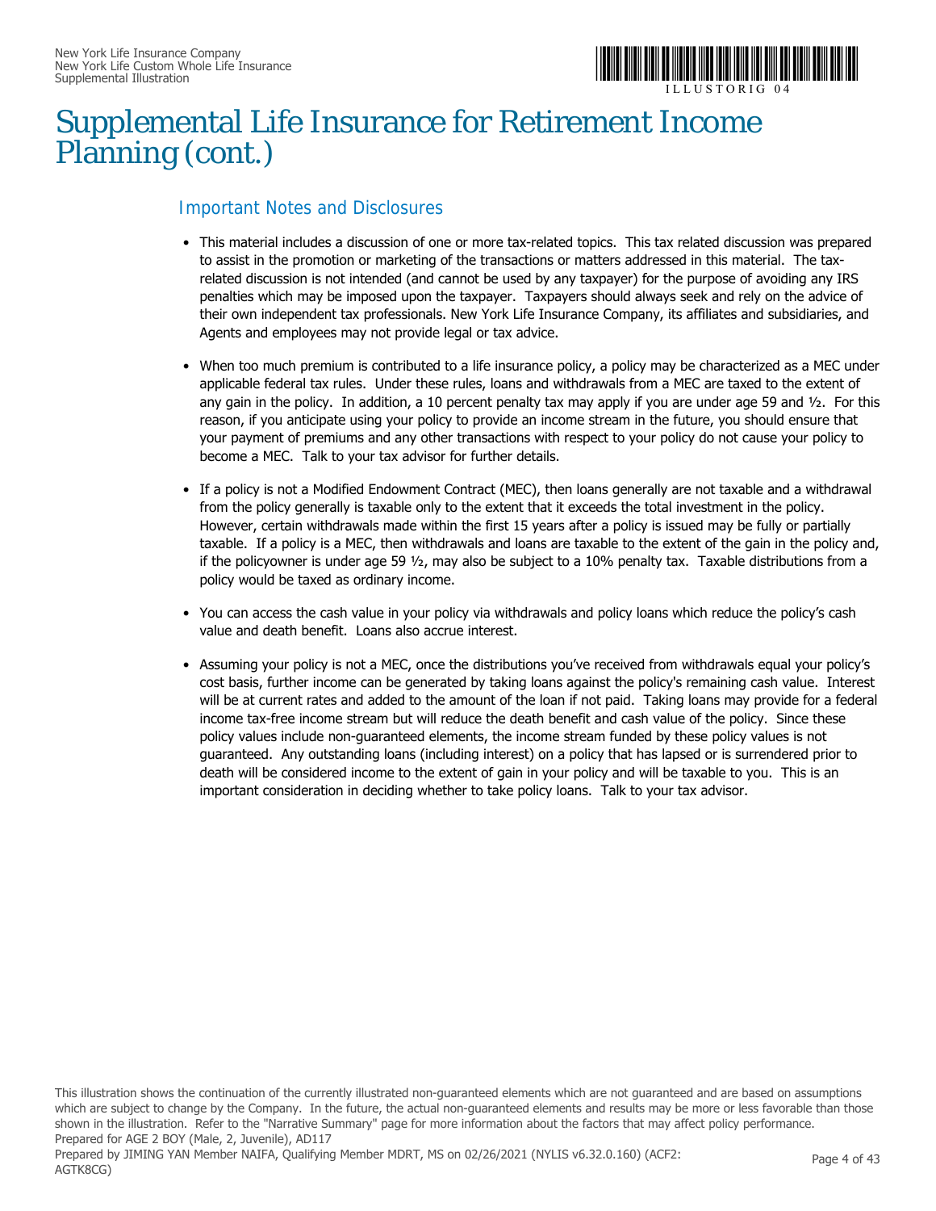# Supplemental Life Insurance for Retirement Income Planning (cont.)

## Important Notes and Disclosures

- This material includes a discussion of one or more tax-related topics. This tax related discussion was prepared to assist in the promotion or marketing of the transactions or matters addressed in this material. The tax-related discussion is not intended (and cannot be used by any taxpayer) for the purpose of avoiding any IRS penalties which may be imposed upon the taxpayer. Taxpayers should always seek and rely on the advice of their own independent tax professionals. New York Life Insurance Company, its affiliates and subsidiaries, and Agents and employees may not provide legal or tax advice.

- When too much premium is contributed to a life insurance policy, a policy may be characterized as a MEC under applicable federal tax rules. Under these rules, loans and withdrawals from a MEC are taxed to the extent of any gain in the policy. In addition, a 10 percent penalty tax may apply if you are under age 59 and ½. For this reason, if you anticipate using your policy to provide an income stream in the future, you should ensure that your payment of premiums and any other transactions with respect to your policy do not cause your policy to become a MEC. Talk to your tax advisor for further details.

- If a policy is not a Modified Endowment Contract (MEC), then loans generally are not taxable and a withdrawal from the policy generally is taxable only to the extent that it exceeds the total investment in the policy. However, certain withdrawals made within the first 15 years after a policy is issued may be fully or partially taxable. If a policy is a MEC, then withdrawals and loans are taxable to the extent of the gain in the policy and, if the policyowner is under age 59 ½, may also be subject to a 10% penalty tax. Taxable distributions from a policy would be taxed as ordinary income.

- You can access the cash value in your policy via withdrawals and policy loans which reduce the policy's cash value and death benefit. Loans also accrue interest.

- Assuming your policy is not a MEC, once the distributions you've received from withdrawals equal your policy's cost basis, further income can be generated by taking loans against the policy's remaining cash value. Interest will be at current rates and added to the amount of the loan if not paid. Taking loans may provide for a federal income tax-free income stream but will reduce the death benefit and cash value of the policy. Since these policy values include non-guaranteed elements, the income stream funded by these policy values is not guaranteed. Any outstanding loans (including interest) on a policy that has lapsed or is surrendered prior to death will be considered income to the extent of gain in your policy and will be taxable to you. This is an important consideration in deciding whether to take policy loans. Talk to your tax advisor.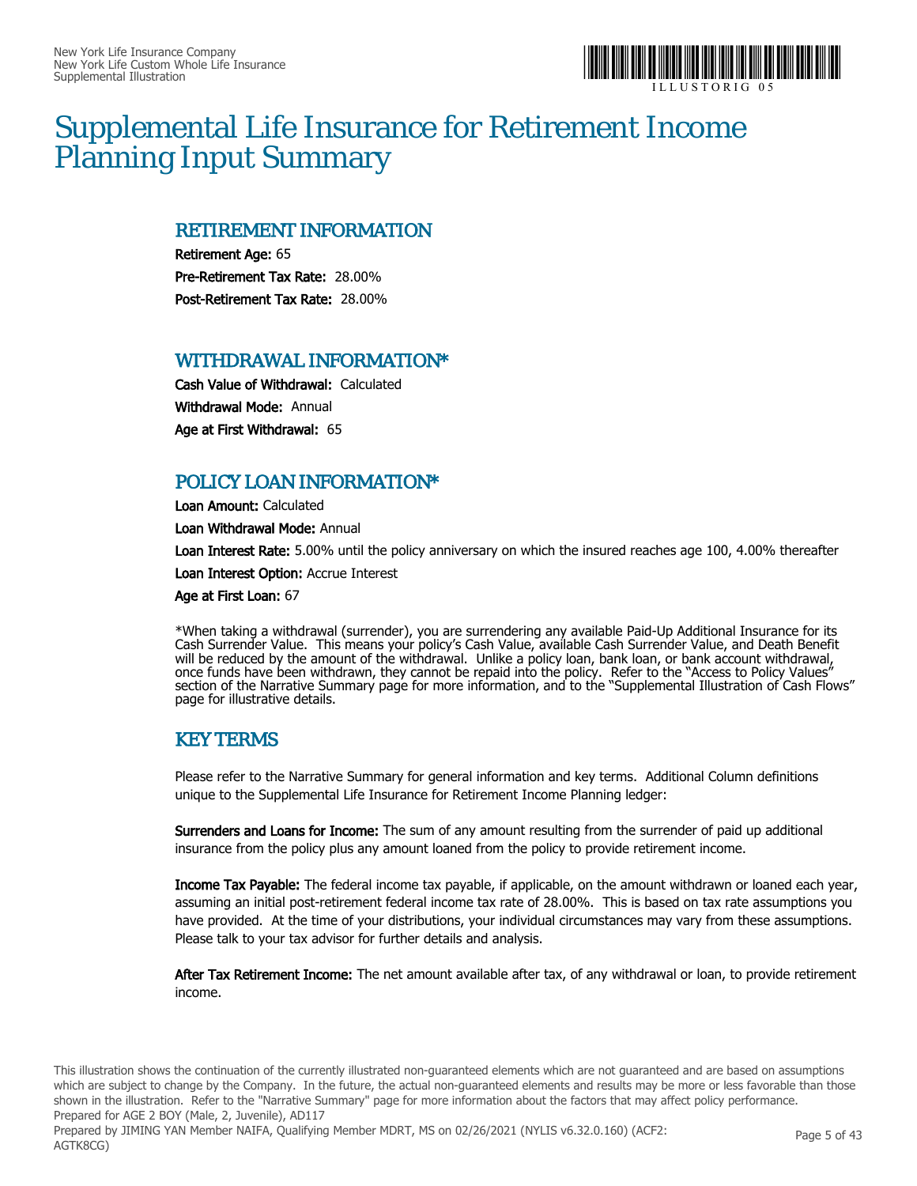# Supplemental Life Insurance for Retirement Income Planning Input Summary

## RETIREMENT INFORMATION

**Retirement Age:** 65

**Pre-Retirement Tax Rate:** 28.00%

**Post-Retirement Tax Rate:** 28.00%

## WITHDRAWAL INFORMATION*

**Cash Value of Withdrawal:** Calculated

**Withdrawal Mode:** Annual

**Age at First Withdrawal:** 65

## POLICY LOAN INFORMATION*

**Loan Amount:** Calculated

**Loan Withdrawal Mode:** Annual

**Loan Interest Rate:** 5.00% until the policy anniversary on which the insured reaches age 100, 4.00% thereafter

**Loan Interest Option:** Accrue Interest

**Age at First Loan:** 67

*When taking a withdrawal (surrender), you are surrendering any available Paid-Up Additional Insurance for its Cash Surrender Value. This means your policy's Cash Value, available Cash Surrender Value, and Death Benefit will be reduced by the amount of the withdrawal. Unlike a policy loan, bank loan, or bank account withdrawal, once funds have been withdrawn, they cannot be repaid into the policy. Refer to the "Access to Policy Values" section of the Narrative Summary page for more information, and to the "Supplemental Illustration of Cash Flows" page for illustrative details.

## KEY TERMS

Please refer to the Narrative Summary for general information and key terms. Additional Column definitions unique to the Supplemental Life Insurance for Retirement Income Planning ledger:

**Surrenders and Loans for Income:** The sum of any amount resulting from the surrender of paid up additional insurance from the policy plus any amount loaned from the policy to provide retirement income.

**Income Tax Payable:** The federal income tax payable, if applicable, on the amount withdrawn or loaned each year, assuming an initial post-retirement federal income tax rate of 28.00%. This is based on tax rate assumptions you have provided. At the time of your distributions, your individual circumstances may vary from these assumptions. Please talk to your tax advisor for further details and analysis.

**After Tax Retirement Income:** The net amount available after tax, of any withdrawal or loan, to provide retirement income.

This illustration shows the continuation of the currently illustrated non-guaranteed elements which are not guaranteed and are based on assumptions which are subject to change by the Company. In the future, the actual non-guaranteed elements and results may be more or less favorable than those shown in the illustration. Refer to the "Narrative Summary" page for more information about the factors that may affect policy performance.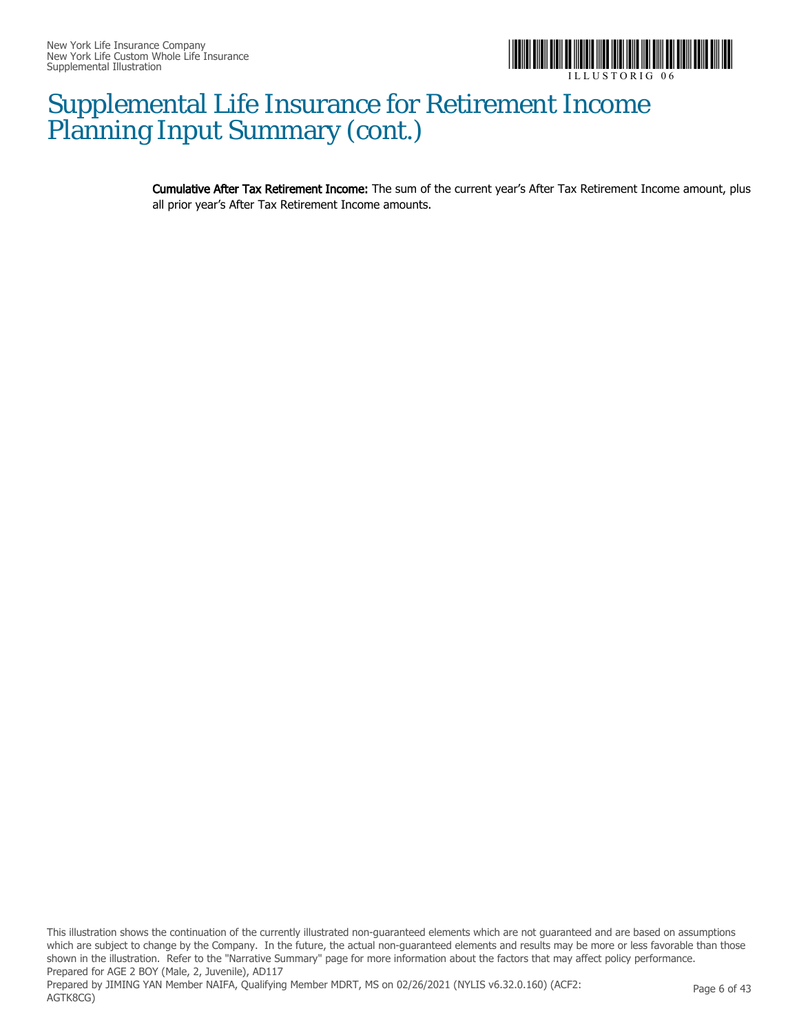# Supplemental Life Insurance for Retirement Income Planning Input Summary (cont.)

**Cumulative After Tax Retirement Income:** The sum of the current year's After Tax Retirement Income amount, plus all prior year's After Tax Retirement Income amounts.

This illustration shows the continuation of the currently illustrated non-guaranteed elements which are not guaranteed and are based on assumptions which are subject to change by the Company. In the future, the actual non-guaranteed elements and results may be more or less favorable than those shown in the illustration. Refer to the "Narrative Summary" page for more information about the factors that may affect policy performance.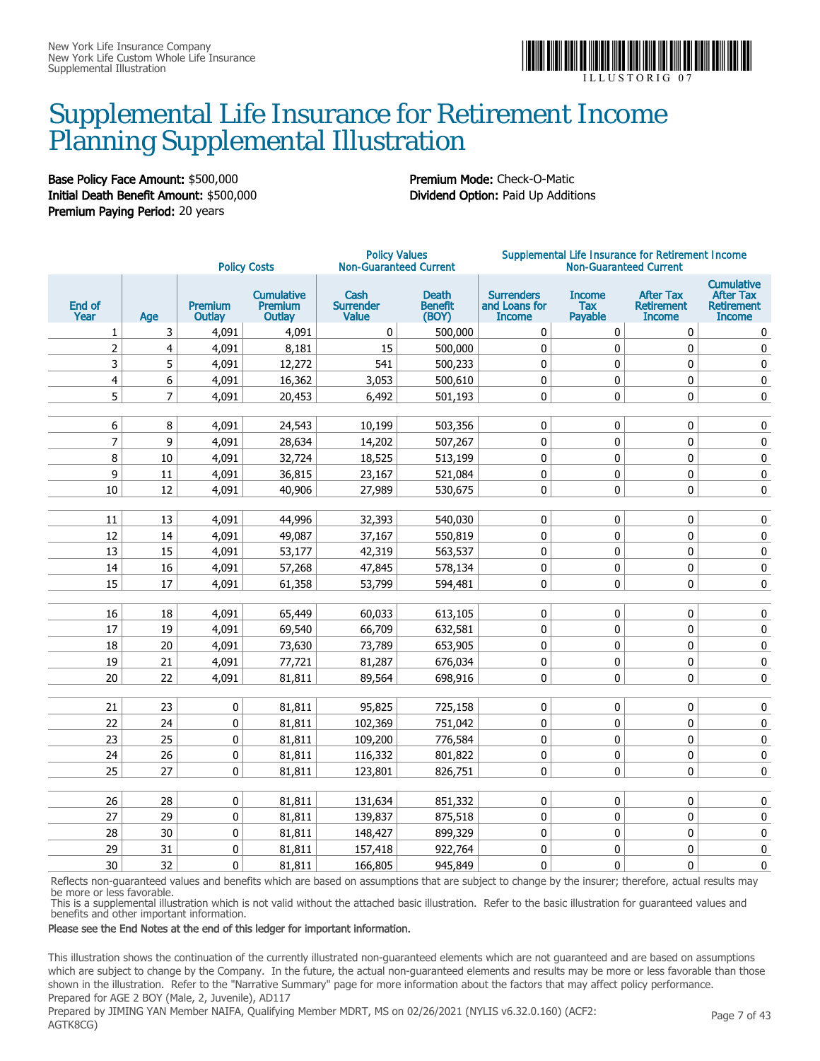# Supplemental Life Insurance for Retirement Income Planning Supplemental Illustration

**Base Policy Face Amount:** $500,000
**Initial Death Benefit Amount:** $500,000
**Premium Paying Period:** 20 years

**Premium Mode:** Check-O-Matic
**Dividend Option:** Paid Up Additions

| | | Policy Costs | | Policy Values Non-Guaranteed Current | | Supplemental Life Insurance for Retirement Income Non-Guaranteed Current | | | |
|---|---|---|---|---|---|---|---|---|---|
| End of Year | Age | Premium Outlay | Cumulative Premium Outlay | Cash Surrender Value | Death Benefit (BOY) | Surrenders and Loans for Income | Income Tax Payable | After Tax Retirement Income | Cumulative After Tax Retirement Income |
| 1 | 3 | 4,091 | 4,091 | 0 | 500,000 | 0 | 0 | 0 | 0 |
| 2 | 4 | 4,091 | 8,181 | 15 | 500,000 | 0 | 0 | 0 | 0 |
| 3 | 5 | 4,091 | 12,272 | 541 | 500,233 | 0 | 0 | 0 | 0 |
| 4 | 6 | 4,091 | 16,362 | 3,053 | 500,610 | 0 | 0 | 0 | 0 |
| 5 | 7 | 4,091 | 20,453 | 6,492 | 501,193 | 0 | 0 | 0 | 0 |
| 6 | 8 | 4,091 | 24,543 | 10,199 | 503,356 | 0 | 0 | 0 | 0 |
| 7 | 9 | 4,091 | 28,634 | 14,202 | 507,267 | 0 | 0 | 0 | 0 |
| 8 | 10 | 4,091 | 32,724 | 18,525 | 513,199 | 0 | 0 | 0 | 0 |
| 9 | 11 | 4,091 | 36,815 | 23,167 | 521,084 | 0 | 0 | 0 | 0 |
| 10 | 12 | 4,091 | 40,906 | 27,989 | 530,675 | 0 | 0 | 0 | 0 |
| 11 | 13 | 4,091 | 44,996 | 32,393 | 540,030 | 0 | 0 | 0 | 0 |
| 12 | 14 | 4,091 | 49,087 | 37,167 | 550,819 | 0 | 0 | 0 | 0 |
| 13 | 15 | 4,091 | 53,177 | 42,319 | 563,537 | 0 | 0 | 0 | 0 |
| 14 | 16 | 4,091 | 57,268 | 47,845 | 578,134 | 0 | 0 | 0 | 0 |
| 15 | 17 | 4,091 | 61,358 | 53,799 | 594,481 | 0 | 0 | 0 | 0 |
| 16 | 18 | 4,091 | 65,449 | 60,033 | 613,105 | 0 | 0 | 0 | 0 |
| 17 | 19 | 4,091 | 69,540 | 66,709 | 632,581 | 0 | 0 | 0 | 0 |
| 18 | 20 | 4,091 | 73,630 | 73,789 | 653,905 | 0 | 0 | 0 | 0 |
| 19 | 21 | 4,091 | 77,721 | 81,287 | 676,034 | 0 | 0 | 0 | 0 |
| 20 | 22 | 4,091 | 81,811 | 89,564 | 698,916 | 0 | 0 | 0 | 0 |
| 21 | 23 | 0 | 81,811 | 95,825 | 725,158 | 0 | 0 | 0 | 0 |
| 22 | 24 | 0 | 81,811 | 102,369 | 751,042 | 0 | 0 | 0 | 0 |
| 23 | 25 | 0 | 81,811 | 109,200 | 776,584 | 0 | 0 | 0 | 0 |
| 24 | 26 | 0 | 81,811 | 116,332 | 801,822 | 0 | 0 | 0 | 0 |
| 25 | 27 | 0 | 81,811 | 123,801 | 826,751 | 0 | 0 | 0 | 0 |
| 26 | 28 | 0 | 81,811 | 131,634 | 851,332 | 0 | 0 | 0 | 0 |
| 27 | 29 | 0 | 81,811 | 139,837 | 875,518 | 0 | 0 | 0 | 0 |
| 28 | 30 | 0 | 81,811 | 148,427 | 899,329 | 0 | 0 | 0 | 0 |
| 29 | 31 | 0 | 81,811 | 157,418 | 922,764 | 0 | 0 | 0 | 0 |
| 30 | 32 | 0 | 81,811 | 166,805 | 945,849 | 0 | 0 | 0 | 0 |

Reflects non-guaranteed values and benefits which are based on assumptions that are subject to change by the insurer; therefore, actual results may be more or less favorable.
This is a supplemental illustration which is not valid without the attached basic illustration. Refer to the basic illustration for guaranteed values and benefits and other important information.

**Please see the End Notes at the end of this ledger for important information.**

This illustration shows the continuation of the currently illustrated non-guaranteed elements which are not guaranteed and are based on assumptions which are subject to change by the Company. In the future, the actual non-guaranteed elements and results may be more or less favorable than those shown in the illustration. Refer to the "Narrative Summary" page for more information about the factors that may affect policy performance.
Prepared for AGE 2 BOY (Male, 2, Juvenile), AD117
Prepared by JIMING YAN Member NAIFA, Qualifying Member MDRT, MS on 02/26/2021 (NYLIS v6.32.0.160) (ACF2: AGTK8CG)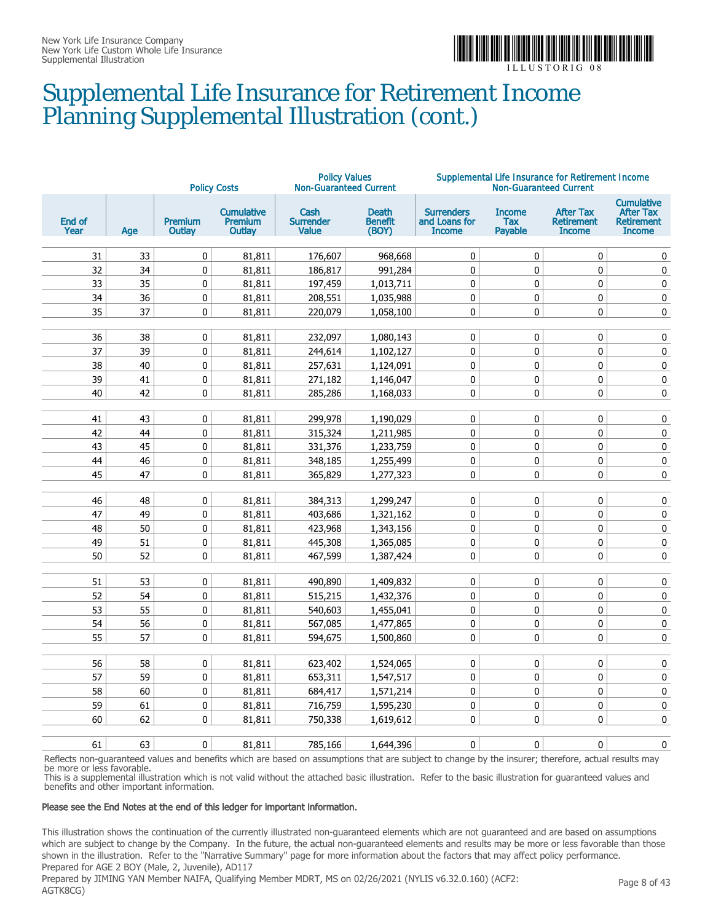# Supplemental Life Insurance for Retirement Income Planning Supplemental Illustration (cont.)

| | | Policy Costs | | Policy Values Non-Guaranteed Current | | Supplemental Life Insurance for Retirement Income Non-Guaranteed Current | | | |
|---|---|---|---|---|---|---|---|---|---|
| End of Year | Age | Premium Outlay | Cumulative Premium Outlay | Cash Surrender Value | Death Benefit (BOY) | Surrenders and Loans for Income | Income Tax Payable | After Tax Retirement Income | Cumulative After Tax Retirement Income |
| 31 | 33 | 0 | 81,811 | 176,607 | 968,668 | 0 | 0 | 0 | 0 |
| 32 | 34 | 0 | 81,811 | 186,817 | 991,284 | 0 | 0 | 0 | 0 |
| 33 | 35 | 0 | 81,811 | 197,459 | 1,013,711 | 0 | 0 | 0 | 0 |
| 34 | 36 | 0 | 81,811 | 208,551 | 1,035,988 | 0 | 0 | 0 | 0 |
| 35 | 37 | 0 | 81,811 | 220,079 | 1,058,100 | 0 | 0 | 0 | 0 |
| 36 | 38 | 0 | 81,811 | 232,097 | 1,080,143 | 0 | 0 | 0 | 0 |
| 37 | 39 | 0 | 81,811 | 244,614 | 1,102,127 | 0 | 0 | 0 | 0 |
| 38 | 40 | 0 | 81,811 | 257,631 | 1,124,091 | 0 | 0 | 0 | 0 |
| 39 | 41 | 0 | 81,811 | 271,182 | 1,146,047 | 0 | 0 | 0 | 0 |
| 40 | 42 | 0 | 81,811 | 285,286 | 1,168,033 | 0 | 0 | 0 | 0 |
| 41 | 43 | 0 | 81,811 | 299,978 | 1,190,029 | 0 | 0 | 0 | 0 |
| 42 | 44 | 0 | 81,811 | 315,324 | 1,211,985 | 0 | 0 | 0 | 0 |
| 43 | 45 | 0 | 81,811 | 331,376 | 1,233,759 | 0 | 0 | 0 | 0 |
| 44 | 46 | 0 | 81,811 | 348,185 | 1,255,499 | 0 | 0 | 0 | 0 |
| 45 | 47 | 0 | 81,811 | 365,829 | 1,277,323 | 0 | 0 | 0 | 0 |
| 46 | 48 | 0 | 81,811 | 384,313 | 1,299,247 | 0 | 0 | 0 | 0 |
| 47 | 49 | 0 | 81,811 | 403,686 | 1,321,162 | 0 | 0 | 0 | 0 |
| 48 | 50 | 0 | 81,811 | 423,968 | 1,343,156 | 0 | 0 | 0 | 0 |
| 49 | 51 | 0 | 81,811 | 445,308 | 1,365,085 | 0 | 0 | 0 | 0 |
| 50 | 52 | 0 | 81,811 | 467,599 | 1,387,424 | 0 | 0 | 0 | 0 |
| 51 | 53 | 0 | 81,811 | 490,890 | 1,409,832 | 0 | 0 | 0 | 0 |
| 52 | 54 | 0 | 81,811 | 515,215 | 1,432,376 | 0 | 0 | 0 | 0 |
| 53 | 55 | 0 | 81,811 | 540,603 | 1,455,041 | 0 | 0 | 0 | 0 |
| 54 | 56 | 0 | 81,811 | 567,085 | 1,477,865 | 0 | 0 | 0 | 0 |
| 55 | 57 | 0 | 81,811 | 594,675 | 1,500,860 | 0 | 0 | 0 | 0 |
| 56 | 58 | 0 | 81,811 | 623,402 | 1,524,065 | 0 | 0 | 0 | 0 |
| 57 | 59 | 0 | 81,811 | 653,311 | 1,547,517 | 0 | 0 | 0 | 0 |
| 58 | 60 | 0 | 81,811 | 684,417 | 1,571,214 | 0 | 0 | 0 | 0 |
| 59 | 61 | 0 | 81,811 | 716,759 | 1,595,230 | 0 | 0 | 0 | 0 |
| 60 | 62 | 0 | 81,811 | 750,338 | 1,619,612 | 0 | 0 | 0 | 0 |
| 61 | 63 | 0 | 81,811 | 785,166 | 1,644,396 | 0 | 0 | 0 | 0 |

Reflects non-guaranteed values and benefits which are based on assumptions that are subject to change by the insurer; therefore, actual results may be more or less favorable.
This is a supplemental illustration which is not valid without the attached basic illustration. Refer to the basic illustration for guaranteed values and benefits and other important information.

**Please see the End Notes at the end of this ledger for important information.**

This illustration shows the continuation of the currently illustrated non-guaranteed elements which are not guaranteed and are based on assumptions which are subject to change by the Company. In the future, the actual non-guaranteed elements and results may be more or less favorable than those shown in the illustration. Refer to the "Narrative Summary" page for more information about the factors that may affect policy performance.
Prepared for AGE 2 BOY (Male, 2, Juvenile), AD117
Prepared by JIMING YAN Member NAIFA, Qualifying Member MDRT, MS on 02/26/2021 (NYLIS v6.32.0.160) (ACF2: AGTK8CG)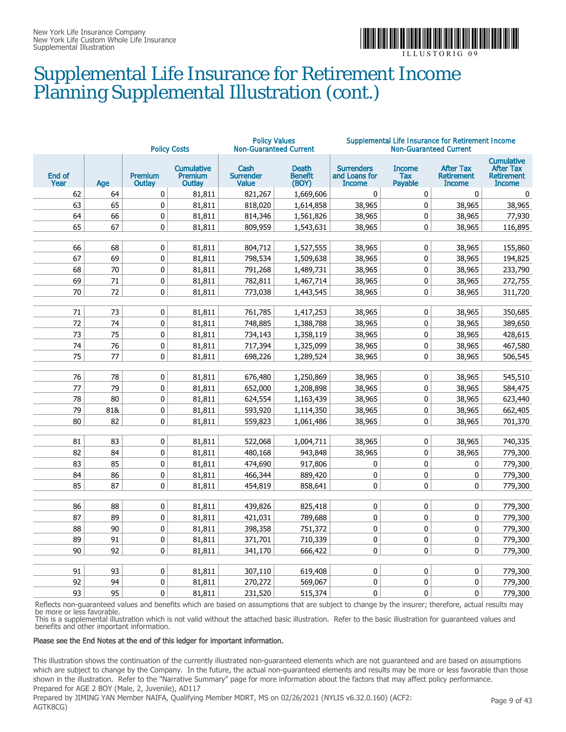# Supplemental Life Insurance for Retirement Income Planning Supplemental Illustration (cont.)

| | | Policy Costs | | Policy Values Non-Guaranteed Current | | Supplemental Life Insurance for Retirement Income Non-Guaranteed Current | | | |
|---|---|---|---|---|---|---|---|---|---|
| End of Year | Age | Premium Outlay | Cumulative Premium Outlay | Cash Surrender Value | Death Benefit (BOY) | Surrenders and Loans for Income | Income Tax Payable | After Tax Retirement Income | Cumulative After Tax Retirement Income |
| 62 | 64 | 0 | 81,811 | 821,267 | 1,669,606 | 0 | 0 | 0 | 0 |
| 63 | 65 | 0 | 81,811 | 818,020 | 1,614,858 | 38,965 | 0 | 38,965 | 38,965 |
| 64 | 66 | 0 | 81,811 | 814,346 | 1,561,826 | 38,965 | 0 | 38,965 | 77,930 |
| 65 | 67 | 0 | 81,811 | 809,959 | 1,543,631 | 38,965 | 0 | 38,965 | 116,895 |
| 66 | 68 | 0 | 81,811 | 804,712 | 1,527,555 | 38,965 | 0 | 38,965 | 155,860 |
| 67 | 69 | 0 | 81,811 | 798,534 | 1,509,638 | 38,965 | 0 | 38,965 | 194,825 |
| 68 | 70 | 0 | 81,811 | 791,268 | 1,489,731 | 38,965 | 0 | 38,965 | 233,790 |
| 69 | 71 | 0 | 81,811 | 782,811 | 1,467,714 | 38,965 | 0 | 38,965 | 272,755 |
| 70 | 72 | 0 | 81,811 | 773,038 | 1,443,545 | 38,965 | 0 | 38,965 | 311,720 |
| 71 | 73 | 0 | 81,811 | 761,785 | 1,417,253 | 38,965 | 0 | 38,965 | 350,685 |
| 72 | 74 | 0 | 81,811 | 748,885 | 1,388,788 | 38,965 | 0 | 38,965 | 389,650 |
| 73 | 75 | 0 | 81,811 | 734,143 | 1,358,119 | 38,965 | 0 | 38,965 | 428,615 |
| 74 | 76 | 0 | 81,811 | 717,394 | 1,325,099 | 38,965 | 0 | 38,965 | 467,580 |
| 75 | 77 | 0 | 81,811 | 698,226 | 1,289,524 | 38,965 | 0 | 38,965 | 506,545 |
| 76 | 78 | 0 | 81,811 | 676,480 | 1,250,869 | 38,965 | 0 | 38,965 | 545,510 |
| 77 | 79 | 0 | 81,811 | 652,000 | 1,208,898 | 38,965 | 0 | 38,965 | 584,475 |
| 78 | 80 | 0 | 81,811 | 624,554 | 1,163,439 | 38,965 | 0 | 38,965 | 623,440 |
| 79 | 81& | 0 | 81,811 | 593,920 | 1,114,350 | 38,965 | 0 | 38,965 | 662,405 |
| 80 | 82 | 0 | 81,811 | 559,823 | 1,061,486 | 38,965 | 0 | 38,965 | 701,370 |
| 81 | 83 | 0 | 81,811 | 522,068 | 1,004,711 | 38,965 | 0 | 38,965 | 740,335 |
| 82 | 84 | 0 | 81,811 | 480,168 | 943,848 | 38,965 | 0 | 38,965 | 779,300 |
| 83 | 85 | 0 | 81,811 | 474,690 | 917,806 | 0 | 0 | 0 | 779,300 |
| 84 | 86 | 0 | 81,811 | 466,344 | 889,420 | 0 | 0 | 0 | 779,300 |
| 85 | 87 | 0 | 81,811 | 454,819 | 858,641 | 0 | 0 | 0 | 779,300 |
| 86 | 88 | 0 | 81,811 | 439,826 | 825,418 | 0 | 0 | 0 | 779,300 |
| 87 | 89 | 0 | 81,811 | 421,031 | 789,688 | 0 | 0 | 0 | 779,300 |
| 88 | 90 | 0 | 81,811 | 398,358 | 751,372 | 0 | 0 | 0 | 779,300 |
| 89 | 91 | 0 | 81,811 | 371,701 | 710,339 | 0 | 0 | 0 | 779,300 |
| 90 | 92 | 0 | 81,811 | 341,170 | 666,422 | 0 | 0 | 0 | 779,300 |
| 91 | 93 | 0 | 81,811 | 307,110 | 619,408 | 0 | 0 | 0 | 779,300 |
| 92 | 94 | 0 | 81,811 | 270,272 | 569,067 | 0 | 0 | 0 | 779,300 |
| 93 | 95 | 0 | 81,811 | 231,520 | 515,374 | 0 | 0 | 0 | 779,300 |

Reflects non-guaranteed values and benefits which are based on assumptions that are subject to change by the insurer; therefore, actual results may be more or less favorable.
This is a supplemental illustration which is not valid without the attached basic illustration. Refer to the basic illustration for guaranteed values and benefits and other important information.

**Please see the End Notes at the end of this ledger for important information.**

This illustration shows the continuation of the currently illustrated non-guaranteed elements which are not guaranteed and are based on assumptions which are subject to change by the Company. In the future, the actual non-guaranteed elements and results may be more or less favorable than those shown in the illustration. Refer to the "Narrative Summary" page for more information about the factors that may affect policy performance.
Prepared for AGE 2 BOY (Male, 2, Juvenile), AD117
Prepared by JIMING YAN Member NAIFA, Qualifying Member MDRT, MS on 02/26/2021 (NYLIS v6.32.0.160) (ACF2: AGTK8CG)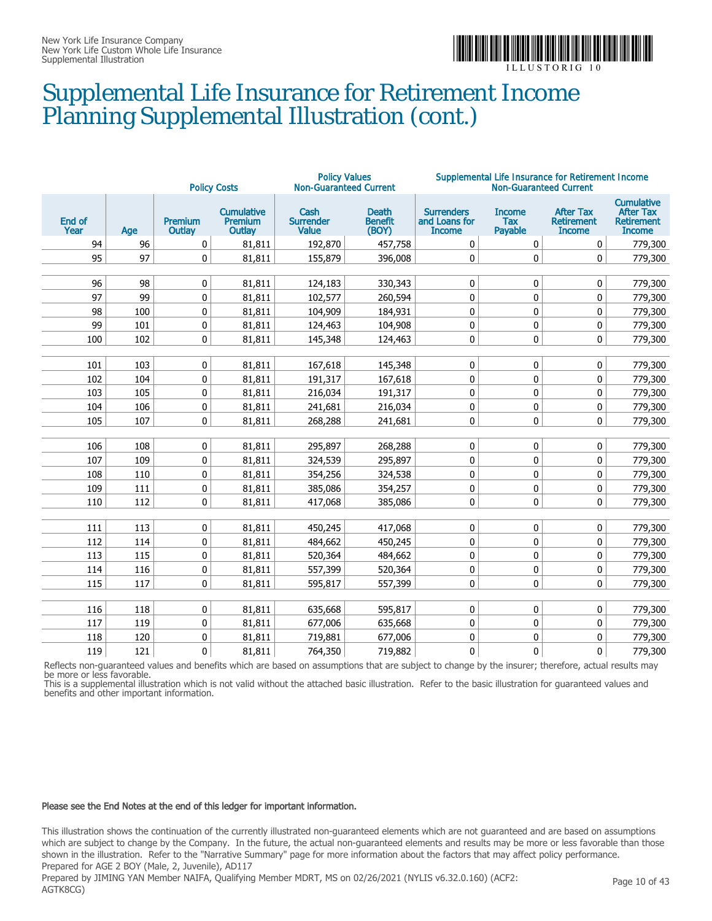# Supplemental Life Insurance for Retirement Income Planning Supplemental Illustration (cont.)

| | | Policy Costs | | Policy Values Non-Guaranteed Current | | Supplemental Life Insurance for Retirement Income Non-Guaranteed Current | | | |
|---|---|---|---|---|---|---|---|---|---|
| End of Year | Age | Premium Outlay | Cumulative Premium Outlay | Cash Surrender Value | Death Benefit (BOY) | Surrenders and Loans for Income | Income Tax Payable | After Tax Retirement Income | Cumulative After Tax Retirement Income |
| 94 | 96 | 0 | 81,811 | 192,870 | 457,758 | 0 | 0 | 0 | 779,300 |
| 95 | 97 | 0 | 81,811 | 155,879 | 396,008 | 0 | 0 | 0 | 779,300 |
| 96 | 98 | 0 | 81,811 | 124,183 | 330,343 | 0 | 0 | 0 | 779,300 |
| 97 | 99 | 0 | 81,811 | 102,577 | 260,594 | 0 | 0 | 0 | 779,300 |
| 98 | 100 | 0 | 81,811 | 104,909 | 184,931 | 0 | 0 | 0 | 779,300 |
| 99 | 101 | 0 | 81,811 | 124,463 | 104,908 | 0 | 0 | 0 | 779,300 |
| 100 | 102 | 0 | 81,811 | 145,348 | 124,463 | 0 | 0 | 0 | 779,300 |
| 101 | 103 | 0 | 81,811 | 167,618 | 145,348 | 0 | 0 | 0 | 779,300 |
| 102 | 104 | 0 | 81,811 | 191,317 | 167,618 | 0 | 0 | 0 | 779,300 |
| 103 | 105 | 0 | 81,811 | 216,034 | 191,317 | 0 | 0 | 0 | 779,300 |
| 104 | 106 | 0 | 81,811 | 241,681 | 216,034 | 0 | 0 | 0 | 779,300 |
| 105 | 107 | 0 | 81,811 | 268,288 | 241,681 | 0 | 0 | 0 | 779,300 |
| 106 | 108 | 0 | 81,811 | 295,897 | 268,288 | 0 | 0 | 0 | 779,300 |
| 107 | 109 | 0 | 81,811 | 324,539 | 295,897 | 0 | 0 | 0 | 779,300 |
| 108 | 110 | 0 | 81,811 | 354,256 | 324,538 | 0 | 0 | 0 | 779,300 |
| 109 | 111 | 0 | 81,811 | 385,086 | 354,257 | 0 | 0 | 0 | 779,300 |
| 110 | 112 | 0 | 81,811 | 417,068 | 385,086 | 0 | 0 | 0 | 779,300 |
| 111 | 113 | 0 | 81,811 | 450,245 | 417,068 | 0 | 0 | 0 | 779,300 |
| 112 | 114 | 0 | 81,811 | 484,662 | 450,245 | 0 | 0 | 0 | 779,300 |
| 113 | 115 | 0 | 81,811 | 520,364 | 484,662 | 0 | 0 | 0 | 779,300 |
| 114 | 116 | 0 | 81,811 | 557,399 | 520,364 | 0 | 0 | 0 | 779,300 |
| 115 | 117 | 0 | 81,811 | 595,817 | 557,399 | 0 | 0 | 0 | 779,300 |
| 116 | 118 | 0 | 81,811 | 635,668 | 595,817 | 0 | 0 | 0 | 779,300 |
| 117 | 119 | 0 | 81,811 | 677,006 | 635,668 | 0 | 0 | 0 | 779,300 |
| 118 | 120 | 0 | 81,811 | 719,881 | 677,006 | 0 | 0 | 0 | 779,300 |
| 119 | 121 | 0 | 81,811 | 764,350 | 719,882 | 0 | 0 | 0 | 779,300 |

Reflects non-guaranteed values and benefits which are based on assumptions that are subject to change by the insurer; therefore, actual results may be more or less favorable.
This is a supplemental illustration which is not valid without the attached basic illustration. Refer to the basic illustration for guaranteed values and benefits and other important information.

**Please see the End Notes at the end of this ledger for important information.**

This illustration shows the continuation of the currently illustrated non-guaranteed elements which are not guaranteed and are based on assumptions which are subject to change by the Company. In the future, the actual non-guaranteed elements and results may be more or less favorable than those shown in the illustration. Refer to the "Narrative Summary" page for more information about the factors that may affect policy performance.
Prepared for AGE 2 BOY (Male, 2, Juvenile), AD117
Prepared by JIMING YAN Member NAIFA, Qualifying Member MDRT, MS on 02/26/2021 (NYLIS v6.32.0.160) (ACF2: AGTK8CG)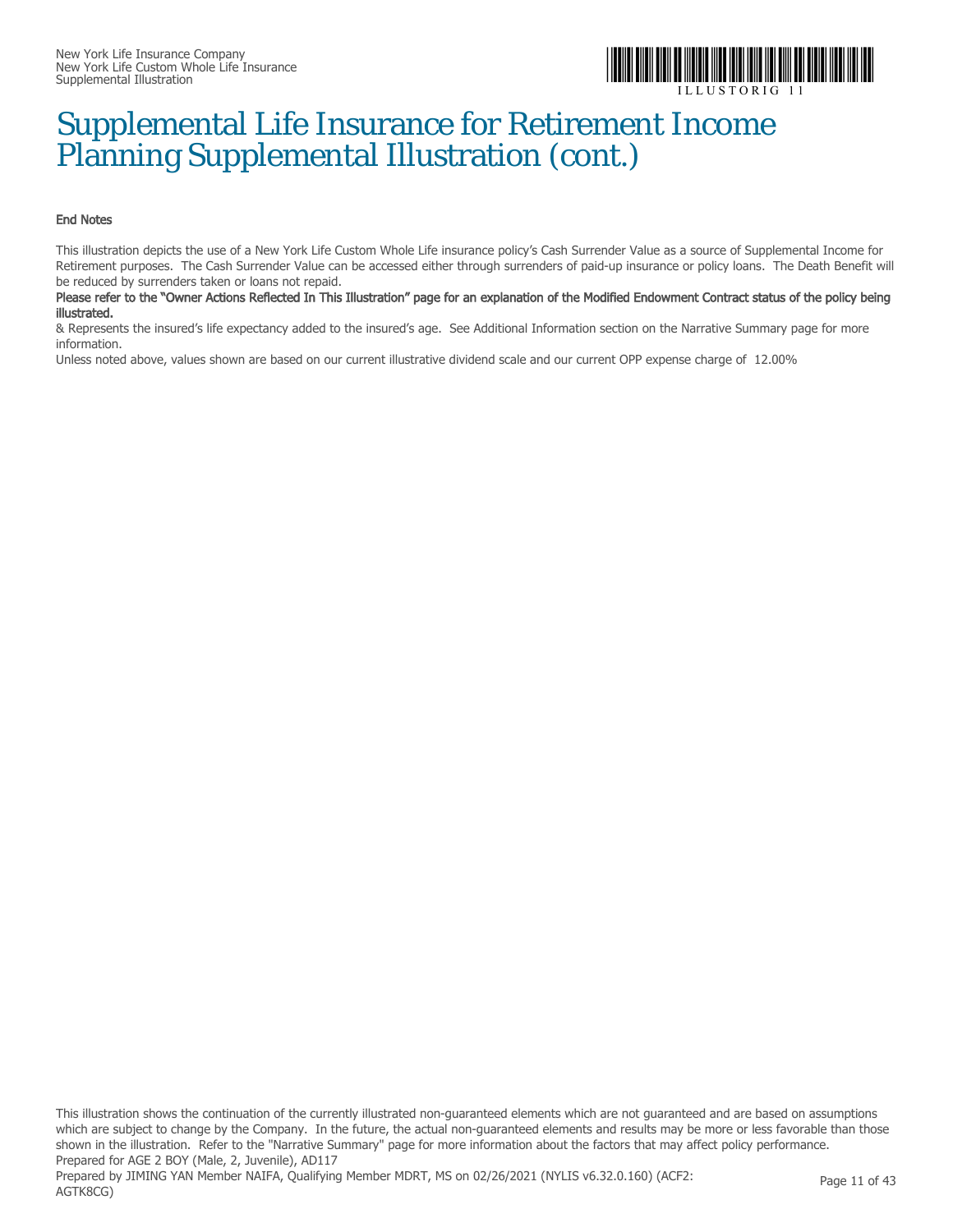# Supplemental Life Insurance for Retirement Income Planning Supplemental Illustration (cont.)

**End Notes**

This illustration depicts the use of a New York Life Custom Whole Life insurance policy's Cash Surrender Value as a source of Supplemental Income for Retirement purposes. The Cash Surrender Value can be accessed either through surrenders of paid-up insurance or policy loans. The Death Benefit will be reduced by surrenders taken or loans not repaid.

**Please refer to the "Owner Actions Reflected In This Illustration" page for an explanation of the Modified Endowment Contract status of the policy being illustrated.**

& Represents the insured's life expectancy added to the insured's age. See Additional Information section on the Narrative Summary page for more information.

Unless noted above, values shown are based on our current illustrative dividend scale and our current OPP expense charge of 12.00%

This illustration shows the continuation of the currently illustrated non-guaranteed elements which are not guaranteed and are based on assumptions which are subject to change by the Company. In the future, the actual non-guaranteed elements and results may be more or less favorable than those shown in the illustration. Refer to the "Narrative Summary" page for more information about the factors that may affect policy performance.

Prepared for AGE 2 BOY (Male, 2, Juvenile), AD117

Prepared by JIMING YAN Member NAIFA, Qualifying Member MDRT, MS on 02/26/2021 (NYLIS v6.32.0.160) (ACF2: AGTK8CG)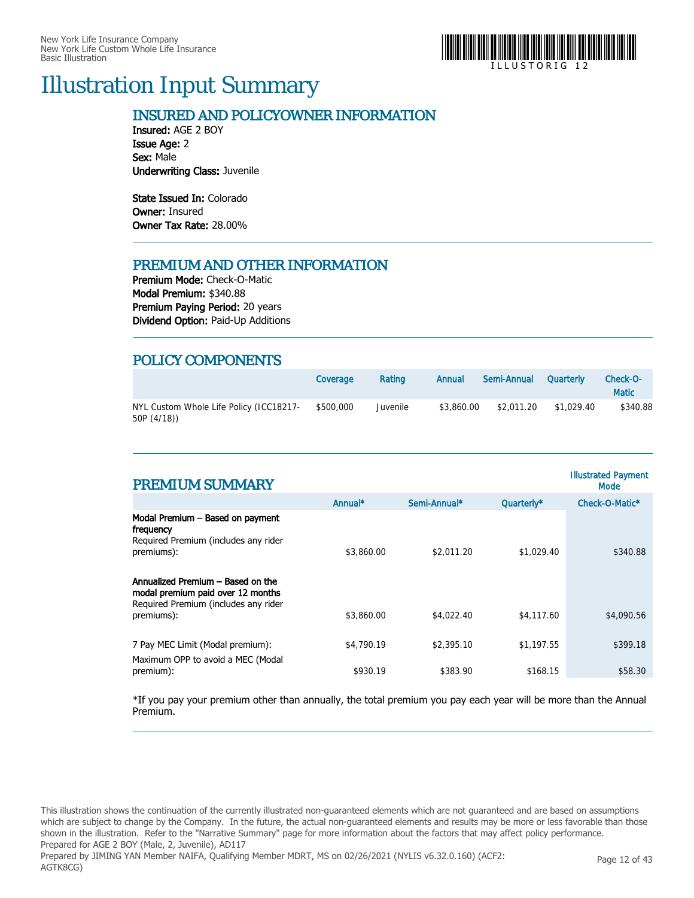New York Life Insurance Company
New York Life Custom Whole Life Insurance
Basic Illustration

ILLUSTORIG 12

# Illustration Input Summary

## INSURED AND POLICYOWNER INFORMATION

**Insured:** AGE 2 BOY
**Issue Age:** 2
**Sex:** Male
**Underwriting Class:** Juvenile

**State Issued In:** Colorado
**Owner:** Insured
**Owner Tax Rate:** 28.00%

## PREMIUM AND OTHER INFORMATION

**Premium Mode:** Check-O-Matic
**Modal Premium:** $340.88
**Premium Paying Period:** 20 years
**Dividend Option:** Paid-Up Additions

## POLICY COMPONENTS

| | Coverage | Rating | Annual | Semi-Annual | Quarterly | Check-O-Matic |
|---|---|---|---|---|---|---|
| NYL Custom Whole Life Policy (ICC18217-50P (4/18)) | $500,000 | Juvenile | $3,860.00 | $2,011.20 | $1,029.40 | $340.88 |

## PREMIUM SUMMARY

| | Annual* | Semi-Annual* | Quarterly* | Illustrated Payment Mode Check-O-Matic* |
|---|---|---|---|---|
| **Modal Premium – Based on payment frequency** Required Premium (includes any rider premiums): | $3,860.00 | $2,011.20 | $1,029.40 | $340.88 |
| **Annualized Premium – Based on the modal premium paid over 12 months** Required Premium (includes any rider premiums): | $3,860.00 | $4,022.40 | $4,117.60 | $4,090.56 |
| 7 Pay MEC Limit (Modal premium): | $4,790.19 | $2,395.10 | $1,197.55 | $399.18 |
| Maximum OPP to avoid a MEC (Modal premium): | $930.19 | $383.90 | $168.15 | $58.30 |

*If you pay your premium other than annually, the total premium you pay each year will be more than the Annual Premium.

This illustration shows the continuation of the currently illustrated non-guaranteed elements which are not guaranteed and are based on assumptions which are subject to change by the Company. In the future, the actual non-guaranteed elements and results may be more or less favorable than those shown in the illustration. Refer to the "Narrative Summary" page for more information about the factors that may affect policy performance.
Prepared for AGE 2 BOY (Male, 2, Juvenile), AD117
Prepared by JIMING YAN Member NAIFA, Qualifying Member MDRT, MS on 02/26/2021 (NYLIS v6.32.0.160) (ACF2: AGTK8CG)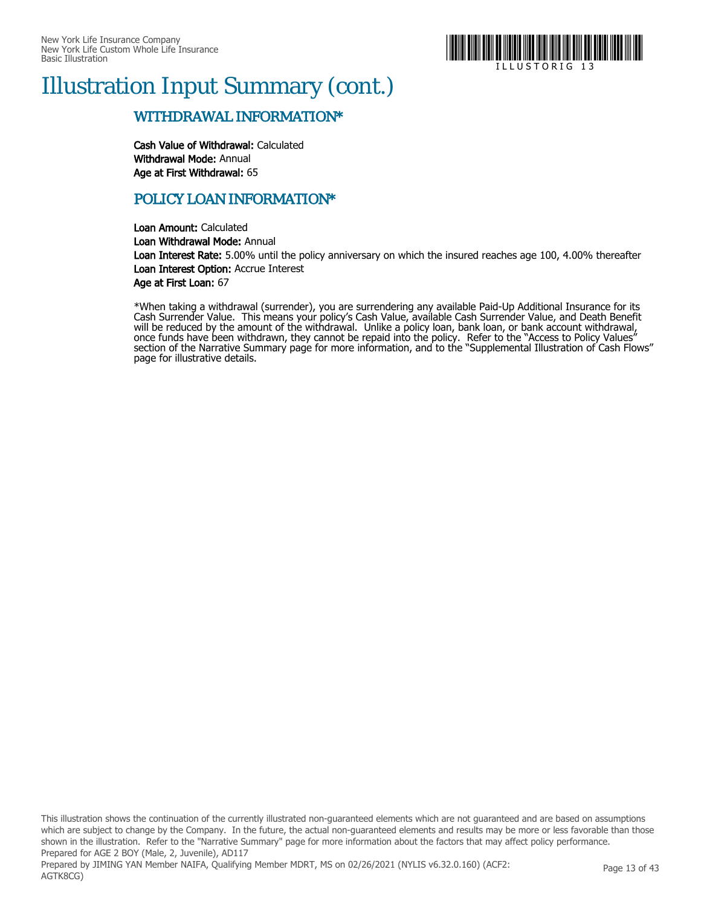# Illustration Input Summary (cont.)

## WITHDRAWAL INFORMATION*

**Cash Value of Withdrawal:** Calculated
**Withdrawal Mode:** Annual
**Age at First Withdrawal:** 65

## POLICY LOAN INFORMATION*

**Loan Amount:** Calculated
**Loan Withdrawal Mode:** Annual
**Loan Interest Rate:** 5.00% until the policy anniversary on which the insured reaches age 100, 4.00% thereafter
**Loan Interest Option:** Accrue Interest
**Age at First Loan:** 67

*When taking a withdrawal (surrender), you are surrendering any available Paid-Up Additional Insurance for its Cash Surrender Value. This means your policy's Cash Value, available Cash Surrender Value, and Death Benefit will be reduced by the amount of the withdrawal. Unlike a policy loan, bank loan, or bank account withdrawal, once funds have been withdrawn, they cannot be repaid into the policy. Refer to the "Access to Policy Values" section of the Narrative Summary page for more information, and to the "Supplemental Illustration of Cash Flows" page for illustrative details.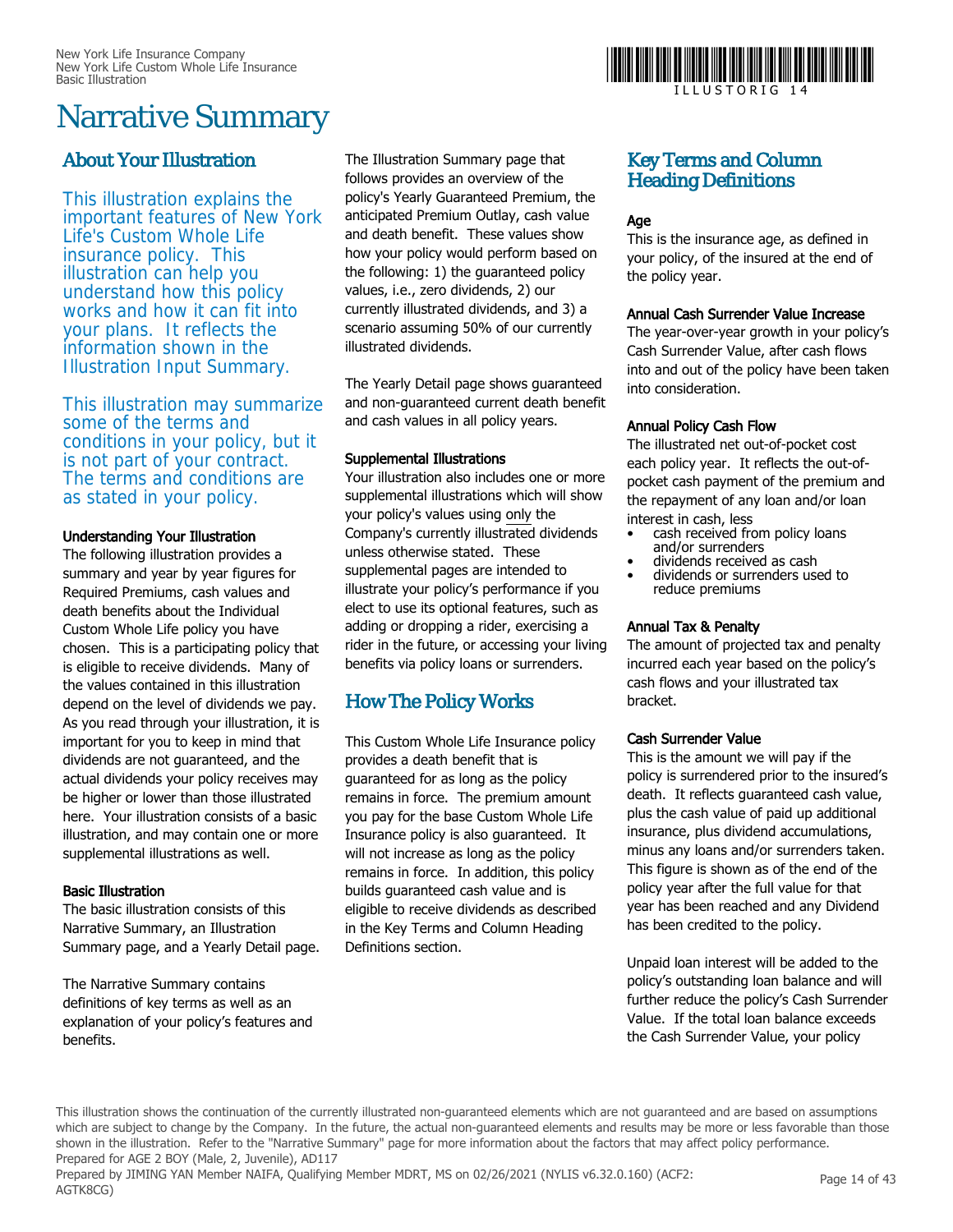# Narrative Summary

## About Your Illustration

This illustration explains the important features of New York Life's Custom Whole Life insurance policy. This illustration can help you understand how this policy works and how it can fit into your plans. It reflects the information shown in the Illustration Input Summary.

This illustration may summarize some of the terms and conditions in your policy, but it is not part of your contract. The terms and conditions are as stated in your policy.

**Understanding Your Illustration**

The following illustration provides a summary and year by year figures for Required Premiums, cash values and death benefits about the Individual Custom Whole Life policy you have chosen. This is a participating policy that is eligible to receive dividends. Many of the values contained in this illustration depend on the level of dividends we pay. As you read through your illustration, it is important for you to keep in mind that dividends are not guaranteed, and the actual dividends your policy receives may be higher or lower than those illustrated here. Your illustration consists of a basic illustration, and may contain one or more supplemental illustrations as well.

**Basic Illustration**

The basic illustration consists of this Narrative Summary, an Illustration Summary page, and a Yearly Detail page.

The Narrative Summary contains definitions of key terms as well as an explanation of your policy's features and benefits.

The Illustration Summary page that follows provides an overview of the policy's Yearly Guaranteed Premium, the anticipated Premium Outlay, cash value and death benefit. These values show how your policy would perform based on the following: 1) the guaranteed policy values, i.e., zero dividends, 2) our currently illustrated dividends, and 3) a scenario assuming 50% of our currently illustrated dividends.

The Yearly Detail page shows guaranteed and non-guaranteed current death benefit and cash values in all policy years.

**Supplemental Illustrations**

Your illustration also includes one or more supplemental illustrations which will show your policy's values using only the Company's currently illustrated dividends unless otherwise stated. These supplemental pages are intended to illustrate your policy's performance if you elect to use its optional features, such as adding or dropping a rider, exercising a rider in the future, or accessing your living benefits via policy loans or surrenders.

## How The Policy Works

This Custom Whole Life Insurance policy provides a death benefit that is guaranteed for as long as the policy remains in force. The premium amount you pay for the base Custom Whole Life Insurance policy is also guaranteed. It will not increase as long as the policy remains in force. In addition, this policy builds guaranteed cash value and is eligible to receive dividends as described in the Key Terms and Column Heading Definitions section.

## Key Terms and Column Heading Definitions

**Age**

This is the insurance age, as defined in your policy, of the insured at the end of the policy year.

**Annual Cash Surrender Value Increase**

The year-over-year growth in your policy's Cash Surrender Value, after cash flows into and out of the policy have been taken into consideration.

**Annual Policy Cash Flow**

The illustrated net out-of-pocket cost each policy year. It reflects the out-of-pocket cash payment of the premium and the repayment of any loan and/or loan interest in cash, less

- cash received from policy loans and/or surrenders
- dividends received as cash
- dividends or surrenders used to reduce premiums

**Annual Tax & Penalty**

The amount of projected tax and penalty incurred each year based on the policy's cash flows and your illustrated tax bracket.

**Cash Surrender Value**

This is the amount we will pay if the policy is surrendered prior to the insured's death. It reflects guaranteed cash value, plus the cash value of paid up additional insurance, plus dividend accumulations, minus any loans and/or surrenders taken. This figure is shown as of the end of the policy year after the full value for that year has been reached and any Dividend has been credited to the policy.

Unpaid loan interest will be added to the policy's outstanding loan balance and will further reduce the policy's Cash Surrender Value. If the total loan balance exceeds the Cash Surrender Value, your policy

This illustration shows the continuation of the currently illustrated non-guaranteed elements which are not guaranteed and are based on assumptions which are subject to change by the Company. In the future, the actual non-guaranteed elements and results may be more or less favorable than those shown in the illustration. Refer to the "Narrative Summary" page for more information about the factors that may affect policy performance.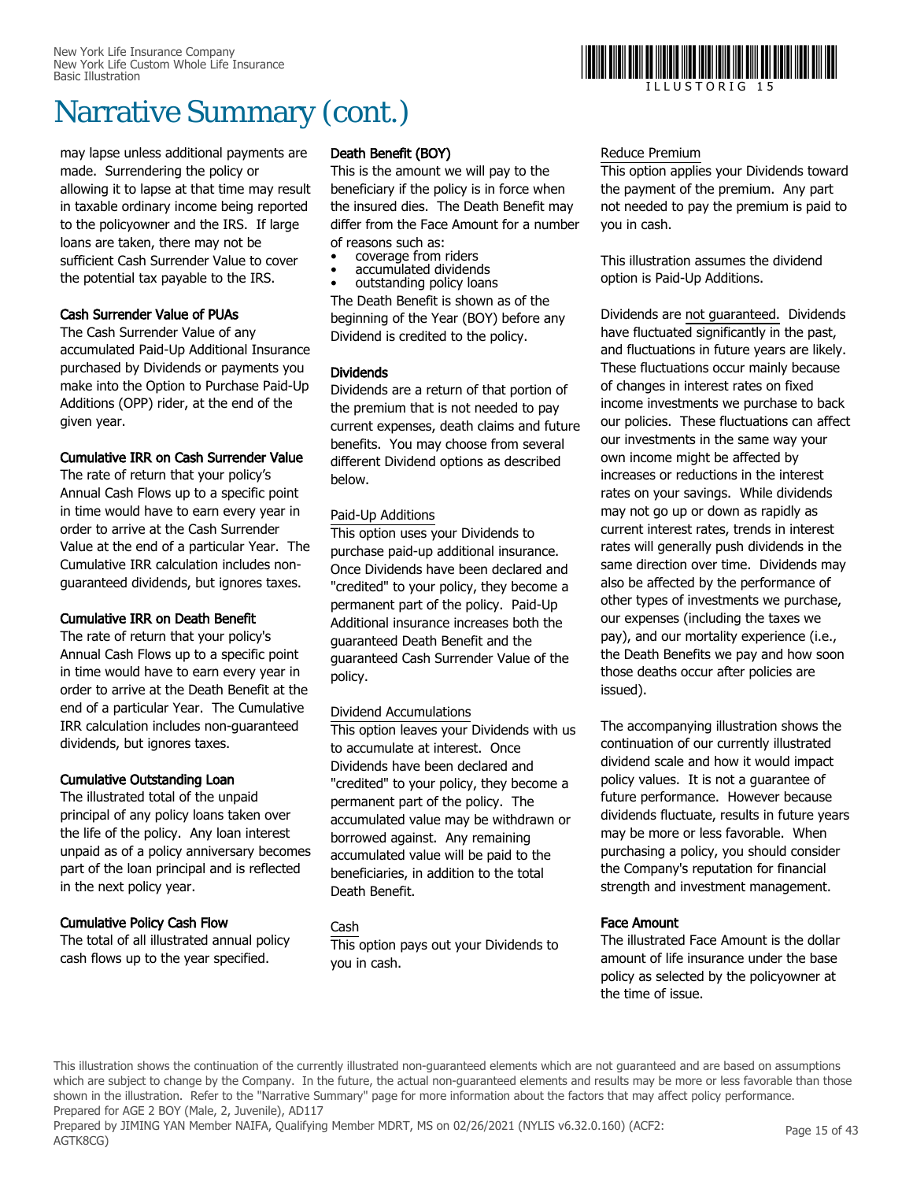# Narrative Summary (cont.)

may lapse unless additional payments are made. Surrendering the policy or allowing it to lapse at that time may result in taxable ordinary income being reported to the policyowner and the IRS. If large loans are taken, there may not be sufficient Cash Surrender Value to cover the potential tax payable to the IRS.

**Cash Surrender Value of PUAs**
The Cash Surrender Value of any accumulated Paid-Up Additional Insurance purchased by Dividends or payments you make into the Option to Purchase Paid-Up Additions (OPP) rider, at the end of the given year.

**Cumulative IRR on Cash Surrender Value**
The rate of return that your policy's Annual Cash Flows up to a specific point in time would have to earn every year in order to arrive at the Cash Surrender Value at the end of a particular Year. The Cumulative IRR calculation includes non-guaranteed dividends, but ignores taxes.

**Cumulative IRR on Death Benefit**
The rate of return that your policy's Annual Cash Flows up to a specific point in time would have to earn every year in order to arrive at the Death Benefit at the end of a particular Year. The Cumulative IRR calculation includes non-guaranteed dividends, but ignores taxes.

**Cumulative Outstanding Loan**
The illustrated total of the unpaid principal of any policy loans taken over the life of the policy. Any loan interest unpaid as of a policy anniversary becomes part of the loan principal and is reflected in the next policy year.

**Cumulative Policy Cash Flow**
The total of all illustrated annual policy cash flows up to the year specified.

**Death Benefit (BOY)**
This is the amount we will pay to the beneficiary if the policy is in force when the insured dies. The Death Benefit may differ from the Face Amount for a number of reasons such as:

- coverage from riders
- accumulated dividends
- outstanding policy loans

The Death Benefit is shown as of the beginning of the Year (BOY) before any Dividend is credited to the policy.

**Dividends**
Dividends are a return of that portion of the premium that is not needed to pay current expenses, death claims and future benefits. You may choose from several different Dividend options as described below.

Paid-Up Additions
This option uses your Dividends to purchase paid-up additional insurance. Once Dividends have been declared and "credited" to your policy, they become a permanent part of the policy. Paid-Up Additional insurance increases both the guaranteed Death Benefit and the guaranteed Cash Surrender Value of the policy.

Dividend Accumulations
This option leaves your Dividends with us to accumulate at interest. Once Dividends have been declared and "credited" to your policy, they become a permanent part of the policy. The accumulated value may be withdrawn or borrowed against. Any remaining accumulated value will be paid to the beneficiaries, in addition to the total Death Benefit.

Cash
This option pays out your Dividends to you in cash.

Reduce Premium
This option applies your Dividends toward the payment of the premium. Any part not needed to pay the premium is paid to you in cash.

This illustration assumes the dividend option is Paid-Up Additions.

Dividends are not guaranteed. Dividends have fluctuated significantly in the past, and fluctuations in future years are likely. These fluctuations occur mainly because of changes in interest rates on fixed income investments we purchase to back our policies. These fluctuations can affect our investments in the same way your own income might be affected by increases or reductions in the interest rates on your savings. While dividends may not go up or down as rapidly as current interest rates, trends in interest rates will generally push dividends in the same direction over time. Dividends may also be affected by the performance of other types of investments we purchase, our expenses (including the taxes we pay), and our mortality experience (i.e., the Death Benefits we pay and how soon those deaths occur after policies are issued).

The accompanying illustration shows the continuation of our currently illustrated dividend scale and how it would impact policy values. It is not a guarantee of future performance. However because dividends fluctuate, results in future years may be more or less favorable. When purchasing a policy, you should consider the Company's reputation for financial strength and investment management.

**Face Amount**
The illustrated Face Amount is the dollar amount of life insurance under the base policy as selected by the policyowner at the time of issue.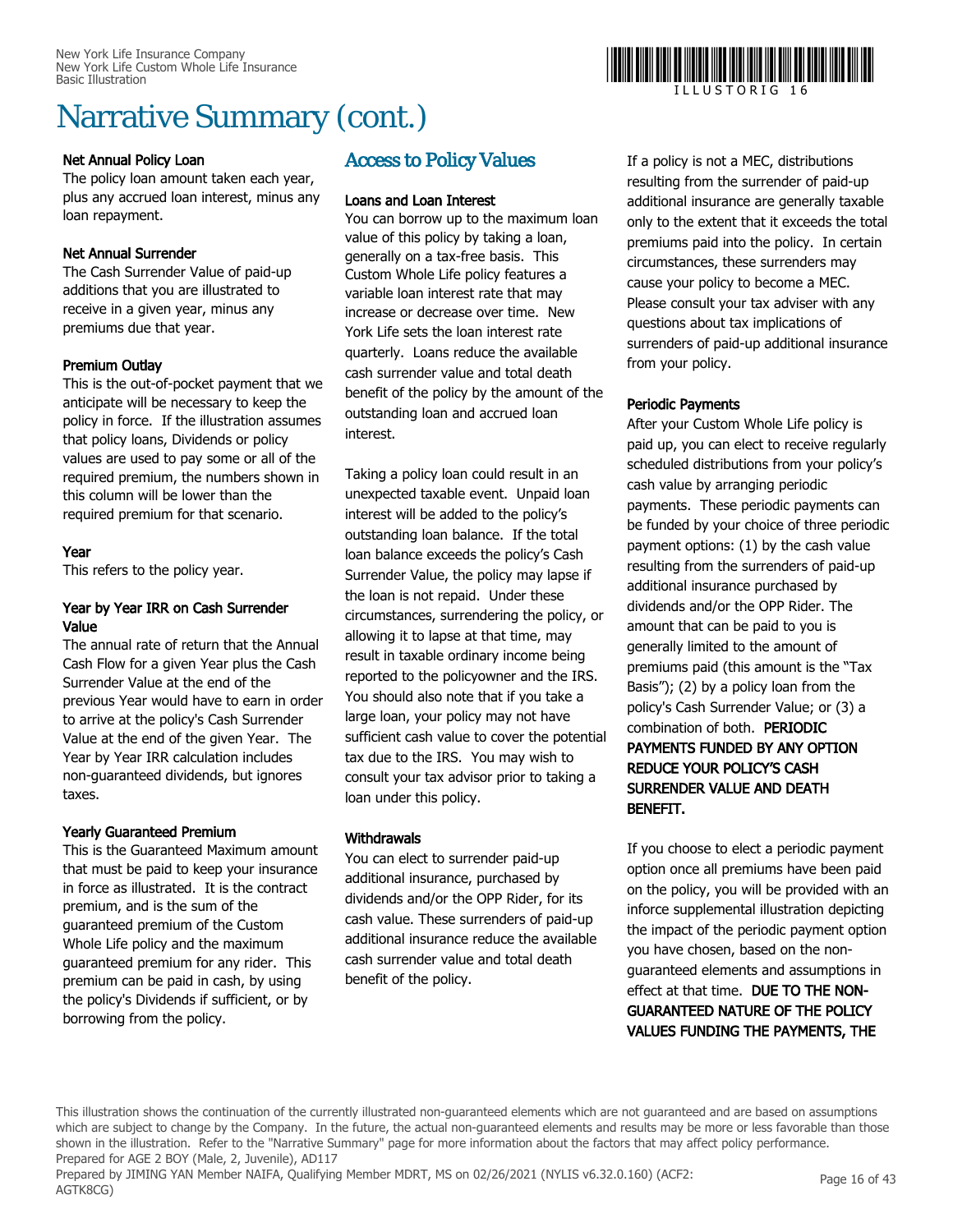# Narrative Summary (cont.)

**Net Annual Policy Loan**
The policy loan amount taken each year, plus any accrued loan interest, minus any loan repayment.

**Net Annual Surrender**
The Cash Surrender Value of paid-up additions that you are illustrated to receive in a given year, minus any premiums due that year.

**Premium Outlay**
This is the out-of-pocket payment that we anticipate will be necessary to keep the policy in force. If the illustration assumes that policy loans, Dividends or policy values are used to pay some or all of the required premium, the numbers shown in this column will be lower than the required premium for that scenario.

**Year**
This refers to the policy year.

**Year by Year IRR on Cash Surrender Value**
The annual rate of return that the Annual Cash Flow for a given Year plus the Cash Surrender Value at the end of the previous Year would have to earn in order to arrive at the policy's Cash Surrender Value at the end of the given Year. The Year by Year IRR calculation includes non-guaranteed dividends, but ignores taxes.

**Yearly Guaranteed Premium**
This is the Guaranteed Maximum amount that must be paid to keep your insurance in force as illustrated. It is the contract premium, and is the sum of the guaranteed premium of the Custom Whole Life policy and the maximum guaranteed premium for any rider. This premium can be paid in cash, by using the policy's Dividends if sufficient, or by borrowing from the policy.

## Access to Policy Values

**Loans and Loan Interest**
You can borrow up to the maximum loan value of this policy by taking a loan, generally on a tax-free basis. This Custom Whole Life policy features a variable loan interest rate that may increase or decrease over time. New York Life sets the loan interest rate quarterly. Loans reduce the available cash surrender value and total death benefit of the policy by the amount of the outstanding loan and accrued loan interest.

Taking a policy loan could result in an unexpected taxable event. Unpaid loan interest will be added to the policy's outstanding loan balance. If the total loan balance exceeds the policy's Cash Surrender Value, the policy may lapse if the loan is not repaid. Under these circumstances, surrendering the policy, or allowing it to lapse at that time, may result in taxable ordinary income being reported to the policyowner and the IRS. You should also note that if you take a large loan, your policy may not have sufficient cash value to cover the potential tax due to the IRS. You may wish to consult your tax advisor prior to taking a loan under this policy.

**Withdrawals**
You can elect to surrender paid-up additional insurance, purchased by dividends and/or the OPP Rider, for its cash value. These surrenders of paid-up additional insurance reduce the available cash surrender value and total death benefit of the policy.

If a policy is not a MEC, distributions resulting from the surrender of paid-up additional insurance are generally taxable only to the extent that it exceeds the total premiums paid into the policy. In certain circumstances, these surrenders may cause your policy to become a MEC. Please consult your tax adviser with any questions about tax implications of surrenders of paid-up additional insurance from your policy.

**Periodic Payments**
After your Custom Whole Life policy is paid up, you can elect to receive regularly scheduled distributions from your policy's cash value by arranging periodic payments. These periodic payments can be funded by your choice of three periodic payment options: (1) by the cash value resulting from the surrenders of paid-up additional insurance purchased by dividends and/or the OPP Rider. The amount that can be paid to you is generally limited to the amount of premiums paid (this amount is the "Tax Basis"); (2) by a policy loan from the policy's Cash Surrender Value; or (3) a combination of both. **PERIODIC PAYMENTS FUNDED BY ANY OPTION REDUCE YOUR POLICY'S CASH SURRENDER VALUE AND DEATH BENEFIT.**

If you choose to elect a periodic payment option once all premiums have been paid on the policy, you will be provided with an inforce supplemental illustration depicting the impact of the periodic payment option you have chosen, based on the non-guaranteed elements and assumptions in effect at that time. **DUE TO THE NON-GUARANTEED NATURE OF THE POLICY VALUES FUNDING THE PAYMENTS, THE**

This illustration shows the continuation of the currently illustrated non-guaranteed elements which are not guaranteed and are based on assumptions which are subject to change by the Company. In the future, the actual non-guaranteed elements and results may be more or less favorable than those shown in the illustration. Refer to the "Narrative Summary" page for more information about the factors that may affect policy performance.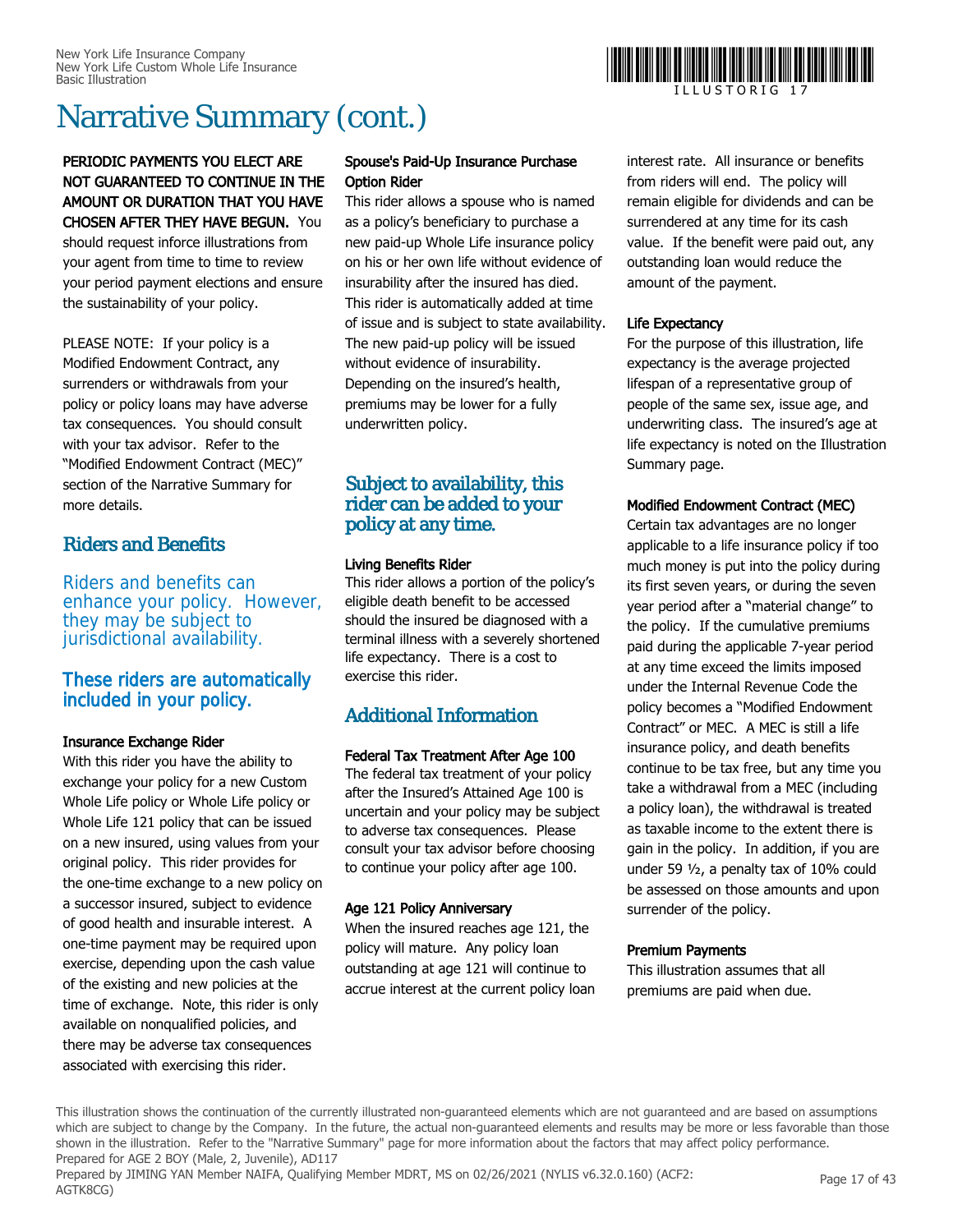# Narrative Summary (cont.)

**PERIODIC PAYMENTS YOU ELECT ARE NOT GUARANTEED TO CONTINUE IN THE AMOUNT OR DURATION THAT YOU HAVE CHOSEN AFTER THEY HAVE BEGUN.** You should request inforce illustrations from your agent from time to time to review your period payment elections and ensure the sustainability of your policy.

PLEASE NOTE: If your policy is a Modified Endowment Contract, any surrenders or withdrawals from your policy or policy loans may have adverse tax consequences. You should consult with your tax advisor. Refer to the "Modified Endowment Contract (MEC)" section of the Narrative Summary for more details.

## Riders and Benefits

Riders and benefits can enhance your policy. However, they may be subject to jurisdictional availability.

### These riders are automatically included in your policy.

**Insurance Exchange Rider**

With this rider you have the ability to exchange your policy for a new Custom Whole Life policy or Whole Life policy or Whole Life 121 policy that can be issued on a new insured, using values from your original policy. This rider provides for the one-time exchange to a new policy on a successor insured, subject to evidence of good health and insurable interest. A one-time payment may be required upon exercise, depending upon the cash value of the existing and new policies at the time of exchange. Note, this rider is only available on nonqualified policies, and there may be adverse tax consequences associated with exercising this rider.

**Spouse's Paid-Up Insurance Purchase Option Rider**

This rider allows a spouse who is named as a policy's beneficiary to purchase a new paid-up Whole Life insurance policy on his or her own life without evidence of insurability after the insured has died. This rider is automatically added at time of issue and is subject to state availability. The new paid-up policy will be issued without evidence of insurability. Depending on the insured's health, premiums may be lower for a fully underwritten policy.

### Subject to availability, this rider can be added to your policy at any time.

**Living Benefits Rider**

This rider allows a portion of the policy's eligible death benefit to be accessed should the insured be diagnosed with a terminal illness with a severely shortened life expectancy. There is a cost to exercise this rider.

## Additional Information

**Federal Tax Treatment After Age 100**

The federal tax treatment of your policy after the Insured's Attained Age 100 is uncertain and your policy may be subject to adverse tax consequences. Please consult your tax advisor before choosing to continue your policy after age 100.

**Age 121 Policy Anniversary**

When the insured reaches age 121, the policy will mature. Any policy loan outstanding at age 121 will continue to accrue interest at the current policy loan interest rate. All insurance or benefits from riders will end. The policy will remain eligible for dividends and can be surrendered at any time for its cash value. If the benefit were paid out, any outstanding loan would reduce the amount of the payment.

**Life Expectancy**

For the purpose of this illustration, life expectancy is the average projected lifespan of a representative group of people of the same sex, issue age, and underwriting class. The insured's age at life expectancy is noted on the Illustration Summary page.

**Modified Endowment Contract (MEC)**

Certain tax advantages are no longer applicable to a life insurance policy if too much money is put into the policy during its first seven years, or during the seven year period after a "material change" to the policy. If the cumulative premiums paid during the applicable 7-year period at any time exceed the limits imposed under the Internal Revenue Code the policy becomes a "Modified Endowment Contract" or MEC. A MEC is still a life insurance policy, and death benefits continue to be tax free, but any time you take a withdrawal from a MEC (including a policy loan), the withdrawal is treated as taxable income to the extent there is gain in the policy. In addition, if you are under 59 ½, a penalty tax of 10% could be assessed on those amounts and upon surrender of the policy.

**Premium Payments**

This illustration assumes that all premiums are paid when due.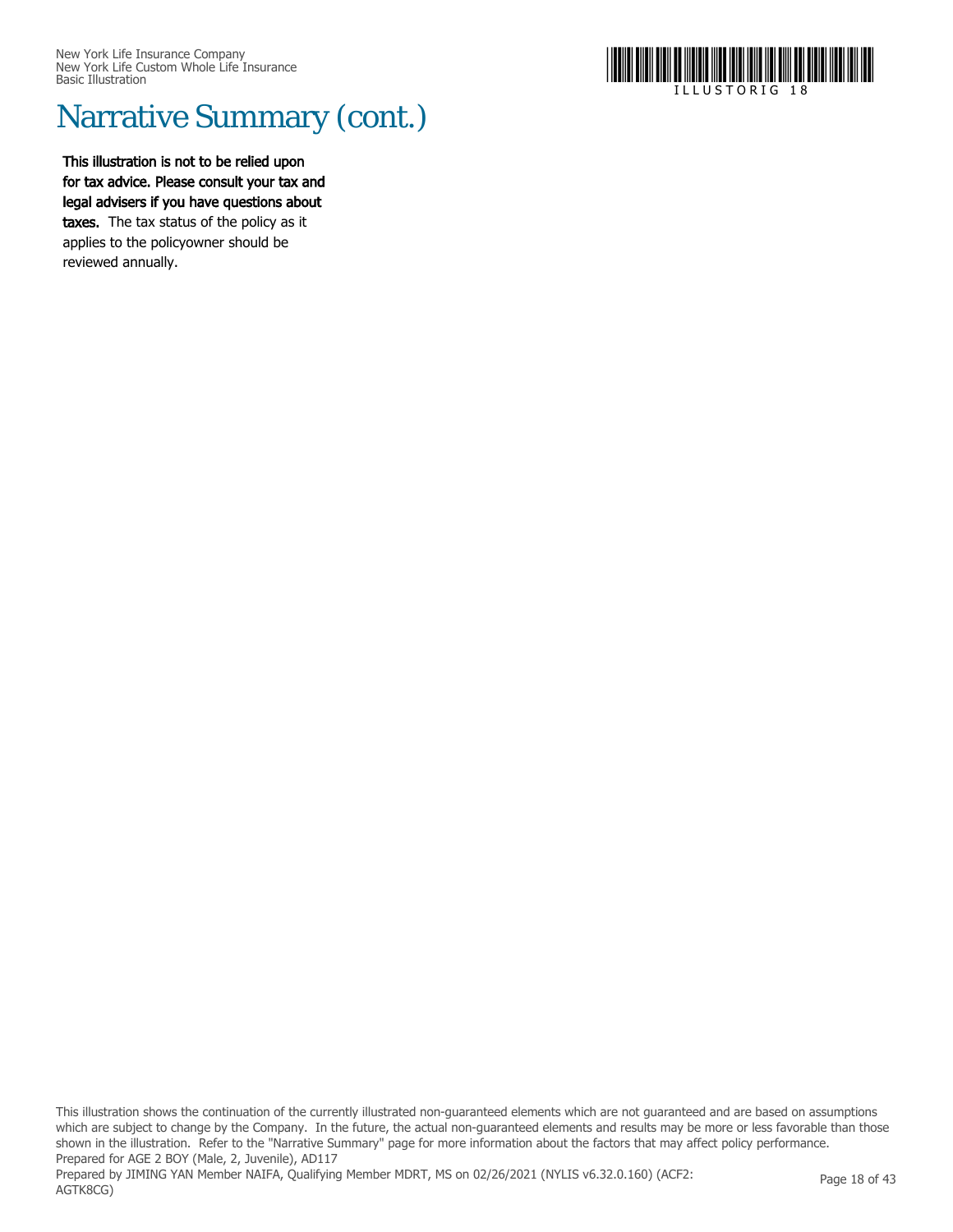# Narrative Summary (cont.)

**This illustration is not to be relied upon for tax advice. Please consult your tax and legal advisers if you have questions about taxes.** The tax status of the policy as it applies to the policyowner should be reviewed annually.

This illustration shows the continuation of the currently illustrated non-guaranteed elements which are not guaranteed and are based on assumptions which are subject to change by the Company. In the future, the actual non-guaranteed elements and results may be more or less favorable than those shown in the illustration. Refer to the "Narrative Summary" page for more information about the factors that may affect policy performance.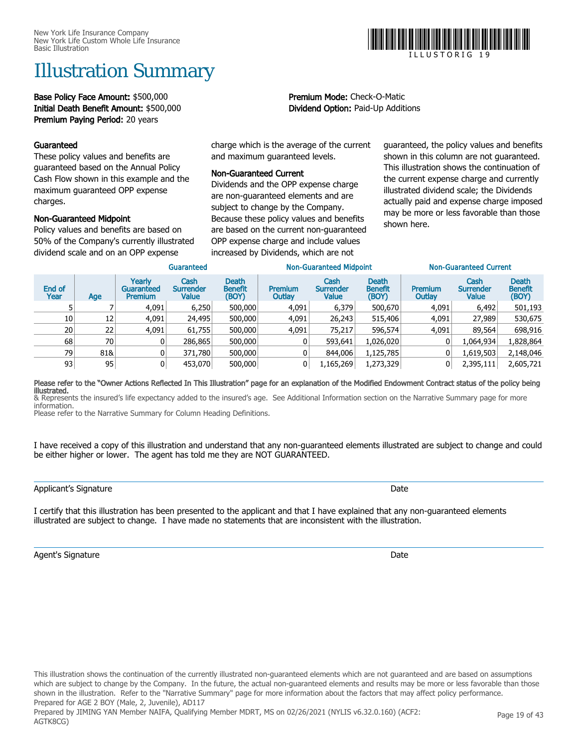New York Life Insurance Company
New York Life Custom Whole Life Insurance
Basic Illustration

ILLUSTORIG 19

# Illustration Summary

**Base Policy Face Amount:** $500,000
**Initial Death Benefit Amount:** $500,000
**Premium Paying Period:** 20 years

**Premium Mode:** Check-O-Matic
**Dividend Option:** Paid-Up Additions

**Guaranteed**
These policy values and benefits are guaranteed based on the Annual Policy Cash Flow shown in this example and the maximum guaranteed OPP expense charges.

**Non-Guaranteed Midpoint**
Policy values and benefits are based on 50% of the Company's currently illustrated dividend scale and on an OPP expense charge which is the average of the current and maximum guaranteed levels.

**Non-Guaranteed Current**
Dividends and the OPP expense charge are non-guaranteed elements and are subject to change by the Company. Because these policy values and benefits are based on the current non-guaranteed OPP expense charge and include values increased by Dividends, which are not guaranteed, the policy values and benefits shown in this column are not guaranteed. This illustration shows the continuation of the current expense charge and currently illustrated dividend scale; the Dividends actually paid and expense charge imposed may be more or less favorable than those shown here.

| | | Guaranteed | | | Non-Guaranteed Midpoint | | | Non-Guaranteed Current | | |
|---|---|---|---|---|---|---|---|---|---|---|
| End of Year | Age | Yearly Guaranteed Premium | Cash Surrender Value | Death Benefit (BOY) | Premium Outlay | Cash Surrender Value | Death Benefit (BOY) | Premium Outlay | Cash Surrender Value | Death Benefit (BOY) |
| 5 | 7 | 4,091 | 6,250 | 500,000 | 4,091 | 6,379 | 500,670 | 4,091 | 6,492 | 501,193 |
| 10 | 12 | 4,091 | 24,495 | 500,000 | 4,091 | 26,243 | 515,406 | 4,091 | 27,989 | 530,675 |
| 20 | 22 | 4,091 | 61,755 | 500,000 | 4,091 | 75,217 | 596,574 | 4,091 | 89,564 | 698,916 |
| 68 | 70 | 0 | 286,865 | 500,000 | 0 | 593,641 | 1,026,020 | 0 | 1,064,934 | 1,828,864 |
| 79 | 81& | 0 | 371,780 | 500,000 | 0 | 844,006 | 1,125,785 | 0 | 1,619,503 | 2,148,046 |
| 93 | 95 | 0 | 453,070 | 500,000 | 0 | 1,165,269 | 1,273,329 | 0 | 2,395,111 | 2,605,721 |

**Please refer to the "Owner Actions Reflected In This Illustration" page for an explanation of the Modified Endowment Contract status of the policy being illustrated.**
& Represents the insured's life expectancy added to the insured's age. See Additional Information section on the Narrative Summary page for more information.
Please refer to the Narrative Summary for Column Heading Definitions.

I have received a copy of this illustration and understand that any non-guaranteed elements illustrated are subject to change and could be either higher or lower. The agent has told me they are NOT GUARANTEED.

Applicant's Signature Date

I certify that this illustration has been presented to the applicant and that I have explained that any non-guaranteed elements illustrated are subject to change. I have made no statements that are inconsistent with the illustration.

Agent's Signature Date

This illustration shows the continuation of the currently illustrated non-guaranteed elements which are not guaranteed and are based on assumptions which are subject to change by the Company. In the future, the actual non-guaranteed elements and results may be more or less favorable than those shown in the illustration. Refer to the "Narrative Summary" page for more information about the factors that may affect policy performance.
Prepared for AGE 2 BOY (Male, 2, Juvenile), AD117
Prepared by JIMING YAN Member NAIFA, Qualifying Member MDRT, MS on 02/26/2021 (NYLIS v6.32.0.160) (ACF2: AGTK8CG)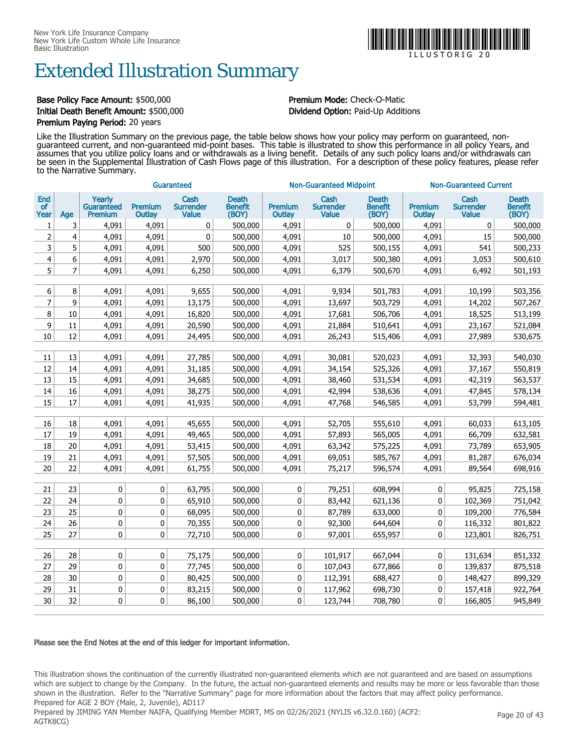New York Life Insurance Company
New York Life Custom Whole Life Insurance
Basic Illustration

ILLUSTORIG 20

# Extended Illustration Summary

**Base Policy Face Amount:** $500,000
**Initial Death Benefit Amount:** $500,000
**Premium Paying Period:** 20 years

**Premium Mode:** Check-O-Matic
**Dividend Option:** Paid-Up Additions

Like the Illustration Summary on the previous page, the table below shows how your policy may perform on guaranteed, non-guaranteed current, and non-guaranteed mid-point bases. This table is illustrated to show this performance in all policy Years, and assumes that you utilize policy loans and or withdrawals as a living benefit. Details of any such policy loans and/or withdrawals can be seen in the Supplemental Illustration of Cash Flows page of this illustration. For a description of these policy features, please refer to the Narrative Summary.

| | | Guaranteed | | | | Non-Guaranteed Midpoint | | | Non-Guaranteed Current | | |
|---|---|---|---|---|---|---|---|---|---|---|---|
| End of Year | Age | Yearly Guaranteed Premium | Premium Outlay | Cash Surrender Value | Death Benefit (BOY) | Premium Outlay | Cash Surrender Value | Death Benefit (BOY) | Premium Outlay | Cash Surrender Value | Death Benefit (BOY) |
| 1 | 3 | 4,091 | 4,091 | 0 | 500,000 | 4,091 | 0 | 500,000 | 4,091 | 0 | 500,000 |
| 2 | 4 | 4,091 | 4,091 | 0 | 500,000 | 4,091 | 10 | 500,000 | 4,091 | 15 | 500,000 |
| 3 | 5 | 4,091 | 4,091 | 500 | 500,000 | 4,091 | 525 | 500,155 | 4,091 | 541 | 500,233 |
| 4 | 6 | 4,091 | 4,091 | 2,970 | 500,000 | 4,091 | 3,017 | 500,380 | 4,091 | 3,053 | 500,610 |
| 5 | 7 | 4,091 | 4,091 | 6,250 | 500,000 | 4,091 | 6,379 | 500,670 | 4,091 | 6,492 | 501,193 |
| 6 | 8 | 4,091 | 4,091 | 9,655 | 500,000 | 4,091 | 9,934 | 501,783 | 4,091 | 10,199 | 503,356 |
| 7 | 9 | 4,091 | 4,091 | 13,175 | 500,000 | 4,091 | 13,697 | 503,729 | 4,091 | 14,202 | 507,267 |
| 8 | 10 | 4,091 | 4,091 | 16,820 | 500,000 | 4,091 | 17,681 | 506,706 | 4,091 | 18,525 | 513,199 |
| 9 | 11 | 4,091 | 4,091 | 20,590 | 500,000 | 4,091 | 21,884 | 510,641 | 4,091 | 23,167 | 521,084 |
| 10 | 12 | 4,091 | 4,091 | 24,495 | 500,000 | 4,091 | 26,243 | 515,406 | 4,091 | 27,989 | 530,675 |
| 11 | 13 | 4,091 | 4,091 | 27,785 | 500,000 | 4,091 | 30,081 | 520,023 | 4,091 | 32,393 | 540,030 |
| 12 | 14 | 4,091 | 4,091 | 31,185 | 500,000 | 4,091 | 34,154 | 525,326 | 4,091 | 37,167 | 550,819 |
| 13 | 15 | 4,091 | 4,091 | 34,685 | 500,000 | 4,091 | 38,460 | 531,534 | 4,091 | 42,319 | 563,537 |
| 14 | 16 | 4,091 | 4,091 | 38,275 | 500,000 | 4,091 | 42,994 | 538,636 | 4,091 | 47,845 | 578,134 |
| 15 | 17 | 4,091 | 4,091 | 41,935 | 500,000 | 4,091 | 47,768 | 546,585 | 4,091 | 53,799 | 594,481 |
| 16 | 18 | 4,091 | 4,091 | 45,655 | 500,000 | 4,091 | 52,705 | 555,610 | 4,091 | 60,033 | 613,105 |
| 17 | 19 | 4,091 | 4,091 | 49,465 | 500,000 | 4,091 | 57,893 | 565,005 | 4,091 | 66,709 | 632,581 |
| 18 | 20 | 4,091 | 4,091 | 53,415 | 500,000 | 4,091 | 63,342 | 575,225 | 4,091 | 73,789 | 653,905 |
| 19 | 21 | 4,091 | 4,091 | 57,505 | 500,000 | 4,091 | 69,051 | 585,767 | 4,091 | 81,287 | 676,034 |
| 20 | 22 | 4,091 | 4,091 | 61,755 | 500,000 | 4,091 | 75,217 | 596,574 | 4,091 | 89,564 | 698,916 |
| 21 | 23 | 0 | 0 | 63,795 | 500,000 | 0 | 79,251 | 608,994 | 0 | 95,825 | 725,158 |
| 22 | 24 | 0 | 0 | 65,910 | 500,000 | 0 | 83,442 | 621,136 | 0 | 102,369 | 751,042 |
| 23 | 25 | 0 | 0 | 68,095 | 500,000 | 0 | 87,789 | 633,000 | 0 | 109,200 | 776,584 |
| 24 | 26 | 0 | 0 | 70,355 | 500,000 | 0 | 92,300 | 644,604 | 0 | 116,332 | 801,822 |
| 25 | 27 | 0 | 0 | 72,710 | 500,000 | 0 | 97,001 | 655,957 | 0 | 123,801 | 826,751 |
| 26 | 28 | 0 | 0 | 75,175 | 500,000 | 0 | 101,917 | 667,044 | 0 | 131,634 | 851,332 |
| 27 | 29 | 0 | 0 | 77,745 | 500,000 | 0 | 107,043 | 677,866 | 0 | 139,837 | 875,518 |
| 28 | 30 | 0 | 0 | 80,425 | 500,000 | 0 | 112,391 | 688,427 | 0 | 148,427 | 899,329 |
| 29 | 31 | 0 | 0 | 83,215 | 500,000 | 0 | 117,962 | 698,730 | 0 | 157,418 | 922,764 |
| 30 | 32 | 0 | 0 | 86,100 | 500,000 | 0 | 123,744 | 708,780 | 0 | 166,805 | 945,849 |

**Please see the End Notes at the end of this ledger for important information.**

This illustration shows the continuation of the currently illustrated non-guaranteed elements which are not guaranteed and are based on assumptions which are subject to change by the Company. In the future, the actual non-guaranteed elements and results may be more or less favorable than those shown in the illustration. Refer to the "Narrative Summary" page for more information about the factors that may affect policy performance.
Prepared for AGE 2 BOY (Male, 2, Juvenile), AD117
Prepared by JIMING YAN Member NAIFA, Qualifying Member MDRT, MS on 02/26/2021 (NYLIS v6.32.0.160) (ACF2: AGTK8CG)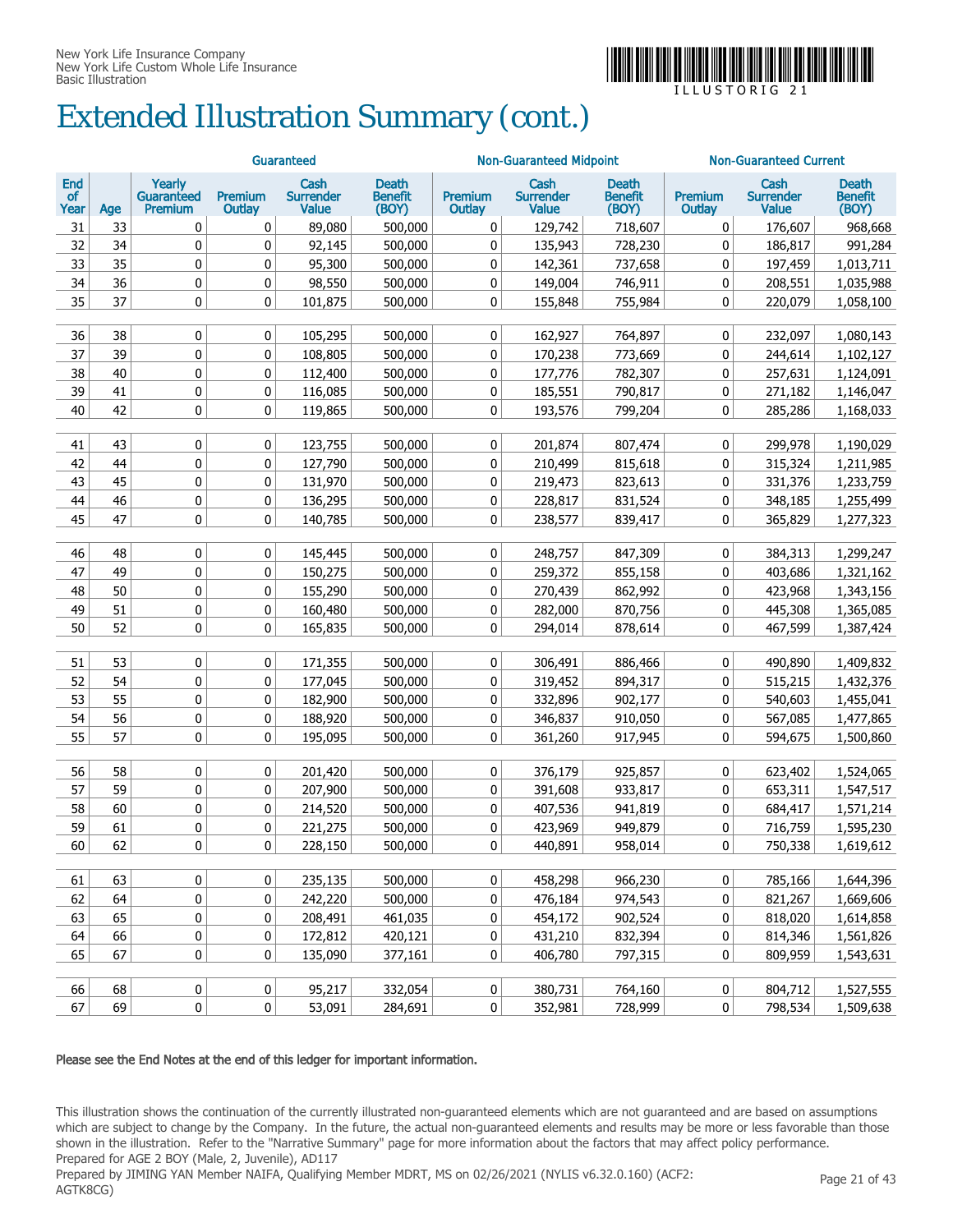New York Life Insurance Company
New York Life Custom Whole Life Insurance
Basic Illustration

ILLUSTORIG 21

# Extended Illustration Summary (cont.)

| | | Guaranteed | | | | Non-Guaranteed Midpoint | | | Non-Guaranteed Current | | |
|---|---|---|---|---|---|---|---|---|---|---|---|
| End of Year | Age | Yearly Guaranteed Premium | Premium Outlay | Cash Surrender Value | Death Benefit (BOY) | Premium Outlay | Cash Surrender Value | Death Benefit (BOY) | Premium Outlay | Cash Surrender Value | Death Benefit (BOY) |
| 31 | 33 | 0 | 0 | 89,080 | 500,000 | 0 | 129,742 | 718,607 | 0 | 176,607 | 968,668 |
| 32 | 34 | 0 | 0 | 92,145 | 500,000 | 0 | 135,943 | 728,230 | 0 | 186,817 | 991,284 |
| 33 | 35 | 0 | 0 | 95,300 | 500,000 | 0 | 142,361 | 737,658 | 0 | 197,459 | 1,013,711 |
| 34 | 36 | 0 | 0 | 98,550 | 500,000 | 0 | 149,004 | 746,911 | 0 | 208,551 | 1,035,988 |
| 35 | 37 | 0 | 0 | 101,875 | 500,000 | 0 | 155,848 | 755,984 | 0 | 220,079 | 1,058,100 |
| 36 | 38 | 0 | 0 | 105,295 | 500,000 | 0 | 162,927 | 764,897 | 0 | 232,097 | 1,080,143 |
| 37 | 39 | 0 | 0 | 108,805 | 500,000 | 0 | 170,238 | 773,669 | 0 | 244,614 | 1,102,127 |
| 38 | 40 | 0 | 0 | 112,400 | 500,000 | 0 | 177,776 | 782,307 | 0 | 257,631 | 1,124,091 |
| 39 | 41 | 0 | 0 | 116,085 | 500,000 | 0 | 185,551 | 790,817 | 0 | 271,182 | 1,146,047 |
| 40 | 42 | 0 | 0 | 119,865 | 500,000 | 0 | 193,576 | 799,204 | 0 | 285,286 | 1,168,033 |
| 41 | 43 | 0 | 0 | 123,755 | 500,000 | 0 | 201,874 | 807,474 | 0 | 299,978 | 1,190,029 |
| 42 | 44 | 0 | 0 | 127,790 | 500,000 | 0 | 210,499 | 815,618 | 0 | 315,324 | 1,211,985 |
| 43 | 45 | 0 | 0 | 131,970 | 500,000 | 0 | 219,473 | 823,613 | 0 | 331,376 | 1,233,759 |
| 44 | 46 | 0 | 0 | 136,295 | 500,000 | 0 | 228,817 | 831,524 | 0 | 348,185 | 1,255,499 |
| 45 | 47 | 0 | 0 | 140,785 | 500,000 | 0 | 238,577 | 839,417 | 0 | 365,829 | 1,277,323 |
| 46 | 48 | 0 | 0 | 145,445 | 500,000 | 0 | 248,757 | 847,309 | 0 | 384,313 | 1,299,247 |
| 47 | 49 | 0 | 0 | 150,275 | 500,000 | 0 | 259,372 | 855,158 | 0 | 403,686 | 1,321,162 |
| 48 | 50 | 0 | 0 | 155,290 | 500,000 | 0 | 270,439 | 862,992 | 0 | 423,968 | 1,343,156 |
| 49 | 51 | 0 | 0 | 160,480 | 500,000 | 0 | 282,000 | 870,756 | 0 | 445,308 | 1,365,085 |
| 50 | 52 | 0 | 0 | 165,835 | 500,000 | 0 | 294,014 | 878,614 | 0 | 467,599 | 1,387,424 |
| 51 | 53 | 0 | 0 | 171,355 | 500,000 | 0 | 306,491 | 886,466 | 0 | 490,890 | 1,409,832 |
| 52 | 54 | 0 | 0 | 177,045 | 500,000 | 0 | 319,452 | 894,317 | 0 | 515,215 | 1,432,376 |
| 53 | 55 | 0 | 0 | 182,900 | 500,000 | 0 | 332,896 | 902,177 | 0 | 540,603 | 1,455,041 |
| 54 | 56 | 0 | 0 | 188,920 | 500,000 | 0 | 346,837 | 910,050 | 0 | 567,085 | 1,477,865 |
| 55 | 57 | 0 | 0 | 195,095 | 500,000 | 0 | 361,260 | 917,945 | 0 | 594,675 | 1,500,860 |
| 56 | 58 | 0 | 0 | 201,420 | 500,000 | 0 | 376,179 | 925,857 | 0 | 623,402 | 1,524,065 |
| 57 | 59 | 0 | 0 | 207,900 | 500,000 | 0 | 391,608 | 933,817 | 0 | 653,311 | 1,547,517 |
| 58 | 60 | 0 | 0 | 214,520 | 500,000 | 0 | 407,536 | 941,819 | 0 | 684,417 | 1,571,214 |
| 59 | 61 | 0 | 0 | 221,275 | 500,000 | 0 | 423,969 | 949,879 | 0 | 716,759 | 1,595,230 |
| 60 | 62 | 0 | 0 | 228,150 | 500,000 | 0 | 440,891 | 958,014 | 0 | 750,338 | 1,619,612 |
| 61 | 63 | 0 | 0 | 235,135 | 500,000 | 0 | 458,298 | 966,230 | 0 | 785,166 | 1,644,396 |
| 62 | 64 | 0 | 0 | 242,220 | 500,000 | 0 | 476,184 | 974,543 | 0 | 821,267 | 1,669,606 |
| 63 | 65 | 0 | 0 | 208,491 | 461,035 | 0 | 454,172 | 902,524 | 0 | 818,020 | 1,614,858 |
| 64 | 66 | 0 | 0 | 172,812 | 420,121 | 0 | 431,210 | 832,394 | 0 | 814,346 | 1,561,826 |
| 65 | 67 | 0 | 0 | 135,090 | 377,161 | 0 | 406,780 | 797,315 | 0 | 809,959 | 1,543,631 |
| 66 | 68 | 0 | 0 | 95,217 | 332,054 | 0 | 380,731 | 764,160 | 0 | 804,712 | 1,527,555 |
| 67 | 69 | 0 | 0 | 53,091 | 284,691 | 0 | 352,981 | 728,999 | 0 | 798,534 | 1,509,638 |

**Please see the End Notes at the end of this ledger for important information.**

This illustration shows the continuation of the currently illustrated non-guaranteed elements which are not guaranteed and are based on assumptions which are subject to change by the Company. In the future, the actual non-guaranteed elements and results may be more or less favorable than those shown in the illustration. Refer to the "Narrative Summary" page for more information about the factors that may affect policy performance.
Prepared for AGE 2 BOY (Male, 2, Juvenile), AD117
Prepared by JIMING YAN Member NAIFA, Qualifying Member MDRT, MS on 02/26/2021 (NYLIS v6.32.0.160) (ACF2: AGTK8CG)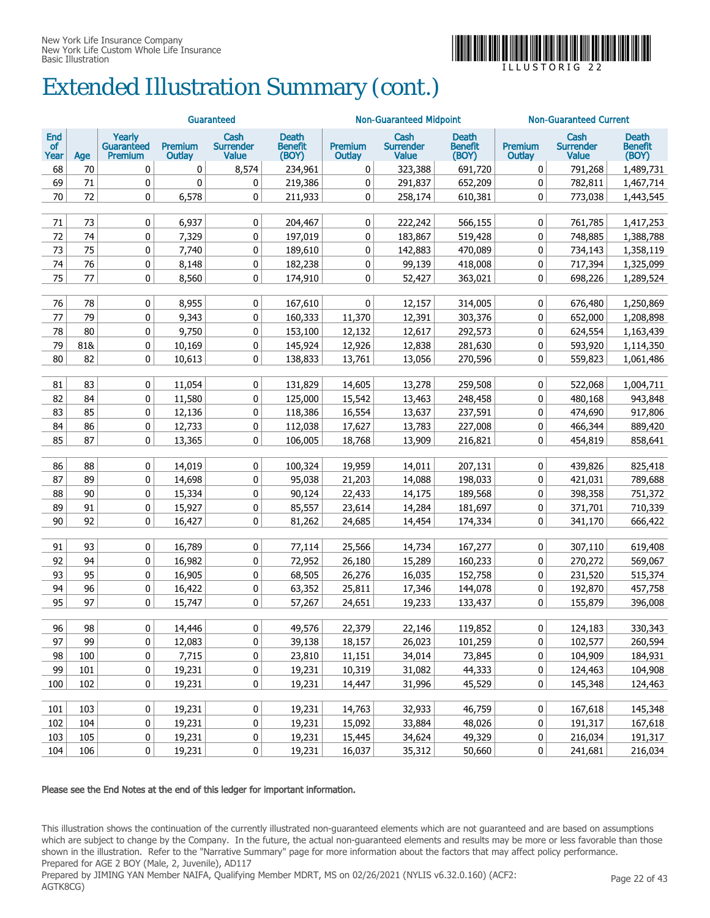New York Life Insurance Company
New York Life Custom Whole Life Insurance
Basic Illustration

ILLUSTORIG 22

# Extended Illustration Summary (cont.)

| | | Guaranteed | | | | Non-Guaranteed Midpoint | | | Non-Guaranteed Current | | |
|---|---|---|---|---|---|---|---|---|---|---|---|
| End of Year | Age | Yearly Guaranteed Premium | Premium Outlay | Cash Surrender Value | Death Benefit (BOY) | Premium Outlay | Cash Surrender Value | Death Benefit (BOY) | Premium Outlay | Cash Surrender Value | Death Benefit (BOY) |
| 68 | 70 | 0 | 0 | 8,574 | 234,961 | 0 | 323,388 | 691,720 | 0 | 791,268 | 1,489,731 |
| 69 | 71 | 0 | 0 | 0 | 219,386 | 0 | 291,837 | 652,209 | 0 | 782,811 | 1,467,714 |
| 70 | 72 | 0 | 6,578 | 0 | 211,933 | 0 | 258,174 | 610,381 | 0 | 773,038 | 1,443,545 |
| 71 | 73 | 0 | 6,937 | 0 | 204,467 | 0 | 222,242 | 566,155 | 0 | 761,785 | 1,417,253 |
| 72 | 74 | 0 | 7,329 | 0 | 197,019 | 0 | 183,867 | 519,428 | 0 | 748,885 | 1,388,788 |
| 73 | 75 | 0 | 7,740 | 0 | 189,610 | 0 | 142,883 | 470,089 | 0 | 734,143 | 1,358,119 |
| 74 | 76 | 0 | 8,148 | 0 | 182,238 | 0 | 99,139 | 418,008 | 0 | 717,394 | 1,325,099 |
| 75 | 77 | 0 | 8,560 | 0 | 174,910 | 0 | 52,427 | 363,021 | 0 | 698,226 | 1,289,524 |
| 76 | 78 | 0 | 8,955 | 0 | 167,610 | 0 | 12,157 | 314,005 | 0 | 676,480 | 1,250,869 |
| 77 | 79 | 0 | 9,343 | 0 | 160,333 | 11,370 | 12,391 | 303,376 | 0 | 652,000 | 1,208,898 |
| 78 | 80 | 0 | 9,750 | 0 | 153,100 | 12,132 | 12,617 | 292,573 | 0 | 624,554 | 1,163,439 |
| 79 | 81& | 0 | 10,169 | 0 | 145,924 | 12,926 | 12,838 | 281,630 | 0 | 593,920 | 1,114,350 |
| 80 | 82 | 0 | 10,613 | 0 | 138,833 | 13,761 | 13,056 | 270,596 | 0 | 559,823 | 1,061,486 |
| 81 | 83 | 0 | 11,054 | 0 | 131,829 | 14,605 | 13,278 | 259,508 | 0 | 522,068 | 1,004,711 |
| 82 | 84 | 0 | 11,580 | 0 | 125,000 | 15,542 | 13,463 | 248,458 | 0 | 480,168 | 943,848 |
| 83 | 85 | 0 | 12,136 | 0 | 118,386 | 16,554 | 13,637 | 237,591 | 0 | 474,690 | 917,806 |
| 84 | 86 | 0 | 12,733 | 0 | 112,038 | 17,627 | 13,783 | 227,008 | 0 | 466,344 | 889,420 |
| 85 | 87 | 0 | 13,365 | 0 | 106,005 | 18,768 | 13,909 | 216,821 | 0 | 454,819 | 858,641 |
| 86 | 88 | 0 | 14,019 | 0 | 100,324 | 19,959 | 14,011 | 207,131 | 0 | 439,826 | 825,418 |
| 87 | 89 | 0 | 14,698 | 0 | 95,038 | 21,203 | 14,088 | 198,033 | 0 | 421,031 | 789,688 |
| 88 | 90 | 0 | 15,334 | 0 | 90,124 | 22,433 | 14,175 | 189,568 | 0 | 398,358 | 751,372 |
| 89 | 91 | 0 | 15,927 | 0 | 85,557 | 23,614 | 14,284 | 181,697 | 0 | 371,701 | 710,339 |
| 90 | 92 | 0 | 16,427 | 0 | 81,262 | 24,685 | 14,454 | 174,334 | 0 | 341,170 | 666,422 |
| 91 | 93 | 0 | 16,789 | 0 | 77,114 | 25,566 | 14,734 | 167,277 | 0 | 307,110 | 619,408 |
| 92 | 94 | 0 | 16,982 | 0 | 72,952 | 26,180 | 15,289 | 160,233 | 0 | 270,272 | 569,067 |
| 93 | 95 | 0 | 16,905 | 0 | 68,505 | 26,276 | 16,035 | 152,758 | 0 | 231,520 | 515,374 |
| 94 | 96 | 0 | 16,422 | 0 | 63,352 | 25,811 | 17,346 | 144,078 | 0 | 192,870 | 457,758 |
| 95 | 97 | 0 | 15,747 | 0 | 57,267 | 24,651 | 19,233 | 133,437 | 0 | 155,879 | 396,008 |
| 96 | 98 | 0 | 14,446 | 0 | 49,576 | 22,379 | 22,146 | 119,852 | 0 | 124,183 | 330,343 |
| 97 | 99 | 0 | 12,083 | 0 | 39,138 | 18,157 | 26,023 | 101,259 | 0 | 102,577 | 260,594 |
| 98 | 100 | 0 | 7,715 | 0 | 23,810 | 11,151 | 34,014 | 73,845 | 0 | 104,909 | 184,931 |
| 99 | 101 | 0 | 19,231 | 0 | 19,231 | 10,319 | 31,082 | 44,333 | 0 | 124,463 | 104,908 |
| 100 | 102 | 0 | 19,231 | 0 | 19,231 | 14,447 | 31,996 | 45,529 | 0 | 145,348 | 124,463 |
| 101 | 103 | 0 | 19,231 | 0 | 19,231 | 14,763 | 32,933 | 46,759 | 0 | 167,618 | 145,348 |
| 102 | 104 | 0 | 19,231 | 0 | 19,231 | 15,092 | 33,884 | 48,026 | 0 | 191,317 | 167,618 |
| 103 | 105 | 0 | 19,231 | 0 | 19,231 | 15,445 | 34,624 | 49,329 | 0 | 216,034 | 191,317 |
| 104 | 106 | 0 | 19,231 | 0 | 19,231 | 16,037 | 35,312 | 50,660 | 0 | 241,681 | 216,034 |

**Please see the End Notes at the end of this ledger for important information.**

This illustration shows the continuation of the currently illustrated non-guaranteed elements which are not guaranteed and are based on assumptions which are subject to change by the Company. In the future, the actual non-guaranteed elements and results may be more or less favorable than those shown in the illustration. Refer to the "Narrative Summary" page for more information about the factors that may affect policy performance.
Prepared for AGE 2 BOY (Male, 2, Juvenile), AD117
Prepared by JIMING YAN Member NAIFA, Qualifying Member MDRT, MS on 02/26/2021 (NYLIS v6.32.0.160) (ACF2: AGTK8CG)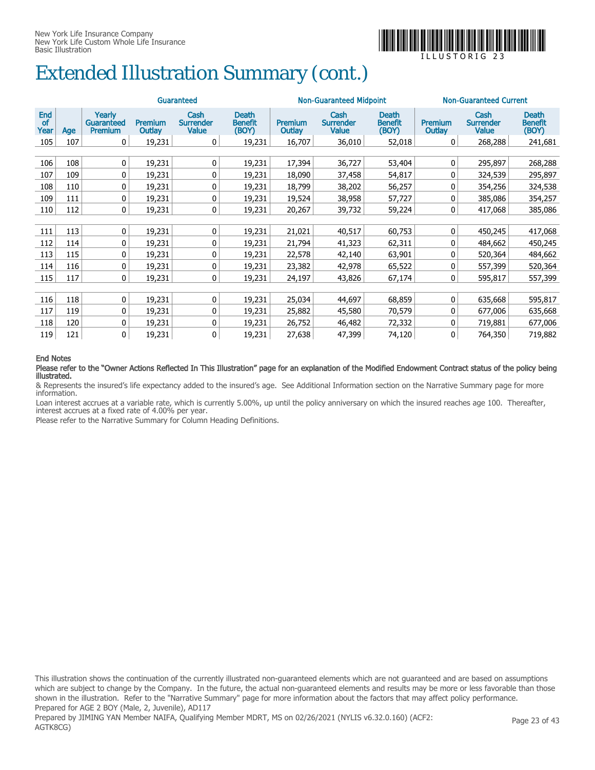# Extended Illustration Summary (cont.)

| | | Guaranteed | | | | Non-Guaranteed Midpoint | | | Non-Guaranteed Current | | |
|---|---|---|---|---|---|---|---|---|---|---|---|
| End of Year | Age | Yearly Guaranteed Premium | Premium Outlay | Cash Surrender Value | Death Benefit (BOY) | Premium Outlay | Cash Surrender Value | Death Benefit (BOY) | Premium Outlay | Cash Surrender Value | Death Benefit (BOY) |
| 105 | 107 | 0 | 19,231 | 0 | 19,231 | 16,707 | 36,010 | 52,018 | 0 | 268,288 | 241,681 |
| 106 | 108 | 0 | 19,231 | 0 | 19,231 | 17,394 | 36,727 | 53,404 | 0 | 295,897 | 268,288 |
| 107 | 109 | 0 | 19,231 | 0 | 19,231 | 18,090 | 37,458 | 54,817 | 0 | 324,539 | 295,897 |
| 108 | 110 | 0 | 19,231 | 0 | 19,231 | 18,799 | 38,202 | 56,257 | 0 | 354,256 | 324,538 |
| 109 | 111 | 0 | 19,231 | 0 | 19,231 | 19,524 | 38,958 | 57,727 | 0 | 385,086 | 354,257 |
| 110 | 112 | 0 | 19,231 | 0 | 19,231 | 20,267 | 39,732 | 59,224 | 0 | 417,068 | 385,086 |
| 111 | 113 | 0 | 19,231 | 0 | 19,231 | 21,021 | 40,517 | 60,753 | 0 | 450,245 | 417,068 |
| 112 | 114 | 0 | 19,231 | 0 | 19,231 | 21,794 | 41,323 | 62,311 | 0 | 484,662 | 450,245 |
| 113 | 115 | 0 | 19,231 | 0 | 19,231 | 22,578 | 42,140 | 63,901 | 0 | 520,364 | 484,662 |
| 114 | 116 | 0 | 19,231 | 0 | 19,231 | 23,382 | 42,978 | 65,522 | 0 | 557,399 | 520,364 |
| 115 | 117 | 0 | 19,231 | 0 | 19,231 | 24,197 | 43,826 | 67,174 | 0 | 595,817 | 557,399 |
| 116 | 118 | 0 | 19,231 | 0 | 19,231 | 25,034 | 44,697 | 68,859 | 0 | 635,668 | 595,817 |
| 117 | 119 | 0 | 19,231 | 0 | 19,231 | 25,882 | 45,580 | 70,579 | 0 | 677,006 | 635,668 |
| 118 | 120 | 0 | 19,231 | 0 | 19,231 | 26,752 | 46,482 | 72,332 | 0 | 719,881 | 677,006 |
| 119 | 121 | 0 | 19,231 | 0 | 19,231 | 27,638 | 47,399 | 74,120 | 0 | 764,350 | 719,882 |

**End Notes**

**Please refer to the "Owner Actions Reflected In This Illustration" page for an explanation of the Modified Endowment Contract status of the policy being illustrated.**

& Represents the insured's life expectancy added to the insured's age. See Additional Information section on the Narrative Summary page for more information.

Loan interest accrues at a variable rate, which is currently 5.00%, up until the policy anniversary on which the insured reaches age 100. Thereafter, interest accrues at a fixed rate of 4.00% per year.

Please refer to the Narrative Summary for Column Heading Definitions.

This illustration shows the continuation of the currently illustrated non-guaranteed elements which are not guaranteed and are based on assumptions which are subject to change by the Company. In the future, the actual non-guaranteed elements and results may be more or less favorable than those shown in the illustration. Refer to the "Narrative Summary" page for more information about the factors that may affect policy performance.

Prepared for AGE 2 BOY (Male, 2, Juvenile), AD117

Prepared by JIMING YAN Member NAIFA, Qualifying Member MDRT, MS on 02/26/2021 (NYLIS v6.32.0.160) (ACF2: AGTK8CG)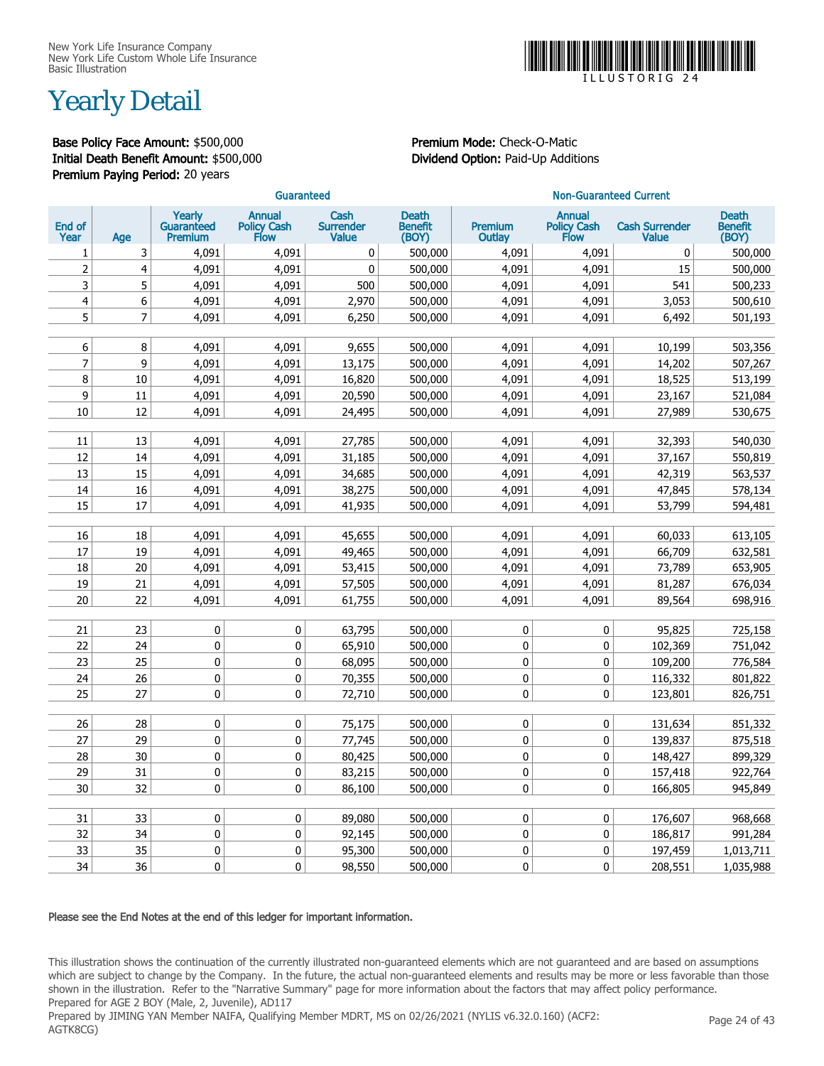New York Life Insurance Company
New York Life Custom Whole Life Insurance
Basic Illustration

ILLUSTORIG 24

# Yearly Detail

**Base Policy Face Amount:** $500,000
**Initial Death Benefit Amount:** $500,000
**Premium Paying Period:** 20 years

**Premium Mode:** Check-O-Matic
**Dividend Option:** Paid-Up Additions

| | | Guaranteed | | | | Non-Guaranteed Current | | | |
|---|---|---|---|---|---|---|---|---|---|
| End of Year | Age | Yearly Guaranteed Premium | Annual Policy Cash Flow | Cash Surrender Value | Death Benefit (BOY) | Premium Outlay | Annual Policy Cash Flow | Cash Surrender Value | Death Benefit (BOY) |
| 1 | 3 | 4,091 | 4,091 | 0 | 500,000 | 4,091 | 4,091 | 0 | 500,000 |
| 2 | 4 | 4,091 | 4,091 | 0 | 500,000 | 4,091 | 4,091 | 15 | 500,000 |
| 3 | 5 | 4,091 | 4,091 | 500 | 500,000 | 4,091 | 4,091 | 541 | 500,233 |
| 4 | 6 | 4,091 | 4,091 | 2,970 | 500,000 | 4,091 | 4,091 | 3,053 | 500,610 |
| 5 | 7 | 4,091 | 4,091 | 6,250 | 500,000 | 4,091 | 4,091 | 6,492 | 501,193 |
| 6 | 8 | 4,091 | 4,091 | 9,655 | 500,000 | 4,091 | 4,091 | 10,199 | 503,356 |
| 7 | 9 | 4,091 | 4,091 | 13,175 | 500,000 | 4,091 | 4,091 | 14,202 | 507,267 |
| 8 | 10 | 4,091 | 4,091 | 16,820 | 500,000 | 4,091 | 4,091 | 18,525 | 513,199 |
| 9 | 11 | 4,091 | 4,091 | 20,590 | 500,000 | 4,091 | 4,091 | 23,167 | 521,084 |
| 10 | 12 | 4,091 | 4,091 | 24,495 | 500,000 | 4,091 | 4,091 | 27,989 | 530,675 |
| 11 | 13 | 4,091 | 4,091 | 27,785 | 500,000 | 4,091 | 4,091 | 32,393 | 540,030 |
| 12 | 14 | 4,091 | 4,091 | 31,185 | 500,000 | 4,091 | 4,091 | 37,167 | 550,819 |
| 13 | 15 | 4,091 | 4,091 | 34,685 | 500,000 | 4,091 | 4,091 | 42,319 | 563,537 |
| 14 | 16 | 4,091 | 4,091 | 38,275 | 500,000 | 4,091 | 4,091 | 47,845 | 578,134 |
| 15 | 17 | 4,091 | 4,091 | 41,935 | 500,000 | 4,091 | 4,091 | 53,799 | 594,481 |
| 16 | 18 | 4,091 | 4,091 | 45,655 | 500,000 | 4,091 | 4,091 | 60,033 | 613,105 |
| 17 | 19 | 4,091 | 4,091 | 49,465 | 500,000 | 4,091 | 4,091 | 66,709 | 632,581 |
| 18 | 20 | 4,091 | 4,091 | 53,415 | 500,000 | 4,091 | 4,091 | 73,789 | 653,905 |
| 19 | 21 | 4,091 | 4,091 | 57,505 | 500,000 | 4,091 | 4,091 | 81,287 | 676,034 |
| 20 | 22 | 4,091 | 4,091 | 61,755 | 500,000 | 4,091 | 4,091 | 89,564 | 698,916 |
| 21 | 23 | 0 | 0 | 63,795 | 500,000 | 0 | 0 | 95,825 | 725,158 |
| 22 | 24 | 0 | 0 | 65,910 | 500,000 | 0 | 0 | 102,369 | 751,042 |
| 23 | 25 | 0 | 0 | 68,095 | 500,000 | 0 | 0 | 109,200 | 776,584 |
| 24 | 26 | 0 | 0 | 70,355 | 500,000 | 0 | 0 | 116,332 | 801,822 |
| 25 | 27 | 0 | 0 | 72,710 | 500,000 | 0 | 0 | 123,801 | 826,751 |
| 26 | 28 | 0 | 0 | 75,175 | 500,000 | 0 | 0 | 131,634 | 851,332 |
| 27 | 29 | 0 | 0 | 77,745 | 500,000 | 0 | 0 | 139,837 | 875,518 |
| 28 | 30 | 0 | 0 | 80,425 | 500,000 | 0 | 0 | 148,427 | 899,329 |
| 29 | 31 | 0 | 0 | 83,215 | 500,000 | 0 | 0 | 157,418 | 922,764 |
| 30 | 32 | 0 | 0 | 86,100 | 500,000 | 0 | 0 | 166,805 | 945,849 |
| 31 | 33 | 0 | 0 | 89,080 | 500,000 | 0 | 0 | 176,607 | 968,668 |
| 32 | 34 | 0 | 0 | 92,145 | 500,000 | 0 | 0 | 186,817 | 991,284 |
| 33 | 35 | 0 | 0 | 95,300 | 500,000 | 0 | 0 | 197,459 | 1,013,711 |
| 34 | 36 | 0 | 0 | 98,550 | 500,000 | 0 | 0 | 208,551 | 1,035,988 |

**Please see the End Notes at the end of this ledger for important information.**

This illustration shows the continuation of the currently illustrated non-guaranteed elements which are not guaranteed and are based on assumptions which are subject to change by the Company. In the future, the actual non-guaranteed elements and results may be more or less favorable than those shown in the illustration. Refer to the "Narrative Summary" page for more information about the factors that may affect policy performance.
Prepared for AGE 2 BOY (Male, 2, Juvenile), AD117
Prepared by JIMING YAN Member NAIFA, Qualifying Member MDRT, MS on 02/26/2021 (NYLIS v6.32.0.160) (ACF2: AGTK8CG)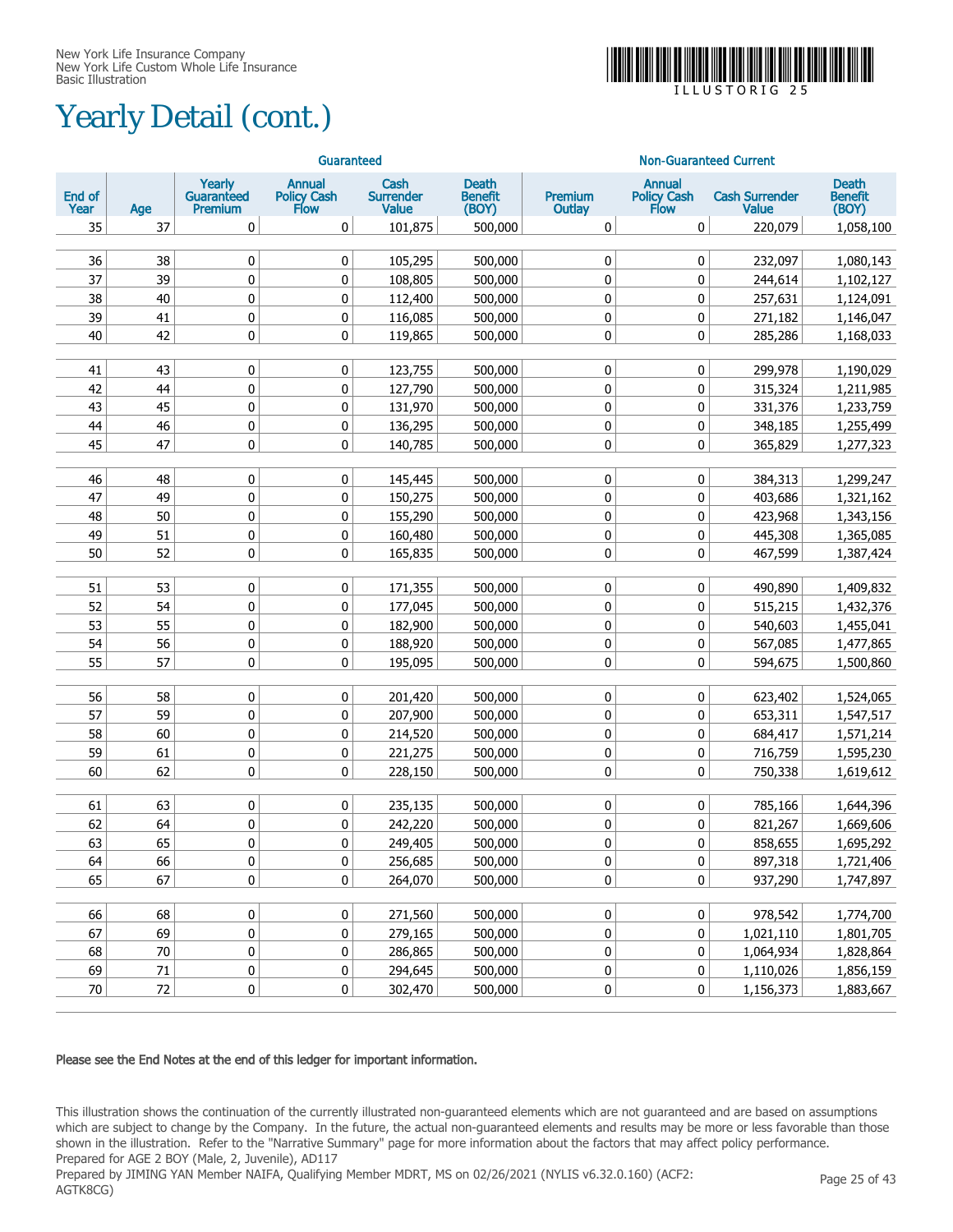# Yearly Detail (cont.)

| | | Guaranteed | | | | Non-Guaranteed Current | | | |
|---|---|---|---|---|---|---|---|---|---|
| End of Year | Age | Yearly Guaranteed Premium | Annual Policy Cash Flow | Cash Surrender Value | Death Benefit (BOY) | Premium Outlay | Annual Policy Cash Flow | Cash Surrender Value | Death Benefit (BOY) |
| 35 | 37 | 0 | 0 | 101,875 | 500,000 | 0 | 0 | 220,079 | 1,058,100 |
| 36 | 38 | 0 | 0 | 105,295 | 500,000 | 0 | 0 | 232,097 | 1,080,143 |
| 37 | 39 | 0 | 0 | 108,805 | 500,000 | 0 | 0 | 244,614 | 1,102,127 |
| 38 | 40 | 0 | 0 | 112,400 | 500,000 | 0 | 0 | 257,631 | 1,124,091 |
| 39 | 41 | 0 | 0 | 116,085 | 500,000 | 0 | 0 | 271,182 | 1,146,047 |
| 40 | 42 | 0 | 0 | 119,865 | 500,000 | 0 | 0 | 285,286 | 1,168,033 |
| 41 | 43 | 0 | 0 | 123,755 | 500,000 | 0 | 0 | 299,978 | 1,190,029 |
| 42 | 44 | 0 | 0 | 127,790 | 500,000 | 0 | 0 | 315,324 | 1,211,985 |
| 43 | 45 | 0 | 0 | 131,970 | 500,000 | 0 | 0 | 331,376 | 1,233,759 |
| 44 | 46 | 0 | 0 | 136,295 | 500,000 | 0 | 0 | 348,185 | 1,255,499 |
| 45 | 47 | 0 | 0 | 140,785 | 500,000 | 0 | 0 | 365,829 | 1,277,323 |
| 46 | 48 | 0 | 0 | 145,445 | 500,000 | 0 | 0 | 384,313 | 1,299,247 |
| 47 | 49 | 0 | 0 | 150,275 | 500,000 | 0 | 0 | 403,686 | 1,321,162 |
| 48 | 50 | 0 | 0 | 155,290 | 500,000 | 0 | 0 | 423,968 | 1,343,156 |
| 49 | 51 | 0 | 0 | 160,480 | 500,000 | 0 | 0 | 445,308 | 1,365,085 |
| 50 | 52 | 0 | 0 | 165,835 | 500,000 | 0 | 0 | 467,599 | 1,387,424 |
| 51 | 53 | 0 | 0 | 171,355 | 500,000 | 0 | 0 | 490,890 | 1,409,832 |
| 52 | 54 | 0 | 0 | 177,045 | 500,000 | 0 | 0 | 515,215 | 1,432,376 |
| 53 | 55 | 0 | 0 | 182,900 | 500,000 | 0 | 0 | 540,603 | 1,455,041 |
| 54 | 56 | 0 | 0 | 188,920 | 500,000 | 0 | 0 | 567,085 | 1,477,865 |
| 55 | 57 | 0 | 0 | 195,095 | 500,000 | 0 | 0 | 594,675 | 1,500,860 |
| 56 | 58 | 0 | 0 | 201,420 | 500,000 | 0 | 0 | 623,402 | 1,524,065 |
| 57 | 59 | 0 | 0 | 207,900 | 500,000 | 0 | 0 | 653,311 | 1,547,517 |
| 58 | 60 | 0 | 0 | 214,520 | 500,000 | 0 | 0 | 684,417 | 1,571,214 |
| 59 | 61 | 0 | 0 | 221,275 | 500,000 | 0 | 0 | 716,759 | 1,595,230 |
| 60 | 62 | 0 | 0 | 228,150 | 500,000 | 0 | 0 | 750,338 | 1,619,612 |
| 61 | 63 | 0 | 0 | 235,135 | 500,000 | 0 | 0 | 785,166 | 1,644,396 |
| 62 | 64 | 0 | 0 | 242,220 | 500,000 | 0 | 0 | 821,267 | 1,669,606 |
| 63 | 65 | 0 | 0 | 249,405 | 500,000 | 0 | 0 | 858,655 | 1,695,292 |
| 64 | 66 | 0 | 0 | 256,685 | 500,000 | 0 | 0 | 897,318 | 1,721,406 |
| 65 | 67 | 0 | 0 | 264,070 | 500,000 | 0 | 0 | 937,290 | 1,747,897 |
| 66 | 68 | 0 | 0 | 271,560 | 500,000 | 0 | 0 | 978,542 | 1,774,700 |
| 67 | 69 | 0 | 0 | 279,165 | 500,000 | 0 | 0 | 1,021,110 | 1,801,705 |
| 68 | 70 | 0 | 0 | 286,865 | 500,000 | 0 | 0 | 1,064,934 | 1,828,864 |
| 69 | 71 | 0 | 0 | 294,645 | 500,000 | 0 | 0 | 1,110,026 | 1,856,159 |
| 70 | 72 | 0 | 0 | 302,470 | 500,000 | 0 | 0 | 1,156,373 | 1,883,667 |

**Please see the End Notes at the end of this ledger for important information.**

This illustration shows the continuation of the currently illustrated non-guaranteed elements which are not guaranteed and are based on assumptions which are subject to change by the Company. In the future, the actual non-guaranteed elements and results may be more or less favorable than those shown in the illustration. Refer to the "Narrative Summary" page for more information about the factors that may affect policy performance.
Prepared for AGE 2 BOY (Male, 2, Juvenile), AD117
Prepared by JIMING YAN Member NAIFA, Qualifying Member MDRT, MS on 02/26/2021 (NYLIS v6.32.0.160) (ACF2: AGTK8CG)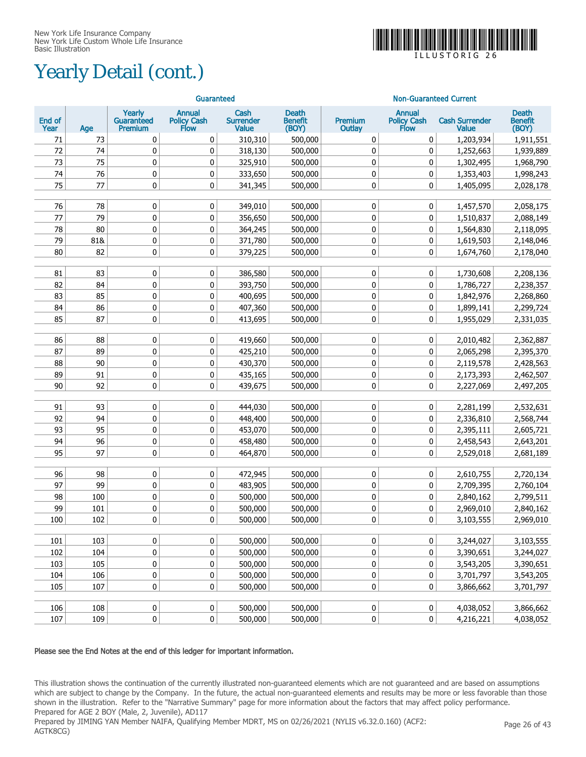New York Life Insurance Company
New York Life Custom Whole Life Insurance
Basic Illustration

# Yearly Detail (cont.)

| | | Guaranteed | | | | Non-Guaranteed Current | | | |
|---|---|---|---|---|---|---|---|---|---|
| End of Year | Age | Yearly Guaranteed Premium | Annual Policy Cash Flow | Cash Surrender Value | Death Benefit (BOY) | Premium Outlay | Annual Policy Cash Flow | Cash Surrender Value | Death Benefit (BOY) |
| 71 | 73 | 0 | 0 | 310,310 | 500,000 | 0 | 0 | 1,203,934 | 1,911,551 |
| 72 | 74 | 0 | 0 | 318,130 | 500,000 | 0 | 0 | 1,252,663 | 1,939,889 |
| 73 | 75 | 0 | 0 | 325,910 | 500,000 | 0 | 0 | 1,302,495 | 1,968,790 |
| 74 | 76 | 0 | 0 | 333,650 | 500,000 | 0 | 0 | 1,353,403 | 1,998,243 |
| 75 | 77 | 0 | 0 | 341,345 | 500,000 | 0 | 0 | 1,405,095 | 2,028,178 |
| 76 | 78 | 0 | 0 | 349,010 | 500,000 | 0 | 0 | 1,457,570 | 2,058,175 |
| 77 | 79 | 0 | 0 | 356,650 | 500,000 | 0 | 0 | 1,510,837 | 2,088,149 |
| 78 | 80 | 0 | 0 | 364,245 | 500,000 | 0 | 0 | 1,564,830 | 2,118,095 |
| 79 | 81& | 0 | 0 | 371,780 | 500,000 | 0 | 0 | 1,619,503 | 2,148,046 |
| 80 | 82 | 0 | 0 | 379,225 | 500,000 | 0 | 0 | 1,674,760 | 2,178,040 |
| 81 | 83 | 0 | 0 | 386,580 | 500,000 | 0 | 0 | 1,730,608 | 2,208,136 |
| 82 | 84 | 0 | 0 | 393,750 | 500,000 | 0 | 0 | 1,786,727 | 2,238,357 |
| 83 | 85 | 0 | 0 | 400,695 | 500,000 | 0 | 0 | 1,842,976 | 2,268,860 |
| 84 | 86 | 0 | 0 | 407,360 | 500,000 | 0 | 0 | 1,899,141 | 2,299,724 |
| 85 | 87 | 0 | 0 | 413,695 | 500,000 | 0 | 0 | 1,955,029 | 2,331,035 |
| 86 | 88 | 0 | 0 | 419,660 | 500,000 | 0 | 0 | 2,010,482 | 2,362,887 |
| 87 | 89 | 0 | 0 | 425,210 | 500,000 | 0 | 0 | 2,065,298 | 2,395,370 |
| 88 | 90 | 0 | 0 | 430,370 | 500,000 | 0 | 0 | 2,119,578 | 2,428,563 |
| 89 | 91 | 0 | 0 | 435,165 | 500,000 | 0 | 0 | 2,173,393 | 2,462,507 |
| 90 | 92 | 0 | 0 | 439,675 | 500,000 | 0 | 0 | 2,227,069 | 2,497,205 |
| 91 | 93 | 0 | 0 | 444,030 | 500,000 | 0 | 0 | 2,281,199 | 2,532,631 |
| 92 | 94 | 0 | 0 | 448,400 | 500,000 | 0 | 0 | 2,336,810 | 2,568,744 |
| 93 | 95 | 0 | 0 | 453,070 | 500,000 | 0 | 0 | 2,395,111 | 2,605,721 |
| 94 | 96 | 0 | 0 | 458,480 | 500,000 | 0 | 0 | 2,458,543 | 2,643,201 |
| 95 | 97 | 0 | 0 | 464,870 | 500,000 | 0 | 0 | 2,529,018 | 2,681,189 |
| 96 | 98 | 0 | 0 | 472,945 | 500,000 | 0 | 0 | 2,610,755 | 2,720,134 |
| 97 | 99 | 0 | 0 | 483,905 | 500,000 | 0 | 0 | 2,709,395 | 2,760,104 |
| 98 | 100 | 0 | 0 | 500,000 | 500,000 | 0 | 0 | 2,840,162 | 2,799,511 |
| 99 | 101 | 0 | 0 | 500,000 | 500,000 | 0 | 0 | 2,969,010 | 2,840,162 |
| 100 | 102 | 0 | 0 | 500,000 | 500,000 | 0 | 0 | 3,103,555 | 2,969,010 |
| 101 | 103 | 0 | 0 | 500,000 | 500,000 | 0 | 0 | 3,244,027 | 3,103,555 |
| 102 | 104 | 0 | 0 | 500,000 | 500,000 | 0 | 0 | 3,390,651 | 3,244,027 |
| 103 | 105 | 0 | 0 | 500,000 | 500,000 | 0 | 0 | 3,543,205 | 3,390,651 |
| 104 | 106 | 0 | 0 | 500,000 | 500,000 | 0 | 0 | 3,701,797 | 3,543,205 |
| 105 | 107 | 0 | 0 | 500,000 | 500,000 | 0 | 0 | 3,866,662 | 3,701,797 |
| 106 | 108 | 0 | 0 | 500,000 | 500,000 | 0 | 0 | 4,038,052 | 3,866,662 |
| 107 | 109 | 0 | 0 | 500,000 | 500,000 | 0 | 0 | 4,216,221 | 4,038,052 |

**Please see the End Notes at the end of this ledger for important information.**

This illustration shows the continuation of the currently illustrated non-guaranteed elements which are not guaranteed and are based on assumptions which are subject to change by the Company. In the future, the actual non-guaranteed elements and results may be more or less favorable than those shown in the illustration. Refer to the "Narrative Summary" page for more information about the factors that may affect policy performance.
Prepared for AGE 2 BOY (Male, 2, Juvenile), AD117
Prepared by JIMING YAN Member NAIFA, Qualifying Member MDRT, MS on 02/26/2021 (NYLIS v6.32.0.160) (ACF2: AGTK8CG)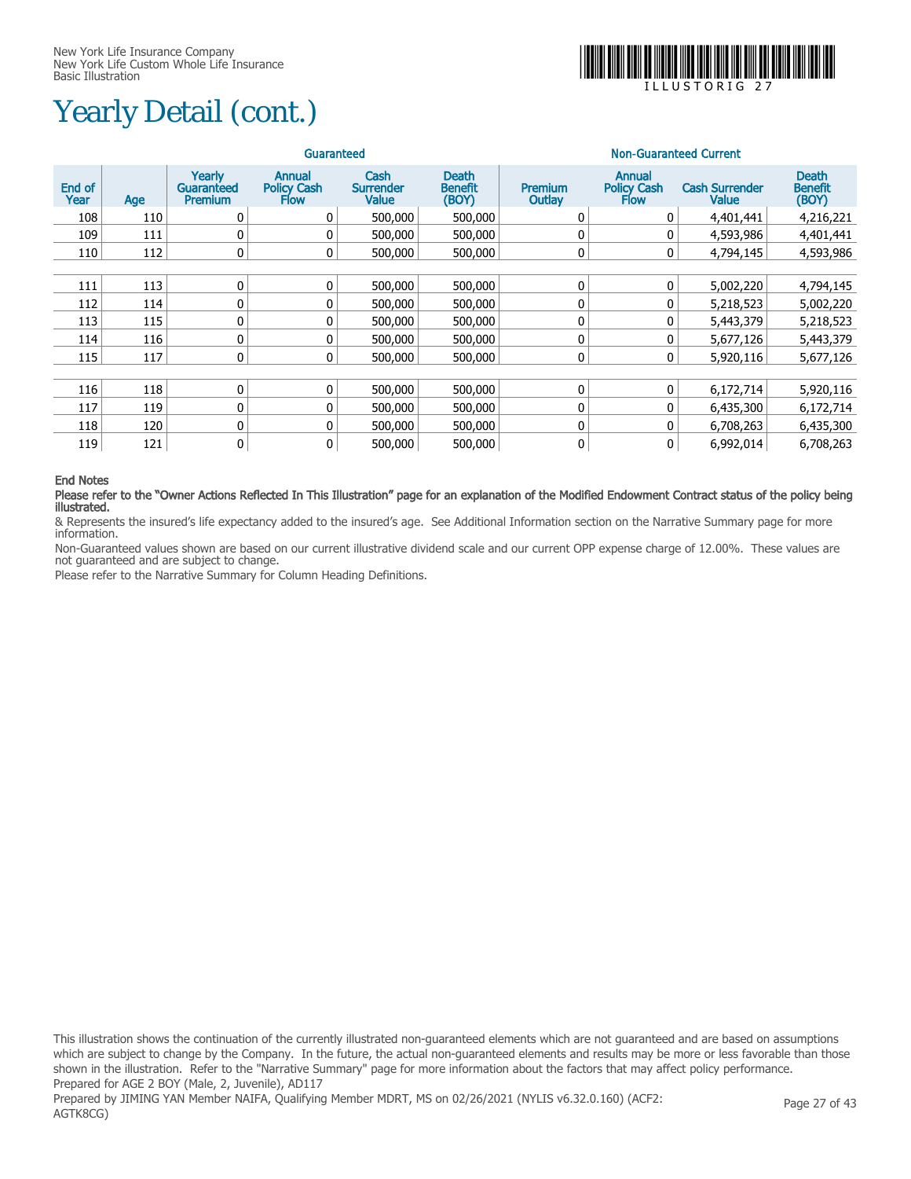# Yearly Detail (cont.)

| | | Guaranteed | | | | Non-Guaranteed Current | | | |
|---|---|---|---|---|---|---|---|---|---|
| End of Year | Age | Yearly Guaranteed Premium | Annual Policy Cash Flow | Cash Surrender Value | Death Benefit (BOY) | Premium Outlay | Annual Policy Cash Flow | Cash Surrender Value | Death Benefit (BOY) |
| 108 | 110 | 0 | 0 | 500,000 | 500,000 | 0 | 0 | 4,401,441 | 4,216,221 |
| 109 | 111 | 0 | 0 | 500,000 | 500,000 | 0 | 0 | 4,593,986 | 4,401,441 |
| 110 | 112 | 0 | 0 | 500,000 | 500,000 | 0 | 0 | 4,794,145 | 4,593,986 |
| 111 | 113 | 0 | 0 | 500,000 | 500,000 | 0 | 0 | 5,002,220 | 4,794,145 |
| 112 | 114 | 0 | 0 | 500,000 | 500,000 | 0 | 0 | 5,218,523 | 5,002,220 |
| 113 | 115 | 0 | 0 | 500,000 | 500,000 | 0 | 0 | 5,443,379 | 5,218,523 |
| 114 | 116 | 0 | 0 | 500,000 | 500,000 | 0 | 0 | 5,677,126 | 5,443,379 |
| 115 | 117 | 0 | 0 | 500,000 | 500,000 | 0 | 0 | 5,920,116 | 5,677,126 |
| 116 | 118 | 0 | 0 | 500,000 | 500,000 | 0 | 0 | 6,172,714 | 5,920,116 |
| 117 | 119 | 0 | 0 | 500,000 | 500,000 | 0 | 0 | 6,435,300 | 6,172,714 |
| 118 | 120 | 0 | 0 | 500,000 | 500,000 | 0 | 0 | 6,708,263 | 6,435,300 |
| 119 | 121 | 0 | 0 | 500,000 | 500,000 | 0 | 0 | 6,992,014 | 6,708,263 |

**End Notes**

**Please refer to the "Owner Actions Reflected In This Illustration" page for an explanation of the Modified Endowment Contract status of the policy being illustrated.**

& Represents the insured's life expectancy added to the insured's age. See Additional Information section on the Narrative Summary page for more information.

Non-Guaranteed values shown are based on our current illustrative dividend scale and our current OPP expense charge of 12.00%. These values are not guaranteed and are subject to change.

Please refer to the Narrative Summary for Column Heading Definitions.

This illustration shows the continuation of the currently illustrated non-guaranteed elements which are not guaranteed and are based on assumptions which are subject to change by the Company. In the future, the actual non-guaranteed elements and results may be more or less favorable than those shown in the illustration. Refer to the "Narrative Summary" page for more information about the factors that may affect policy performance.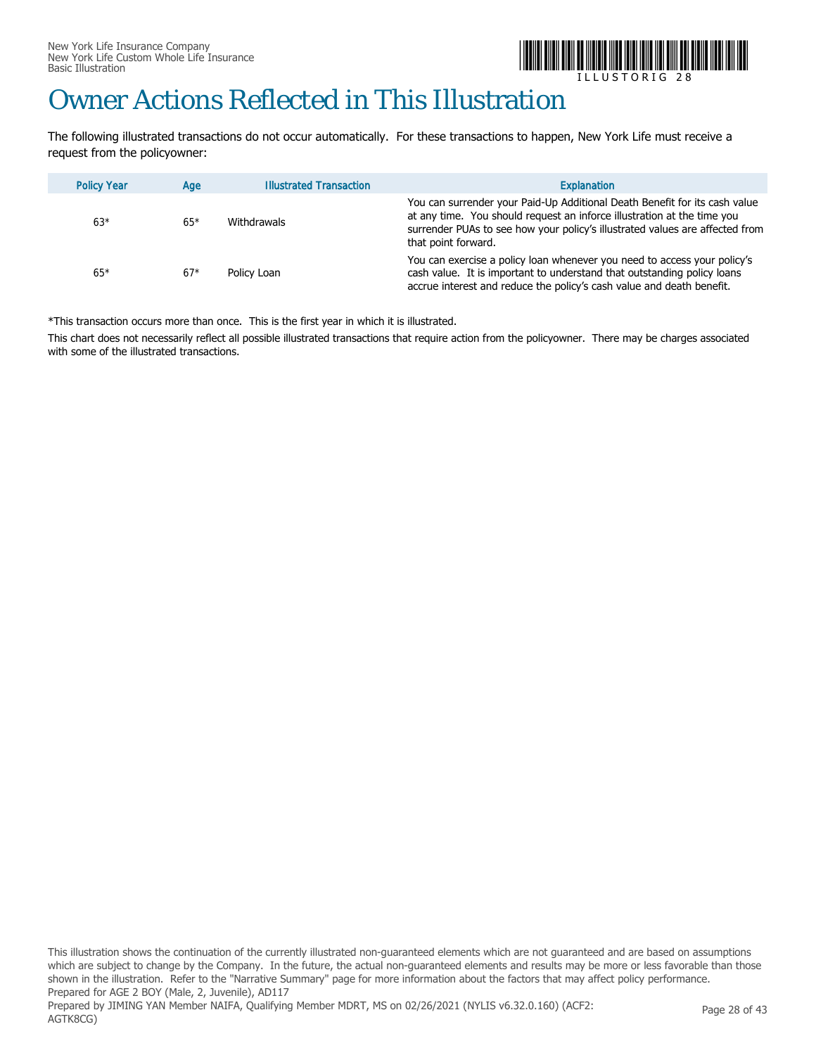# Owner Actions Reflected in This Illustration

The following illustrated transactions do not occur automatically. For these transactions to happen, New York Life must receive a request from the policyowner:

| Policy Year | Age | Illustrated Transaction | Explanation |
|---|---|---|---|
| 63* | 65* | Withdrawals | You can surrender your Paid-Up Additional Death Benefit for its cash value at any time. You should request an inforce illustration at the time you surrender PUAs to see how your policy's illustrated values are affected from that point forward. |
| 65* | 67* | Policy Loan | You can exercise a policy loan whenever you need to access your policy's cash value. It is important to understand that outstanding policy loans accrue interest and reduce the policy's cash value and death benefit. |

*This transaction occurs more than once. This is the first year in which it is illustrated.

This chart does not necessarily reflect all possible illustrated transactions that require action from the policyowner. There may be charges associated with some of the illustrated transactions.

This illustration shows the continuation of the currently illustrated non-guaranteed elements which are not guaranteed and are based on assumptions which are subject to change by the Company. In the future, the actual non-guaranteed elements and results may be more or less favorable than those shown in the illustration. Refer to the "Narrative Summary" page for more information about the factors that may affect policy performance.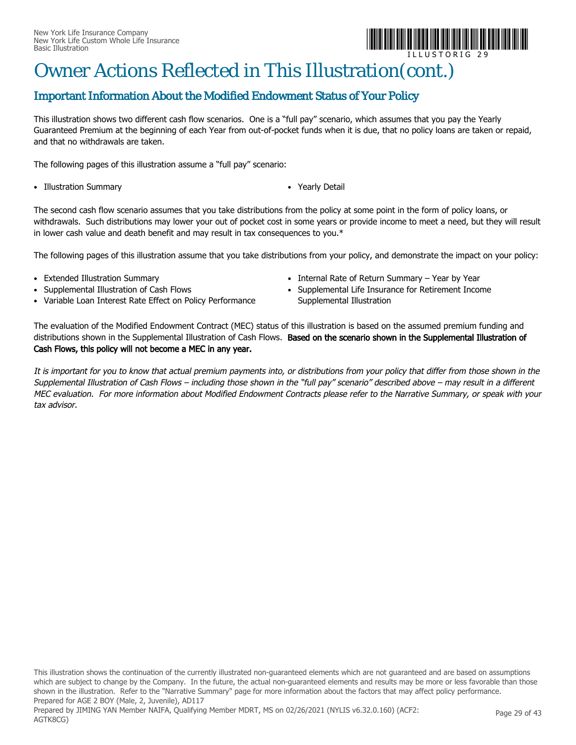# Owner Actions Reflected in This Illustration(cont.)

## Important Information About the Modified Endowment Status of Your Policy

This illustration shows two different cash flow scenarios. One is a "full pay" scenario, which assumes that you pay the Yearly Guaranteed Premium at the beginning of each Year from out-of-pocket funds when it is due, that no policy loans are taken or repaid, and that no withdrawals are taken.

The following pages of this illustration assume a "full pay" scenario:

- Illustration Summary
- Yearly Detail

The second cash flow scenario assumes that you take distributions from the policy at some point in the form of policy loans, or withdrawals. Such distributions may lower your out of pocket cost in some years or provide income to meet a need, but they will result in lower cash value and death benefit and may result in tax consequences to you.*

The following pages of this illustration assume that you take distributions from your policy, and demonstrate the impact on your policy:

- Extended Illustration Summary
- Supplemental Illustration of Cash Flows
- Variable Loan Interest Rate Effect on Policy Performance
- Internal Rate of Return Summary – Year by Year
- Supplemental Life Insurance for Retirement Income Supplemental Illustration

The evaluation of the Modified Endowment Contract (MEC) status of this illustration is based on the assumed premium funding and distributions shown in the Supplemental Illustration of Cash Flows. **Based on the scenario shown in the Supplemental Illustration of Cash Flows, this policy will not become a MEC in any year.**

*It is important for you to know that actual premium payments into, or distributions from your policy that differ from those shown in the Supplemental Illustration of Cash Flows – including those shown in the "full pay" scenario" described above – may result in a different MEC evaluation. For more information about Modified Endowment Contracts please refer to the Narrative Summary, or speak with your tax advisor.*

This illustration shows the continuation of the currently illustrated non-guaranteed elements which are not guaranteed and are based on assumptions which are subject to change by the Company. In the future, the actual non-guaranteed elements and results may be more or less favorable than those shown in the illustration. Refer to the "Narrative Summary" page for more information about the factors that may affect policy performance.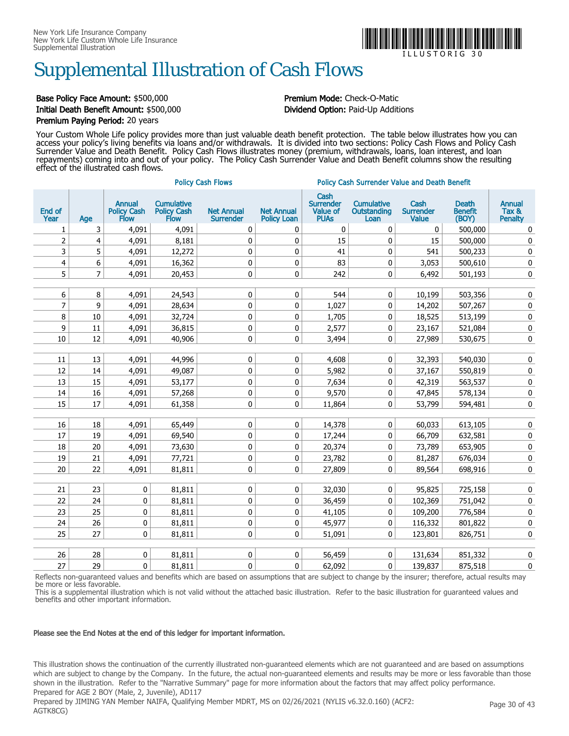New York Life Insurance Company
New York Life Custom Whole Life Insurance
Supplemental Illustration

ILLUSTORIG 30

# Supplemental Illustration of Cash Flows

**Base Policy Face Amount:** $500,000
**Initial Death Benefit Amount:** $500,000
**Premium Paying Period:** 20 years

**Premium Mode:** Check-O-Matic
**Dividend Option:** Paid-Up Additions

Your Custom Whole Life policy provides more than just valuable death benefit protection. The table below illustrates how you can access your policy's living benefits via loans and/or withdrawals. It is divided into two sections: Policy Cash Flows and Policy Cash Surrender Value and Death Benefit. Policy Cash Flows illustrates money (premium, withdrawals, loans, loan interest, and loan repayments) coming into and out of your policy. The Policy Cash Surrender Value and Death Benefit columns show the resulting effect of the illustrated cash flows.

| | | Policy Cash Flows | | | | Policy Cash Surrender Value and Death Benefit | | | | |
|---|---|---|---|---|---|---|---|---|---|---|
| End of Year | Age | Annual Policy Cash Flow | Cumulative Policy Cash Flow | Net Annual Surrender | Net Annual Policy Loan | Cash Surrender Value of PUAs | Cumulative Outstanding Loan | Cash Surrender Value | Death Benefit (BOY) | Annual Tax & Penalty |
| 1 | 3 | 4,091 | 4,091 | 0 | 0 | 0 | 0 | 0 | 500,000 | 0 |
| 2 | 4 | 4,091 | 8,181 | 0 | 0 | 15 | 0 | 15 | 500,000 | 0 |
| 3 | 5 | 4,091 | 12,272 | 0 | 0 | 41 | 0 | 541 | 500,233 | 0 |
| 4 | 6 | 4,091 | 16,362 | 0 | 0 | 83 | 0 | 3,053 | 500,610 | 0 |
| 5 | 7 | 4,091 | 20,453 | 0 | 0 | 242 | 0 | 6,492 | 501,193 | 0 |
| 6 | 8 | 4,091 | 24,543 | 0 | 0 | 544 | 0 | 10,199 | 503,356 | 0 |
| 7 | 9 | 4,091 | 28,634 | 0 | 0 | 1,027 | 0 | 14,202 | 507,267 | 0 |
| 8 | 10 | 4,091 | 32,724 | 0 | 0 | 1,705 | 0 | 18,525 | 513,199 | 0 |
| 9 | 11 | 4,091 | 36,815 | 0 | 0 | 2,577 | 0 | 23,167 | 521,084 | 0 |
| 10 | 12 | 4,091 | 40,906 | 0 | 0 | 3,494 | 0 | 27,989 | 530,675 | 0 |
| 11 | 13 | 4,091 | 44,996 | 0 | 0 | 4,608 | 0 | 32,393 | 540,030 | 0 |
| 12 | 14 | 4,091 | 49,087 | 0 | 0 | 5,982 | 0 | 37,167 | 550,819 | 0 |
| 13 | 15 | 4,091 | 53,177 | 0 | 0 | 7,634 | 0 | 42,319 | 563,537 | 0 |
| 14 | 16 | 4,091 | 57,268 | 0 | 0 | 9,570 | 0 | 47,845 | 578,134 | 0 |
| 15 | 17 | 4,091 | 61,358 | 0 | 0 | 11,864 | 0 | 53,799 | 594,481 | 0 |
| 16 | 18 | 4,091 | 65,449 | 0 | 0 | 14,378 | 0 | 60,033 | 613,105 | 0 |
| 17 | 19 | 4,091 | 69,540 | 0 | 0 | 17,244 | 0 | 66,709 | 632,581 | 0 |
| 18 | 20 | 4,091 | 73,630 | 0 | 0 | 20,374 | 0 | 73,789 | 653,905 | 0 |
| 19 | 21 | 4,091 | 77,721 | 0 | 0 | 23,782 | 0 | 81,287 | 676,034 | 0 |
| 20 | 22 | 4,091 | 81,811 | 0 | 0 | 27,809 | 0 | 89,564 | 698,916 | 0 |
| 21 | 23 | 0 | 81,811 | 0 | 0 | 32,030 | 0 | 95,825 | 725,158 | 0 |
| 22 | 24 | 0 | 81,811 | 0 | 0 | 36,459 | 0 | 102,369 | 751,042 | 0 |
| 23 | 25 | 0 | 81,811 | 0 | 0 | 41,105 | 0 | 109,200 | 776,584 | 0 |
| 24 | 26 | 0 | 81,811 | 0 | 0 | 45,977 | 0 | 116,332 | 801,822 | 0 |
| 25 | 27 | 0 | 81,811 | 0 | 0 | 51,091 | 0 | 123,801 | 826,751 | 0 |
| 26 | 28 | 0 | 81,811 | 0 | 0 | 56,459 | 0 | 131,634 | 851,332 | 0 |
| 27 | 29 | 0 | 81,811 | 0 | 0 | 62,092 | 0 | 139,837 | 875,518 | 0 |

Reflects non-guaranteed values and benefits which are based on assumptions that are subject to change by the insurer; therefore, actual results may be more or less favorable.
This is a supplemental illustration which is not valid without the attached basic illustration. Refer to the basic illustration for guaranteed values and benefits and other important information.

**Please see the End Notes at the end of this ledger for important information.**

This illustration shows the continuation of the currently illustrated non-guaranteed elements which are not guaranteed and are based on assumptions which are subject to change by the Company. In the future, the actual non-guaranteed elements and results may be more or less favorable than those shown in the illustration. Refer to the "Narrative Summary" page for more information about the factors that may affect policy performance.
Prepared for AGE 2 BOY (Male, 2, Juvenile), AD117
Prepared by JIMING YAN Member NAIFA, Qualifying Member MDRT, MS on 02/26/2021 (NYLIS v6.32.0.160) (ACF2: AGTK8CG)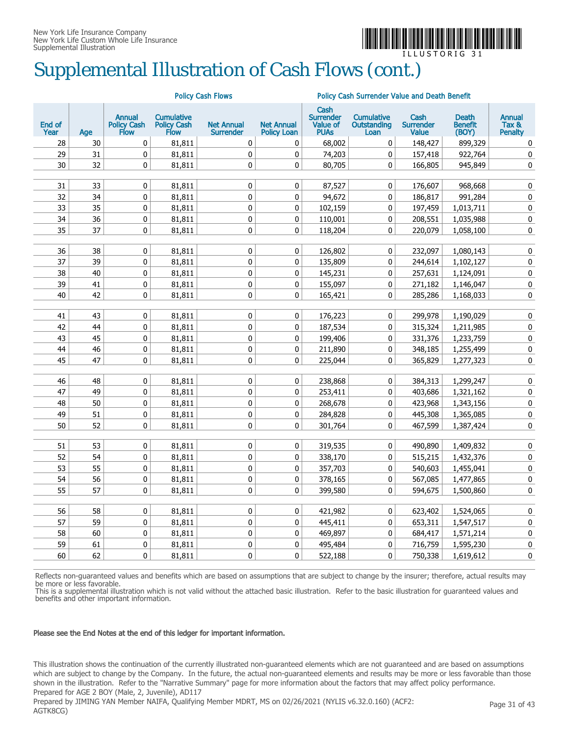# Supplemental Illustration of Cash Flows (cont.)

| | | Policy Cash Flows | | | | Policy Cash Surrender Value and Death Benefit | | | | |
|---|---|---|---|---|---|---|---|---|---|---|
| End of Year | Age | Annual Policy Cash Flow | Cumulative Policy Cash Flow | Net Annual Surrender | Net Annual Policy Loan | Cash Surrender Value of PUAs | Cumulative Outstanding Loan | Cash Surrender Value | Death Benefit (BOY) | Annual Tax & Penalty |
| 28 | 30 | 0 | 81,811 | 0 | 0 | 68,002 | 0 | 148,427 | 899,329 | 0 |
| 29 | 31 | 0 | 81,811 | 0 | 0 | 74,203 | 0 | 157,418 | 922,764 | 0 |
| 30 | 32 | 0 | 81,811 | 0 | 0 | 80,705 | 0 | 166,805 | 945,849 | 0 |
| 31 | 33 | 0 | 81,811 | 0 | 0 | 87,527 | 0 | 176,607 | 968,668 | 0 |
| 32 | 34 | 0 | 81,811 | 0 | 0 | 94,672 | 0 | 186,817 | 991,284 | 0 |
| 33 | 35 | 0 | 81,811 | 0 | 0 | 102,159 | 0 | 197,459 | 1,013,711 | 0 |
| 34 | 36 | 0 | 81,811 | 0 | 0 | 110,001 | 0 | 208,551 | 1,035,988 | 0 |
| 35 | 37 | 0 | 81,811 | 0 | 0 | 118,204 | 0 | 220,079 | 1,058,100 | 0 |
| 36 | 38 | 0 | 81,811 | 0 | 0 | 126,802 | 0 | 232,097 | 1,080,143 | 0 |
| 37 | 39 | 0 | 81,811 | 0 | 0 | 135,809 | 0 | 244,614 | 1,102,127 | 0 |
| 38 | 40 | 0 | 81,811 | 0 | 0 | 145,231 | 0 | 257,631 | 1,124,091 | 0 |
| 39 | 41 | 0 | 81,811 | 0 | 0 | 155,097 | 0 | 271,182 | 1,146,047 | 0 |
| 40 | 42 | 0 | 81,811 | 0 | 0 | 165,421 | 0 | 285,286 | 1,168,033 | 0 |
| 41 | 43 | 0 | 81,811 | 0 | 0 | 176,223 | 0 | 299,978 | 1,190,029 | 0 |
| 42 | 44 | 0 | 81,811 | 0 | 0 | 187,534 | 0 | 315,324 | 1,211,985 | 0 |
| 43 | 45 | 0 | 81,811 | 0 | 0 | 199,406 | 0 | 331,376 | 1,233,759 | 0 |
| 44 | 46 | 0 | 81,811 | 0 | 0 | 211,890 | 0 | 348,185 | 1,255,499 | 0 |
| 45 | 47 | 0 | 81,811 | 0 | 0 | 225,044 | 0 | 365,829 | 1,277,323 | 0 |
| 46 | 48 | 0 | 81,811 | 0 | 0 | 238,868 | 0 | 384,313 | 1,299,247 | 0 |
| 47 | 49 | 0 | 81,811 | 0 | 0 | 253,411 | 0 | 403,686 | 1,321,162 | 0 |
| 48 | 50 | 0 | 81,811 | 0 | 0 | 268,678 | 0 | 423,968 | 1,343,156 | 0 |
| 49 | 51 | 0 | 81,811 | 0 | 0 | 284,828 | 0 | 445,308 | 1,365,085 | 0 |
| 50 | 52 | 0 | 81,811 | 0 | 0 | 301,764 | 0 | 467,599 | 1,387,424 | 0 |
| 51 | 53 | 0 | 81,811 | 0 | 0 | 319,535 | 0 | 490,890 | 1,409,832 | 0 |
| 52 | 54 | 0 | 81,811 | 0 | 0 | 338,170 | 0 | 515,215 | 1,432,376 | 0 |
| 53 | 55 | 0 | 81,811 | 0 | 0 | 357,703 | 0 | 540,603 | 1,455,041 | 0 |
| 54 | 56 | 0 | 81,811 | 0 | 0 | 378,165 | 0 | 567,085 | 1,477,865 | 0 |
| 55 | 57 | 0 | 81,811 | 0 | 0 | 399,580 | 0 | 594,675 | 1,500,860 | 0 |
| 56 | 58 | 0 | 81,811 | 0 | 0 | 421,982 | 0 | 623,402 | 1,524,065 | 0 |
| 57 | 59 | 0 | 81,811 | 0 | 0 | 445,411 | 0 | 653,311 | 1,547,517 | 0 |
| 58 | 60 | 0 | 81,811 | 0 | 0 | 469,897 | 0 | 684,417 | 1,571,214 | 0 |
| 59 | 61 | 0 | 81,811 | 0 | 0 | 495,484 | 0 | 716,759 | 1,595,230 | 0 |
| 60 | 62 | 0 | 81,811 | 0 | 0 | 522,188 | 0 | 750,338 | 1,619,612 | 0 |

Reflects non-guaranteed values and benefits which are based on assumptions that are subject to change by the insurer; therefore, actual results may be more or less favorable.
This is a supplemental illustration which is not valid without the attached basic illustration. Refer to the basic illustration for guaranteed values and benefits and other important information.

**Please see the End Notes at the end of this ledger for important information.**

This illustration shows the continuation of the currently illustrated non-guaranteed elements which are not guaranteed and are based on assumptions which are subject to change by the Company. In the future, the actual non-guaranteed elements and results may be more or less favorable than those shown in the illustration. Refer to the "Narrative Summary" page for more information about the factors that may affect policy performance.
Prepared for AGE 2 BOY (Male, 2, Juvenile), AD117
Prepared by JIMING YAN Member NAIFA, Qualifying Member MDRT, MS on 02/26/2021 (NYLIS v6.32.0.160) (ACF2: AGTK8CG)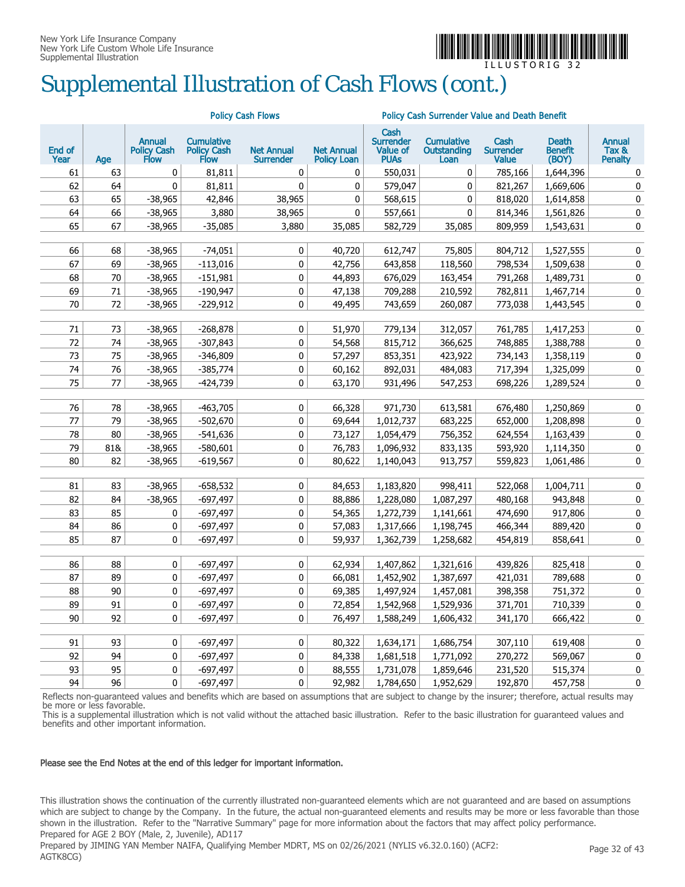New York Life Insurance Company
New York Life Custom Whole Life Insurance
Supplemental Illustration

ILLUSTORIG 32

# Supplemental Illustration of Cash Flows (cont.)

| | | Policy Cash Flows | | | | Policy Cash Surrender Value and Death Benefit | | | | |
|---|---|---|---|---|---|---|---|---|---|---|
| End of Year | Age | Annual Policy Cash Flow | Cumulative Policy Cash Flow | Net Annual Surrender | Net Annual Policy Loan | Cash Surrender Value of PUAs | Cumulative Outstanding Loan | Cash Surrender Value | Death Benefit (BOY) | Annual Tax & Penalty |
| 61 | 63 | 0 | 81,811 | 0 | 0 | 550,031 | 0 | 785,166 | 1,644,396 | 0 |
| 62 | 64 | 0 | 81,811 | 0 | 0 | 579,047 | 0 | 821,267 | 1,669,606 | 0 |
| 63 | 65 | -38,965 | 42,846 | 38,965 | 0 | 568,615 | 0 | 818,020 | 1,614,858 | 0 |
| 64 | 66 | -38,965 | 3,880 | 38,965 | 0 | 557,661 | 0 | 814,346 | 1,561,826 | 0 |
| 65 | 67 | -38,965 | -35,085 | 3,880 | 35,085 | 582,729 | 35,085 | 809,959 | 1,543,631 | 0 |
| 66 | 68 | -38,965 | -74,051 | 0 | 40,720 | 612,747 | 75,805 | 804,712 | 1,527,555 | 0 |
| 67 | 69 | -38,965 | -113,016 | 0 | 42,756 | 643,858 | 118,560 | 798,534 | 1,509,638 | 0 |
| 68 | 70 | -38,965 | -151,981 | 0 | 44,893 | 676,029 | 163,454 | 791,268 | 1,489,731 | 0 |
| 69 | 71 | -38,965 | -190,947 | 0 | 47,138 | 709,288 | 210,592 | 782,811 | 1,467,714 | 0 |
| 70 | 72 | -38,965 | -229,912 | 0 | 49,495 | 743,659 | 260,087 | 773,038 | 1,443,545 | 0 |
| 71 | 73 | -38,965 | -268,878 | 0 | 51,970 | 779,134 | 312,057 | 761,785 | 1,417,253 | 0 |
| 72 | 74 | -38,965 | -307,843 | 0 | 54,568 | 815,712 | 366,625 | 748,885 | 1,388,788 | 0 |
| 73 | 75 | -38,965 | -346,809 | 0 | 57,297 | 853,351 | 423,922 | 734,143 | 1,358,119 | 0 |
| 74 | 76 | -38,965 | -385,774 | 0 | 60,162 | 892,031 | 484,083 | 717,394 | 1,325,099 | 0 |
| 75 | 77 | -38,965 | -424,739 | 0 | 63,170 | 931,496 | 547,253 | 698,226 | 1,289,524 | 0 |
| 76 | 78 | -38,965 | -463,705 | 0 | 66,328 | 971,730 | 613,581 | 676,480 | 1,250,869 | 0 |
| 77 | 79 | -38,965 | -502,670 | 0 | 69,644 | 1,012,737 | 683,225 | 652,000 | 1,208,898 | 0 |
| 78 | 80 | -38,965 | -541,636 | 0 | 73,127 | 1,054,479 | 756,352 | 624,554 | 1,163,439 | 0 |
| 79 | 81& | -38,965 | -580,601 | 0 | 76,783 | 1,096,932 | 833,135 | 593,920 | 1,114,350 | 0 |
| 80 | 82 | -38,965 | -619,567 | 0 | 80,622 | 1,140,043 | 913,757 | 559,823 | 1,061,486 | 0 |
| 81 | 83 | -38,965 | -658,532 | 0 | 84,653 | 1,183,820 | 998,411 | 522,068 | 1,004,711 | 0 |
| 82 | 84 | -38,965 | -697,497 | 0 | 88,886 | 1,228,080 | 1,087,297 | 480,168 | 943,848 | 0 |
| 83 | 85 | 0 | -697,497 | 0 | 54,365 | 1,272,739 | 1,141,661 | 474,690 | 917,806 | 0 |
| 84 | 86 | 0 | -697,497 | 0 | 57,083 | 1,317,666 | 1,198,745 | 466,344 | 889,420 | 0 |
| 85 | 87 | 0 | -697,497 | 0 | 59,937 | 1,362,739 | 1,258,682 | 454,819 | 858,641 | 0 |
| 86 | 88 | 0 | -697,497 | 0 | 62,934 | 1,407,862 | 1,321,616 | 439,826 | 825,418 | 0 |
| 87 | 89 | 0 | -697,497 | 0 | 66,081 | 1,452,902 | 1,387,697 | 421,031 | 789,688 | 0 |
| 88 | 90 | 0 | -697,497 | 0 | 69,385 | 1,497,924 | 1,457,081 | 398,358 | 751,372 | 0 |
| 89 | 91 | 0 | -697,497 | 0 | 72,854 | 1,542,968 | 1,529,936 | 371,701 | 710,339 | 0 |
| 90 | 92 | 0 | -697,497 | 0 | 76,497 | 1,588,249 | 1,606,432 | 341,170 | 666,422 | 0 |
| 91 | 93 | 0 | -697,497 | 0 | 80,322 | 1,634,171 | 1,686,754 | 307,110 | 619,408 | 0 |
| 92 | 94 | 0 | -697,497 | 0 | 84,338 | 1,681,518 | 1,771,092 | 270,272 | 569,067 | 0 |
| 93 | 95 | 0 | -697,497 | 0 | 88,555 | 1,731,078 | 1,859,646 | 231,520 | 515,374 | 0 |
| 94 | 96 | 0 | -697,497 | 0 | 92,982 | 1,784,650 | 1,952,629 | 192,870 | 457,758 | 0 |

Reflects non-guaranteed values and benefits which are based on assumptions that are subject to change by the insurer; therefore, actual results may be more or less favorable.
This is a supplemental illustration which is not valid without the attached basic illustration. Refer to the basic illustration for guaranteed values and benefits and other important information.

**Please see the End Notes at the end of this ledger for important information.**

This illustration shows the continuation of the currently illustrated non-guaranteed elements which are not guaranteed and are based on assumptions which are subject to change by the Company. In the future, the actual non-guaranteed elements and results may be more or less favorable than those shown in the illustration. Refer to the "Narrative Summary" page for more information about the factors that may affect policy performance.
Prepared for AGE 2 BOY (Male, 2, Juvenile), AD117
Prepared by JIMING YAN Member NAIFA, Qualifying Member MDRT, MS on 02/26/2021 (NYLIS v6.32.0.160) (ACF2: AGTK8CG)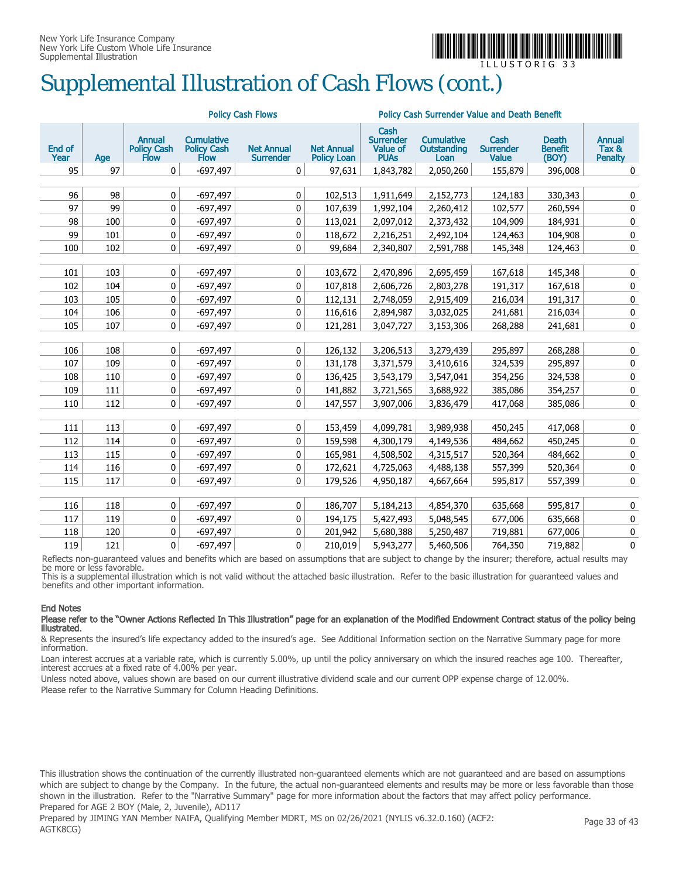# Supplemental Illustration of Cash Flows (cont.)

| | | Policy Cash Flows | | | | Policy Cash Surrender Value and Death Benefit | | | | |
|---|---|---|---|---|---|---|---|---|---|---|
| End of Year | Age | Annual Policy Cash Flow | Cumulative Policy Cash Flow | Net Annual Surrender | Net Annual Policy Loan | Cash Surrender Value of PUAs | Cumulative Outstanding Loan | Cash Surrender Value | Death Benefit (BOY) | Annual Tax & Penalty |
| 95 | 97 | 0 | -697,497 | 0 | 97,631 | 1,843,782 | 2,050,260 | 155,879 | 396,008 | 0 |
| 96 | 98 | 0 | -697,497 | 0 | 102,513 | 1,911,649 | 2,152,773 | 124,183 | 330,343 | 0 |
| 97 | 99 | 0 | -697,497 | 0 | 107,639 | 1,992,104 | 2,260,412 | 102,577 | 260,594 | 0 |
| 98 | 100 | 0 | -697,497 | 0 | 113,021 | 2,097,012 | 2,373,432 | 104,909 | 184,931 | 0 |
| 99 | 101 | 0 | -697,497 | 0 | 118,672 | 2,216,251 | 2,492,104 | 124,463 | 104,908 | 0 |
| 100 | 102 | 0 | -697,497 | 0 | 99,684 | 2,340,807 | 2,591,788 | 145,348 | 124,463 | 0 |
| 101 | 103 | 0 | -697,497 | 0 | 103,672 | 2,470,896 | 2,695,459 | 167,618 | 145,348 | 0 |
| 102 | 104 | 0 | -697,497 | 0 | 107,818 | 2,606,726 | 2,803,278 | 191,317 | 167,618 | 0 |
| 103 | 105 | 0 | -697,497 | 0 | 112,131 | 2,748,059 | 2,915,409 | 216,034 | 191,317 | 0 |
| 104 | 106 | 0 | -697,497 | 0 | 116,616 | 2,894,987 | 3,032,025 | 241,681 | 216,034 | 0 |
| 105 | 107 | 0 | -697,497 | 0 | 121,281 | 3,047,727 | 3,153,306 | 268,288 | 241,681 | 0 |
| 106 | 108 | 0 | -697,497 | 0 | 126,132 | 3,206,513 | 3,279,439 | 295,897 | 268,288 | 0 |
| 107 | 109 | 0 | -697,497 | 0 | 131,178 | 3,371,579 | 3,410,616 | 324,539 | 295,897 | 0 |
| 108 | 110 | 0 | -697,497 | 0 | 136,425 | 3,543,179 | 3,547,041 | 354,256 | 324,538 | 0 |
| 109 | 111 | 0 | -697,497 | 0 | 141,882 | 3,721,565 | 3,688,922 | 385,086 | 354,257 | 0 |
| 110 | 112 | 0 | -697,497 | 0 | 147,557 | 3,907,006 | 3,836,479 | 417,068 | 385,086 | 0 |
| 111 | 113 | 0 | -697,497 | 0 | 153,459 | 4,099,781 | 3,989,938 | 450,245 | 417,068 | 0 |
| 112 | 114 | 0 | -697,497 | 0 | 159,598 | 4,300,179 | 4,149,536 | 484,662 | 450,245 | 0 |
| 113 | 115 | 0 | -697,497 | 0 | 165,981 | 4,508,502 | 4,315,517 | 520,364 | 484,662 | 0 |
| 114 | 116 | 0 | -697,497 | 0 | 172,621 | 4,725,063 | 4,488,138 | 557,399 | 520,364 | 0 |
| 115 | 117 | 0 | -697,497 | 0 | 179,526 | 4,950,187 | 4,667,664 | 595,817 | 557,399 | 0 |
| 116 | 118 | 0 | -697,497 | 0 | 186,707 | 5,184,213 | 4,854,370 | 635,668 | 595,817 | 0 |
| 117 | 119 | 0 | -697,497 | 0 | 194,175 | 5,427,493 | 5,048,545 | 677,006 | 635,668 | 0 |
| 118 | 120 | 0 | -697,497 | 0 | 201,942 | 5,680,388 | 5,250,487 | 719,881 | 677,006 | 0 |
| 119 | 121 | 0 | -697,497 | 0 | 210,019 | 5,943,277 | 5,460,506 | 764,350 | 719,882 | 0 |

Reflects non-guaranteed values and benefits which are based on assumptions that are subject to change by the insurer; therefore, actual results may be more or less favorable.
This is a supplemental illustration which is not valid without the attached basic illustration. Refer to the basic illustration for guaranteed values and benefits and other important information.

**End Notes**

**Please refer to the "Owner Actions Reflected In This Illustration" page for an explanation of the Modified Endowment Contract status of the policy being illustrated.**

& Represents the insured's life expectancy added to the insured's age. See Additional Information section on the Narrative Summary page for more information.

Loan interest accrues at a variable rate, which is currently 5.00%, up until the policy anniversary on which the insured reaches age 100. Thereafter, interest accrues at a fixed rate of 4.00% per year.

Unless noted above, values shown are based on our current illustrative dividend scale and our current OPP expense charge of 12.00%.

Please refer to the Narrative Summary for Column Heading Definitions.

This illustration shows the continuation of the currently illustrated non-guaranteed elements which are not guaranteed and are based on assumptions which are subject to change by the Company. In the future, the actual non-guaranteed elements and results may be more or less favorable than those shown in the illustration. Refer to the "Narrative Summary" page for more information about the factors that may affect policy performance.
Prepared for AGE 2 BOY (Male, 2, Juvenile), AD117
Prepared by JIMING YAN Member NAIFA, Qualifying Member MDRT, MS on 02/26/2021 (NYLIS v6.32.0.160) (ACF2: AGTK8CG)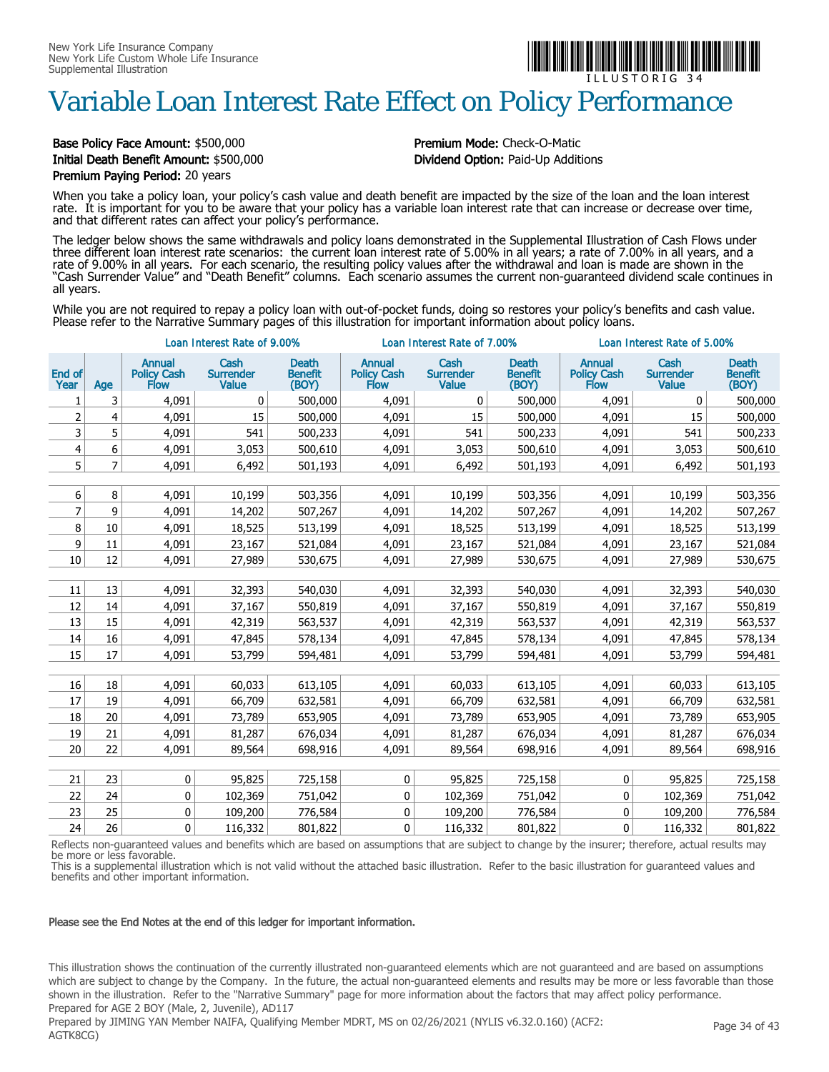New York Life Insurance Company
New York Life Custom Whole Life Insurance
Supplemental Illustration

# Variable Loan Interest Rate Effect on Policy Performance

**Base Policy Face Amount:** $500,000
**Initial Death Benefit Amount:** $500,000
**Premium Paying Period:** 20 years

**Premium Mode:** Check-O-Matic
**Dividend Option:** Paid-Up Additions

When you take a policy loan, your policy's cash value and death benefit are impacted by the size of the loan and the loan interest rate. It is important for you to be aware that your policy has a variable loan interest rate that can increase or decrease over time, and that different rates can affect your policy's performance.

The ledger below shows the same withdrawals and policy loans demonstrated in the Supplemental Illustration of Cash Flows under three different loan interest rate scenarios: the current loan interest rate of 5.00% in all years; a rate of 7.00% in all years, and a rate of 9.00% in all years. For each scenario, the resulting policy values after the withdrawal and loan is made are shown in the "Cash Surrender Value" and "Death Benefit" columns. Each scenario assumes the current non-guaranteed dividend scale continues in all years.

While you are not required to repay a policy loan with out-of-pocket funds, doing so restores your policy's benefits and cash value. Please refer to the Narrative Summary pages of this illustration for important information about policy loans.

| | | Loan Interest Rate of 9.00% | | | Loan Interest Rate of 7.00% | | | Loan Interest Rate of 5.00% | | |
|---|---|---|---|---|---|---|---|---|---|---|
| End of Year | Age | Annual Policy Cash Flow | Cash Surrender Value | Death Benefit (BOY) | Annual Policy Cash Flow | Cash Surrender Value | Death Benefit (BOY) | Annual Policy Cash Flow | Cash Surrender Value | Death Benefit (BOY) |
| 1 | 3 | 4,091 | 0 | 500,000 | 4,091 | 0 | 500,000 | 4,091 | 0 | 500,000 |
| 2 | 4 | 4,091 | 15 | 500,000 | 4,091 | 15 | 500,000 | 4,091 | 15 | 500,000 |
| 3 | 5 | 4,091 | 541 | 500,233 | 4,091 | 541 | 500,233 | 4,091 | 541 | 500,233 |
| 4 | 6 | 4,091 | 3,053 | 500,610 | 4,091 | 3,053 | 500,610 | 4,091 | 3,053 | 500,610 |
| 5 | 7 | 4,091 | 6,492 | 501,193 | 4,091 | 6,492 | 501,193 | 4,091 | 6,492 | 501,193 |
| 6 | 8 | 4,091 | 10,199 | 503,356 | 4,091 | 10,199 | 503,356 | 4,091 | 10,199 | 503,356 |
| 7 | 9 | 4,091 | 14,202 | 507,267 | 4,091 | 14,202 | 507,267 | 4,091 | 14,202 | 507,267 |
| 8 | 10 | 4,091 | 18,525 | 513,199 | 4,091 | 18,525 | 513,199 | 4,091 | 18,525 | 513,199 |
| 9 | 11 | 4,091 | 23,167 | 521,084 | 4,091 | 23,167 | 521,084 | 4,091 | 23,167 | 521,084 |
| 10 | 12 | 4,091 | 27,989 | 530,675 | 4,091 | 27,989 | 530,675 | 4,091 | 27,989 | 530,675 |
| 11 | 13 | 4,091 | 32,393 | 540,030 | 4,091 | 32,393 | 540,030 | 4,091 | 32,393 | 540,030 |
| 12 | 14 | 4,091 | 37,167 | 550,819 | 4,091 | 37,167 | 550,819 | 4,091 | 37,167 | 550,819 |
| 13 | 15 | 4,091 | 42,319 | 563,537 | 4,091 | 42,319 | 563,537 | 4,091 | 42,319 | 563,537 |
| 14 | 16 | 4,091 | 47,845 | 578,134 | 4,091 | 47,845 | 578,134 | 4,091 | 47,845 | 578,134 |
| 15 | 17 | 4,091 | 53,799 | 594,481 | 4,091 | 53,799 | 594,481 | 4,091 | 53,799 | 594,481 |
| 16 | 18 | 4,091 | 60,033 | 613,105 | 4,091 | 60,033 | 613,105 | 4,091 | 60,033 | 613,105 |
| 17 | 19 | 4,091 | 66,709 | 632,581 | 4,091 | 66,709 | 632,581 | 4,091 | 66,709 | 632,581 |
| 18 | 20 | 4,091 | 73,789 | 653,905 | 4,091 | 73,789 | 653,905 | 4,091 | 73,789 | 653,905 |
| 19 | 21 | 4,091 | 81,287 | 676,034 | 4,091 | 81,287 | 676,034 | 4,091 | 81,287 | 676,034 |
| 20 | 22 | 4,091 | 89,564 | 698,916 | 4,091 | 89,564 | 698,916 | 4,091 | 89,564 | 698,916 |
| 21 | 23 | 0 | 95,825 | 725,158 | 0 | 95,825 | 725,158 | 0 | 95,825 | 725,158 |
| 22 | 24 | 0 | 102,369 | 751,042 | 0 | 102,369 | 751,042 | 0 | 102,369 | 751,042 |
| 23 | 25 | 0 | 109,200 | 776,584 | 0 | 109,200 | 776,584 | 0 | 109,200 | 776,584 |
| 24 | 26 | 0 | 116,332 | 801,822 | 0 | 116,332 | 801,822 | 0 | 116,332 | 801,822 |

Reflects non-guaranteed values and benefits which are based on assumptions that are subject to change by the insurer; therefore, actual results may be more or less favorable.
This is a supplemental illustration which is not valid without the attached basic illustration. Refer to the basic illustration for guaranteed values and benefits and other important information.

**Please see the End Notes at the end of this ledger for important information.**

This illustration shows the continuation of the currently illustrated non-guaranteed elements which are not guaranteed and are based on assumptions which are subject to change by the Company. In the future, the actual non-guaranteed elements and results may be more or less favorable than those shown in the illustration. Refer to the "Narrative Summary" page for more information about the factors that may affect policy performance.
Prepared for AGE 2 BOY (Male, 2, Juvenile), AD117
Prepared by JIMING YAN Member NAIFA, Qualifying Member MDRT, MS on 02/26/2021 (NYLIS v6.32.0.160) (ACF2: AGTK8CG)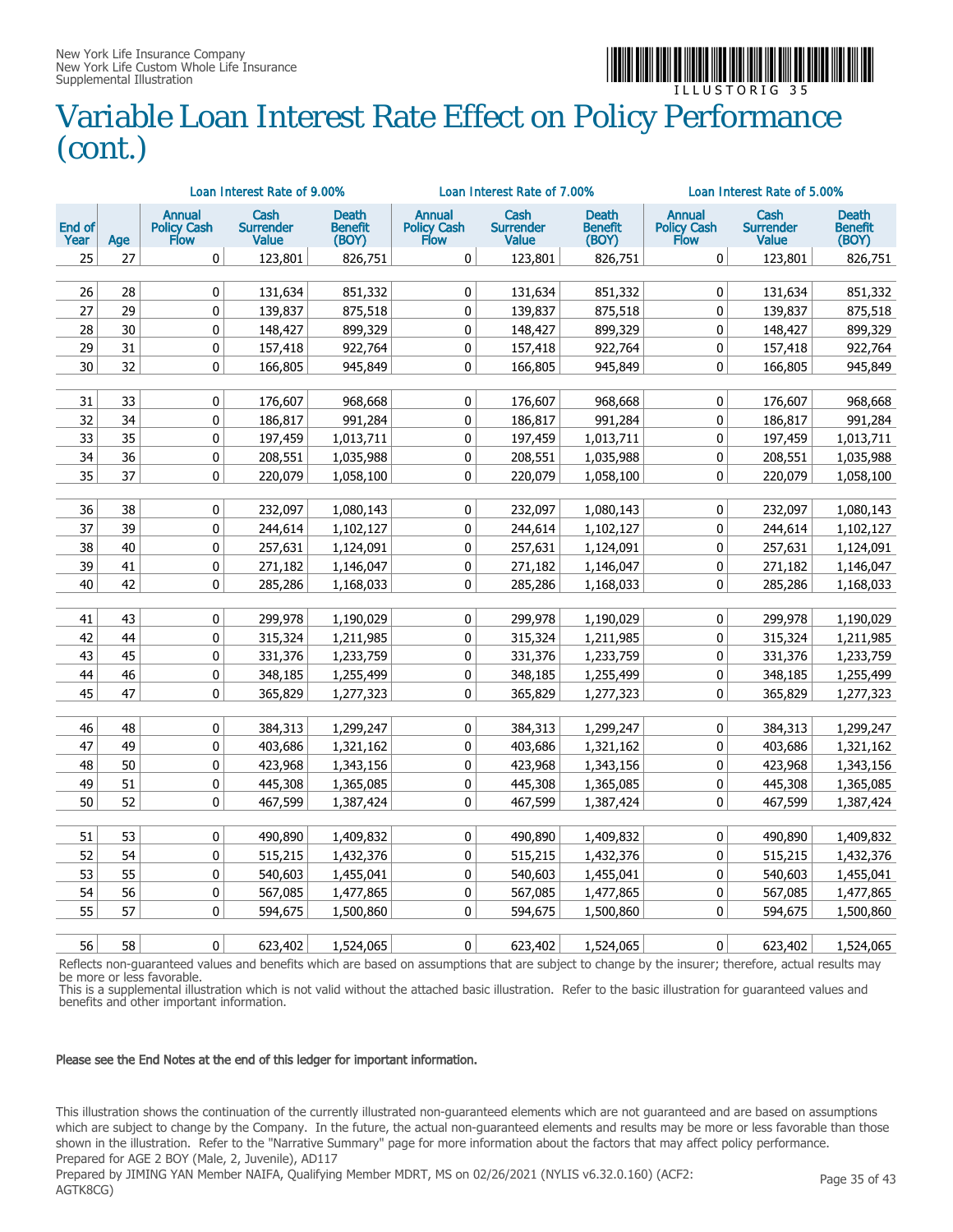New York Life Insurance Company
New York Life Custom Whole Life Insurance
Supplemental Illustration

ILLUSTORIG 35

# Variable Loan Interest Rate Effect on Policy Performance (cont.)

| | | Loan Interest Rate of 9.00% | | | Loan Interest Rate of 7.00% | | | Loan Interest Rate of 5.00% | | |
|---|---|---|---|---|---|---|---|---|---|---|
| End of Year | Age | Annual Policy Cash Flow | Cash Surrender Value | Death Benefit (BOY) | Annual Policy Cash Flow | Cash Surrender Value | Death Benefit (BOY) | Annual Policy Cash Flow | Cash Surrender Value | Death Benefit (BOY) |
| 25 | 27 | 0 | 123,801 | 826,751 | 0 | 123,801 | 826,751 | 0 | 123,801 | 826,751 |
| 26 | 28 | 0 | 131,634 | 851,332 | 0 | 131,634 | 851,332 | 0 | 131,634 | 851,332 |
| 27 | 29 | 0 | 139,837 | 875,518 | 0 | 139,837 | 875,518 | 0 | 139,837 | 875,518 |
| 28 | 30 | 0 | 148,427 | 899,329 | 0 | 148,427 | 899,329 | 0 | 148,427 | 899,329 |
| 29 | 31 | 0 | 157,418 | 922,764 | 0 | 157,418 | 922,764 | 0 | 157,418 | 922,764 |
| 30 | 32 | 0 | 166,805 | 945,849 | 0 | 166,805 | 945,849 | 0 | 166,805 | 945,849 |
| 31 | 33 | 0 | 176,607 | 968,668 | 0 | 176,607 | 968,668 | 0 | 176,607 | 968,668 |
| 32 | 34 | 0 | 186,817 | 991,284 | 0 | 186,817 | 991,284 | 0 | 186,817 | 991,284 |
| 33 | 35 | 0 | 197,459 | 1,013,711 | 0 | 197,459 | 1,013,711 | 0 | 197,459 | 1,013,711 |
| 34 | 36 | 0 | 208,551 | 1,035,988 | 0 | 208,551 | 1,035,988 | 0 | 208,551 | 1,035,988 |
| 35 | 37 | 0 | 220,079 | 1,058,100 | 0 | 220,079 | 1,058,100 | 0 | 220,079 | 1,058,100 |
| 36 | 38 | 0 | 232,097 | 1,080,143 | 0 | 232,097 | 1,080,143 | 0 | 232,097 | 1,080,143 |
| 37 | 39 | 0 | 244,614 | 1,102,127 | 0 | 244,614 | 1,102,127 | 0 | 244,614 | 1,102,127 |
| 38 | 40 | 0 | 257,631 | 1,124,091 | 0 | 257,631 | 1,124,091 | 0 | 257,631 | 1,124,091 |
| 39 | 41 | 0 | 271,182 | 1,146,047 | 0 | 271,182 | 1,146,047 | 0 | 271,182 | 1,146,047 |
| 40 | 42 | 0 | 285,286 | 1,168,033 | 0 | 285,286 | 1,168,033 | 0 | 285,286 | 1,168,033 |
| 41 | 43 | 0 | 299,978 | 1,190,029 | 0 | 299,978 | 1,190,029 | 0 | 299,978 | 1,190,029 |
| 42 | 44 | 0 | 315,324 | 1,211,985 | 0 | 315,324 | 1,211,985 | 0 | 315,324 | 1,211,985 |
| 43 | 45 | 0 | 331,376 | 1,233,759 | 0 | 331,376 | 1,233,759 | 0 | 331,376 | 1,233,759 |
| 44 | 46 | 0 | 348,185 | 1,255,499 | 0 | 348,185 | 1,255,499 | 0 | 348,185 | 1,255,499 |
| 45 | 47 | 0 | 365,829 | 1,277,323 | 0 | 365,829 | 1,277,323 | 0 | 365,829 | 1,277,323 |
| 46 | 48 | 0 | 384,313 | 1,299,247 | 0 | 384,313 | 1,299,247 | 0 | 384,313 | 1,299,247 |
| 47 | 49 | 0 | 403,686 | 1,321,162 | 0 | 403,686 | 1,321,162 | 0 | 403,686 | 1,321,162 |
| 48 | 50 | 0 | 423,968 | 1,343,156 | 0 | 423,968 | 1,343,156 | 0 | 423,968 | 1,343,156 |
| 49 | 51 | 0 | 445,308 | 1,365,085 | 0 | 445,308 | 1,365,085 | 0 | 445,308 | 1,365,085 |
| 50 | 52 | 0 | 467,599 | 1,387,424 | 0 | 467,599 | 1,387,424 | 0 | 467,599 | 1,387,424 |
| 51 | 53 | 0 | 490,890 | 1,409,832 | 0 | 490,890 | 1,409,832 | 0 | 490,890 | 1,409,832 |
| 52 | 54 | 0 | 515,215 | 1,432,376 | 0 | 515,215 | 1,432,376 | 0 | 515,215 | 1,432,376 |
| 53 | 55 | 0 | 540,603 | 1,455,041 | 0 | 540,603 | 1,455,041 | 0 | 540,603 | 1,455,041 |
| 54 | 56 | 0 | 567,085 | 1,477,865 | 0 | 567,085 | 1,477,865 | 0 | 567,085 | 1,477,865 |
| 55 | 57 | 0 | 594,675 | 1,500,860 | 0 | 594,675 | 1,500,860 | 0 | 594,675 | 1,500,860 |
| 56 | 58 | 0 | 623,402 | 1,524,065 | 0 | 623,402 | 1,524,065 | 0 | 623,402 | 1,524,065 |

Reflects non-guaranteed values and benefits which are based on assumptions that are subject to change by the insurer; therefore, actual results may be more or less favorable.
This is a supplemental illustration which is not valid without the attached basic illustration. Refer to the basic illustration for guaranteed values and benefits and other important information.

**Please see the End Notes at the end of this ledger for important information.**

This illustration shows the continuation of the currently illustrated non-guaranteed elements which are not guaranteed and are based on assumptions which are subject to change by the Company. In the future, the actual non-guaranteed elements and results may be more or less favorable than those shown in the illustration. Refer to the "Narrative Summary" page for more information about the factors that may affect policy performance.
Prepared for AGE 2 BOY (Male, 2, Juvenile), AD117
Prepared by JIMING YAN Member NAIFA, Qualifying Member MDRT, MS on 02/26/2021 (NYLIS v6.32.0.160) (ACF2: AGTK8CG)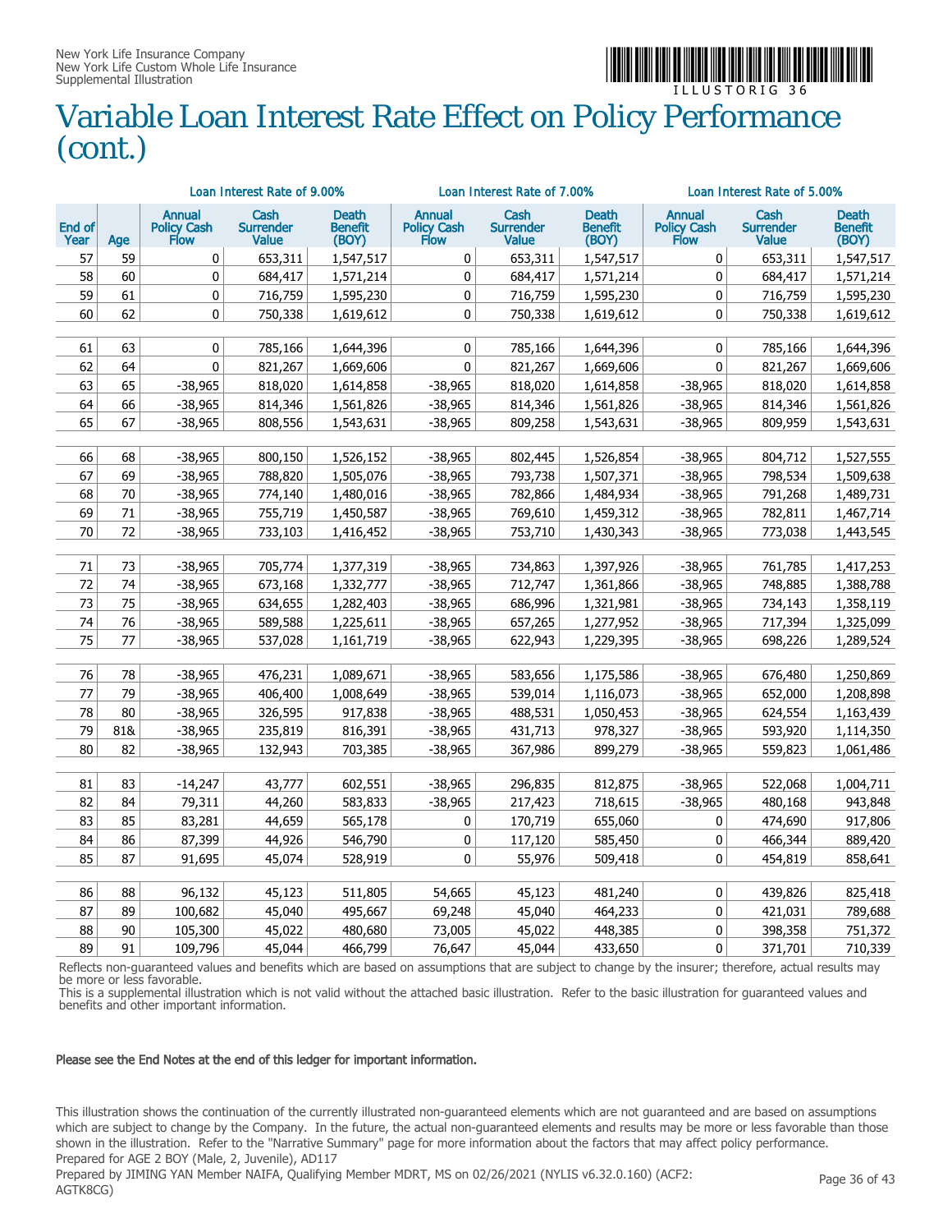New York Life Insurance Company
New York Life Custom Whole Life Insurance
Supplemental Illustration

ILLUSTORIG 36

# Variable Loan Interest Rate Effect on Policy Performance (cont.)

| | | Loan Interest Rate of 9.00% | | | Loan Interest Rate of 7.00% | | | Loan Interest Rate of 5.00% | | |
|---|---|---|---|---|---|---|---|---|---|---|
| End of Year | Age | Annual Policy Cash Flow | Cash Surrender Value | Death Benefit (BOY) | Annual Policy Cash Flow | Cash Surrender Value | Death Benefit (BOY) | Annual Policy Cash Flow | Cash Surrender Value | Death Benefit (BOY) |
| 57 | 59 | 0 | 653,311 | 1,547,517 | 0 | 653,311 | 1,547,517 | 0 | 653,311 | 1,547,517 |
| 58 | 60 | 0 | 684,417 | 1,571,214 | 0 | 684,417 | 1,571,214 | 0 | 684,417 | 1,571,214 |
| 59 | 61 | 0 | 716,759 | 1,595,230 | 0 | 716,759 | 1,595,230 | 0 | 716,759 | 1,595,230 |
| 60 | 62 | 0 | 750,338 | 1,619,612 | 0 | 750,338 | 1,619,612 | 0 | 750,338 | 1,619,612 |
| 61 | 63 | 0 | 785,166 | 1,644,396 | 0 | 785,166 | 1,644,396 | 0 | 785,166 | 1,644,396 |
| 62 | 64 | 0 | 821,267 | 1,669,606 | 0 | 821,267 | 1,669,606 | 0 | 821,267 | 1,669,606 |
| 63 | 65 | -38,965 | 818,020 | 1,614,858 | -38,965 | 818,020 | 1,614,858 | -38,965 | 818,020 | 1,614,858 |
| 64 | 66 | -38,965 | 814,346 | 1,561,826 | -38,965 | 814,346 | 1,561,826 | -38,965 | 814,346 | 1,561,826 |
| 65 | 67 | -38,965 | 808,556 | 1,543,631 | -38,965 | 809,258 | 1,543,631 | -38,965 | 809,959 | 1,543,631 |
| 66 | 68 | -38,965 | 800,150 | 1,526,152 | -38,965 | 802,445 | 1,526,854 | -38,965 | 804,712 | 1,527,555 |
| 67 | 69 | -38,965 | 788,820 | 1,505,076 | -38,965 | 793,738 | 1,507,371 | -38,965 | 798,534 | 1,509,638 |
| 68 | 70 | -38,965 | 774,140 | 1,480,016 | -38,965 | 782,866 | 1,484,934 | -38,965 | 791,268 | 1,489,731 |
| 69 | 71 | -38,965 | 755,719 | 1,450,587 | -38,965 | 769,610 | 1,459,312 | -38,965 | 782,811 | 1,467,714 |
| 70 | 72 | -38,965 | 733,103 | 1,416,452 | -38,965 | 753,710 | 1,430,343 | -38,965 | 773,038 | 1,443,545 |
| 71 | 73 | -38,965 | 705,774 | 1,377,319 | -38,965 | 734,863 | 1,397,926 | -38,965 | 761,785 | 1,417,253 |
| 72 | 74 | -38,965 | 673,168 | 1,332,777 | -38,965 | 712,747 | 1,361,866 | -38,965 | 748,885 | 1,388,788 |
| 73 | 75 | -38,965 | 634,655 | 1,282,403 | -38,965 | 686,996 | 1,321,981 | -38,965 | 734,143 | 1,358,119 |
| 74 | 76 | -38,965 | 589,588 | 1,225,611 | -38,965 | 657,265 | 1,277,952 | -38,965 | 717,394 | 1,325,099 |
| 75 | 77 | -38,965 | 537,028 | 1,161,719 | -38,965 | 622,943 | 1,229,395 | -38,965 | 698,226 | 1,289,524 |
| 76 | 78 | -38,965 | 476,231 | 1,089,671 | -38,965 | 583,656 | 1,175,586 | -38,965 | 676,480 | 1,250,869 |
| 77 | 79 | -38,965 | 406,400 | 1,008,649 | -38,965 | 539,014 | 1,116,073 | -38,965 | 652,000 | 1,208,898 |
| 78 | 80 | -38,965 | 326,595 | 917,838 | -38,965 | 488,531 | 1,050,453 | -38,965 | 624,554 | 1,163,439 |
| 79 | 81& | -38,965 | 235,819 | 816,391 | -38,965 | 431,713 | 978,327 | -38,965 | 593,920 | 1,114,350 |
| 80 | 82 | -38,965 | 132,943 | 703,385 | -38,965 | 367,986 | 899,279 | -38,965 | 559,823 | 1,061,486 |
| 81 | 83 | -14,247 | 43,777 | 602,551 | -38,965 | 296,835 | 812,875 | -38,965 | 522,068 | 1,004,711 |
| 82 | 84 | 79,311 | 44,260 | 583,833 | -38,965 | 217,423 | 718,615 | -38,965 | 480,168 | 943,848 |
| 83 | 85 | 83,281 | 44,659 | 565,178 | 0 | 170,719 | 655,060 | 0 | 474,690 | 917,806 |
| 84 | 86 | 87,399 | 44,926 | 546,790 | 0 | 117,120 | 585,450 | 0 | 466,344 | 889,420 |
| 85 | 87 | 91,695 | 45,074 | 528,919 | 0 | 55,976 | 509,418 | 0 | 454,819 | 858,641 |
| 86 | 88 | 96,132 | 45,123 | 511,805 | 54,665 | 45,123 | 481,240 | 0 | 439,826 | 825,418 |
| 87 | 89 | 100,682 | 45,040 | 495,667 | 69,248 | 45,040 | 464,233 | 0 | 421,031 | 789,688 |
| 88 | 90 | 105,300 | 45,022 | 480,680 | 73,005 | 45,022 | 448,385 | 0 | 398,358 | 751,372 |
| 89 | 91 | 109,796 | 45,044 | 466,799 | 76,647 | 45,044 | 433,650 | 0 | 371,701 | 710,339 |

Reflects non-guaranteed values and benefits which are based on assumptions that are subject to change by the insurer; therefore, actual results may be more or less favorable.
This is a supplemental illustration which is not valid without the attached basic illustration. Refer to the basic illustration for guaranteed values and benefits and other important information.

**Please see the End Notes at the end of this ledger for important information.**

This illustration shows the continuation of the currently illustrated non-guaranteed elements which are not guaranteed and are based on assumptions which are subject to change by the Company. In the future, the actual non-guaranteed elements and results may be more or less favorable than those shown in the illustration. Refer to the "Narrative Summary" page for more information about the factors that may affect policy performance.
Prepared for AGE 2 BOY (Male, 2, Juvenile), AD117
Prepared by JIMING YAN Member NAIFA, Qualifying Member MDRT, MS on 02/26/2021 (NYLIS v6.32.0.160) (ACF2: AGTK8CG)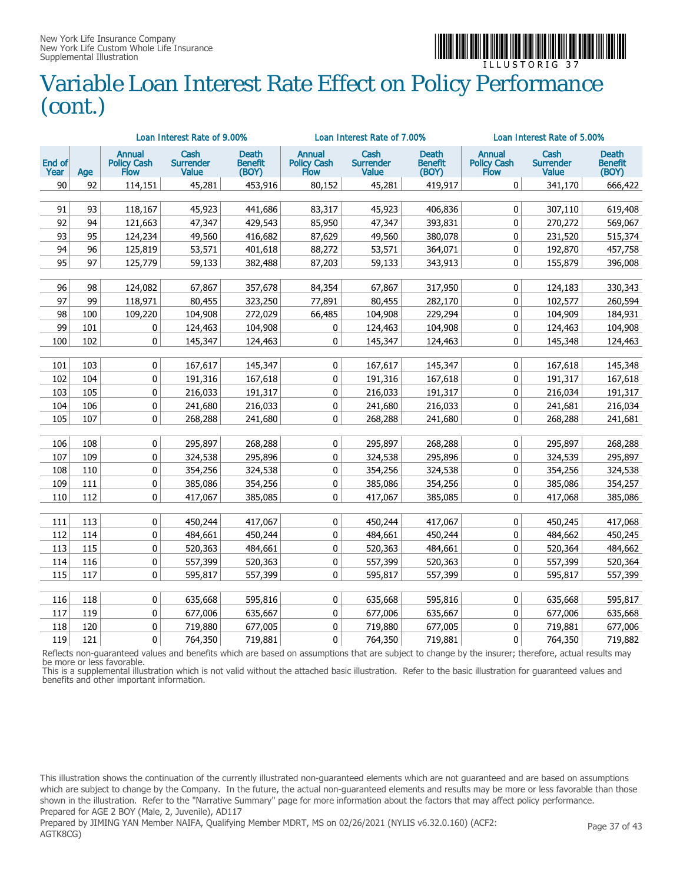New York Life Insurance Company
New York Life Custom Whole Life Insurance
Supplemental Illustration

ILLUSTORIG 37

# Variable Loan Interest Rate Effect on Policy Performance (cont.)

| | | Loan Interest Rate of 9.00% | | | Loan Interest Rate of 7.00% | | | Loan Interest Rate of 5.00% | | |
|---|---|---|---|---|---|---|---|---|---|---|
| End of Year | Age | Annual Policy Cash Flow | Cash Surrender Value | Death Benefit (BOY) | Annual Policy Cash Flow | Cash Surrender Value | Death Benefit (BOY) | Annual Policy Cash Flow | Cash Surrender Value | Death Benefit (BOY) |
| 90 | 92 | 114,151 | 45,281 | 453,916 | 80,152 | 45,281 | 419,917 | 0 | 341,170 | 666,422 |
| 91 | 93 | 118,167 | 45,923 | 441,686 | 83,317 | 45,923 | 406,836 | 0 | 307,110 | 619,408 |
| 92 | 94 | 121,663 | 47,347 | 429,543 | 85,950 | 47,347 | 393,831 | 0 | 270,272 | 569,067 |
| 93 | 95 | 124,234 | 49,560 | 416,682 | 87,629 | 49,560 | 380,078 | 0 | 231,520 | 515,374 |
| 94 | 96 | 125,819 | 53,571 | 401,618 | 88,272 | 53,571 | 364,071 | 0 | 192,870 | 457,758 |
| 95 | 97 | 125,779 | 59,133 | 382,488 | 87,203 | 59,133 | 343,913 | 0 | 155,879 | 396,008 |
| 96 | 98 | 124,082 | 67,867 | 357,678 | 84,354 | 67,867 | 317,950 | 0 | 124,183 | 330,343 |
| 97 | 99 | 118,971 | 80,455 | 323,250 | 77,891 | 80,455 | 282,170 | 0 | 102,577 | 260,594 |
| 98 | 100 | 109,220 | 104,908 | 272,029 | 66,485 | 104,908 | 229,294 | 0 | 104,909 | 184,931 |
| 99 | 101 | 0 | 124,463 | 104,908 | 0 | 124,463 | 104,908 | 0 | 124,463 | 104,908 |
| 100 | 102 | 0 | 145,347 | 124,463 | 0 | 145,347 | 124,463 | 0 | 145,348 | 124,463 |
| 101 | 103 | 0 | 167,617 | 145,347 | 0 | 167,617 | 145,347 | 0 | 167,618 | 145,348 |
| 102 | 104 | 0 | 191,316 | 167,618 | 0 | 191,316 | 167,618 | 0 | 191,317 | 167,618 |
| 103 | 105 | 0 | 216,033 | 191,317 | 0 | 216,033 | 191,317 | 0 | 216,034 | 191,317 |
| 104 | 106 | 0 | 241,680 | 216,033 | 0 | 241,680 | 216,033 | 0 | 241,681 | 216,034 |
| 105 | 107 | 0 | 268,288 | 241,680 | 0 | 268,288 | 241,680 | 0 | 268,288 | 241,681 |
| 106 | 108 | 0 | 295,897 | 268,288 | 0 | 295,897 | 268,288 | 0 | 295,897 | 268,288 |
| 107 | 109 | 0 | 324,538 | 295,896 | 0 | 324,538 | 295,896 | 0 | 324,539 | 295,897 |
| 108 | 110 | 0 | 354,256 | 324,538 | 0 | 354,256 | 324,538 | 0 | 354,256 | 324,538 |
| 109 | 111 | 0 | 385,086 | 354,256 | 0 | 385,086 | 354,256 | 0 | 385,086 | 354,257 |
| 110 | 112 | 0 | 417,067 | 385,085 | 0 | 417,067 | 385,085 | 0 | 417,068 | 385,086 |
| 111 | 113 | 0 | 450,244 | 417,067 | 0 | 450,244 | 417,067 | 0 | 450,245 | 417,068 |
| 112 | 114 | 0 | 484,661 | 450,244 | 0 | 484,661 | 450,244 | 0 | 484,662 | 450,245 |
| 113 | 115 | 0 | 520,363 | 484,661 | 0 | 520,363 | 484,661 | 0 | 520,364 | 484,662 |
| 114 | 116 | 0 | 557,399 | 520,363 | 0 | 557,399 | 520,363 | 0 | 557,399 | 520,364 |
| 115 | 117 | 0 | 595,817 | 557,399 | 0 | 595,817 | 557,399 | 0 | 595,817 | 557,399 |
| 116 | 118 | 0 | 635,668 | 595,816 | 0 | 635,668 | 595,816 | 0 | 635,668 | 595,817 |
| 117 | 119 | 0 | 677,006 | 635,667 | 0 | 677,006 | 635,667 | 0 | 677,006 | 635,668 |
| 118 | 120 | 0 | 719,880 | 677,005 | 0 | 719,880 | 677,005 | 0 | 719,881 | 677,006 |
| 119 | 121 | 0 | 764,350 | 719,881 | 0 | 764,350 | 719,881 | 0 | 764,350 | 719,882 |

Reflects non-guaranteed values and benefits which are based on assumptions that are subject to change by the insurer; therefore, actual results may be more or less favorable.
This is a supplemental illustration which is not valid without the attached basic illustration. Refer to the basic illustration for guaranteed values and benefits and other important information.

This illustration shows the continuation of the currently illustrated non-guaranteed elements which are not guaranteed and are based on assumptions which are subject to change by the Company. In the future, the actual non-guaranteed elements and results may be more or less favorable than those shown in the illustration. Refer to the "Narrative Summary" page for more information about the factors that may affect policy performance.
Prepared for AGE 2 BOY (Male, 2, Juvenile), AD117
Prepared by JIMING YAN Member NAIFA, Qualifying Member MDRT, MS on 02/26/2021 (NYLIS v6.32.0.160) (ACF2: AGTK8CG)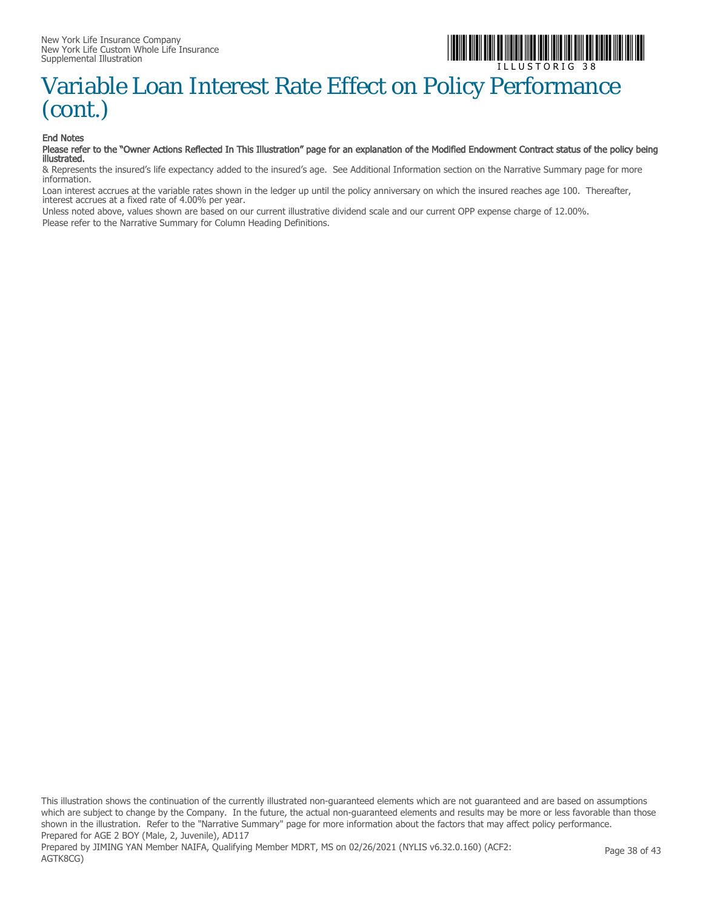# Variable Loan Interest Rate Effect on Policy Performance (cont.)

**End Notes**

**Please refer to the "Owner Actions Reflected In This Illustration" page for an explanation of the Modified Endowment Contract status of the policy being illustrated.**

& Represents the insured's life expectancy added to the insured's age. See Additional Information section on the Narrative Summary page for more information.

Loan interest accrues at the variable rates shown in the ledger up until the policy anniversary on which the insured reaches age 100. Thereafter, interest accrues at a fixed rate of 4.00% per year.

Unless noted above, values shown are based on our current illustrative dividend scale and our current OPP expense charge of 12.00%.

Please refer to the Narrative Summary for Column Heading Definitions.

This illustration shows the continuation of the currently illustrated non-guaranteed elements which are not guaranteed and are based on assumptions which are subject to change by the Company. In the future, the actual non-guaranteed elements and results may be more or less favorable than those shown in the illustration. Refer to the "Narrative Summary" page for more information about the factors that may affect policy performance.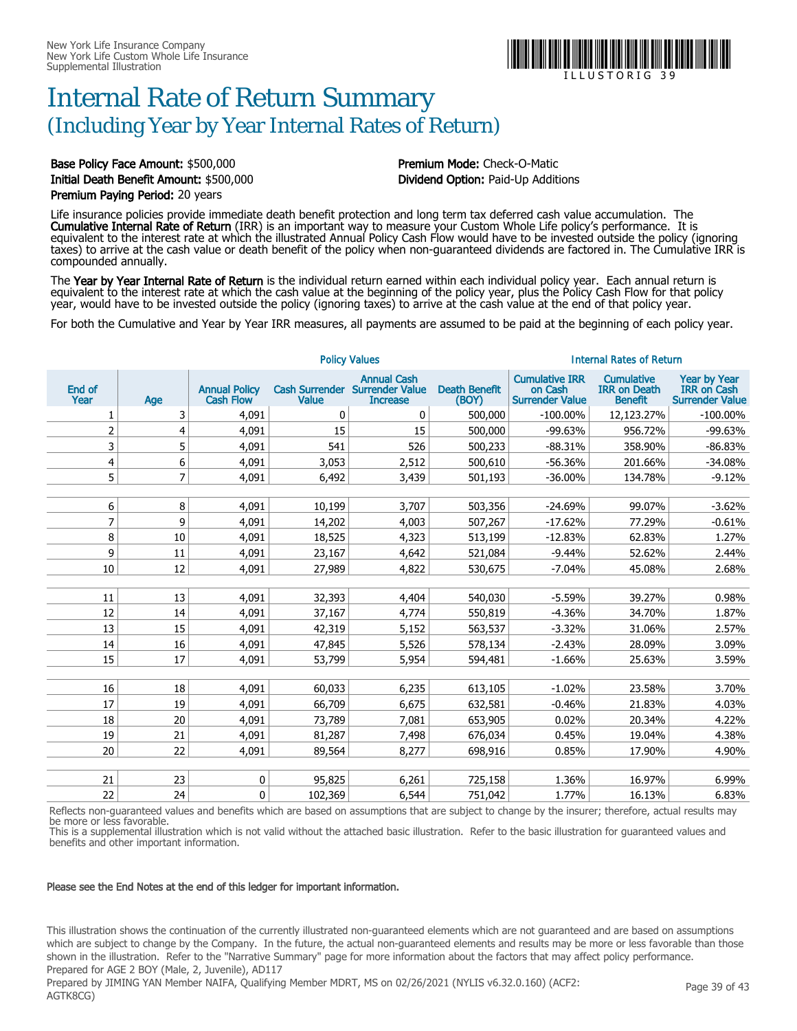New York Life Insurance Company
New York Life Custom Whole Life Insurance
Supplemental Illustration

# Internal Rate of Return Summary
## (Including Year by Year Internal Rates of Return)

**Base Policy Face Amount:** $500,000
**Initial Death Benefit Amount:** $500,000
**Premium Paying Period:** 20 years

**Premium Mode:** Check-O-Matic
**Dividend Option:** Paid-Up Additions

Life insurance policies provide immediate death benefit protection and long term tax deferred cash value accumulation. The **Cumulative Internal Rate of Return** (IRR) is an important way to measure your Custom Whole Life policy's performance. It is equivalent to the interest rate at which the illustrated Annual Policy Cash Flow would have to be invested outside the policy (ignoring taxes) to arrive at the cash value or death benefit of the policy when non-guaranteed dividends are factored in. The Cumulative IRR is compounded annually.

The **Year by Year Internal Rate of Return** is the individual return earned within each individual policy year. Each annual return is equivalent to the interest rate at which the cash value at the beginning of the policy year, plus the Policy Cash Flow for that policy year, would have to be invested outside the policy (ignoring taxes) to arrive at the cash value at the end of that policy year.

For both the Cumulative and Year by Year IRR measures, all payments are assumed to be paid at the beginning of each policy year.

| | | Policy Values | | | | Internal Rates of Return | | |
|---|---|---|---|---|---|---|---|---|
| End of Year | Age | Annual Policy Cash Flow | Cash Surrender Value | Annual Cash Surrender Value Increase | Death Benefit (BOY) | Cumulative IRR on Cash Surrender Value | Cumulative IRR on Death Benefit | Year by Year IRR on Cash Surrender Value |
| 1 | 3 | 4,091 | 0 | 0 | 500,000 | -100.00% | 12,123.27% | -100.00% |
| 2 | 4 | 4,091 | 15 | 15 | 500,000 | -99.63% | 956.72% | -99.63% |
| 3 | 5 | 4,091 | 541 | 526 | 500,233 | -88.31% | 358.90% | -86.83% |
| 4 | 6 | 4,091 | 3,053 | 2,512 | 500,610 | -56.36% | 201.66% | -34.08% |
| 5 | 7 | 4,091 | 6,492 | 3,439 | 501,193 | -36.00% | 134.78% | -9.12% |
| 6 | 8 | 4,091 | 10,199 | 3,707 | 503,356 | -24.69% | 99.07% | -3.62% |
| 7 | 9 | 4,091 | 14,202 | 4,003 | 507,267 | -17.62% | 77.29% | -0.61% |
| 8 | 10 | 4,091 | 18,525 | 4,323 | 513,199 | -12.83% | 62.83% | 1.27% |
| 9 | 11 | 4,091 | 23,167 | 4,642 | 521,084 | -9.44% | 52.62% | 2.44% |
| 10 | 12 | 4,091 | 27,989 | 4,822 | 530,675 | -7.04% | 45.08% | 2.68% |
| 11 | 13 | 4,091 | 32,393 | 4,404 | 540,030 | -5.59% | 39.27% | 0.98% |
| 12 | 14 | 4,091 | 37,167 | 4,774 | 550,819 | -4.36% | 34.70% | 1.87% |
| 13 | 15 | 4,091 | 42,319 | 5,152 | 563,537 | -3.32% | 31.06% | 2.57% |
| 14 | 16 | 4,091 | 47,845 | 5,526 | 578,134 | -2.43% | 28.09% | 3.09% |
| 15 | 17 | 4,091 | 53,799 | 5,954 | 594,481 | -1.66% | 25.63% | 3.59% |
| 16 | 18 | 4,091 | 60,033 | 6,235 | 613,105 | -1.02% | 23.58% | 3.70% |
| 17 | 19 | 4,091 | 66,709 | 6,675 | 632,581 | -0.46% | 21.83% | 4.03% |
| 18 | 20 | 4,091 | 73,789 | 7,081 | 653,905 | 0.02% | 20.34% | 4.22% |
| 19 | 21 | 4,091 | 81,287 | 7,498 | 676,034 | 0.45% | 19.04% | 4.38% |
| 20 | 22 | 4,091 | 89,564 | 8,277 | 698,916 | 0.85% | 17.90% | 4.90% |
| 21 | 23 | 0 | 95,825 | 6,261 | 725,158 | 1.36% | 16.97% | 6.99% |
| 22 | 24 | 0 | 102,369 | 6,544 | 751,042 | 1.77% | 16.13% | 6.83% |

Reflects non-guaranteed values and benefits which are based on assumptions that are subject to change by the insurer; therefore, actual results may be more or less favorable.
This is a supplemental illustration which is not valid without the attached basic illustration. Refer to the basic illustration for guaranteed values and benefits and other important information.

**Please see the End Notes at the end of this ledger for important information.**

This illustration shows the continuation of the currently illustrated non-guaranteed elements which are not guaranteed and are based on assumptions which are subject to change by the Company. In the future, the actual non-guaranteed elements and results may be more or less favorable than those shown in the illustration. Refer to the "Narrative Summary" page for more information about the factors that may affect policy performance.
Prepared for AGE 2 BOY (Male, 2, Juvenile), AD117
Prepared by JIMING YAN Member NAIFA, Qualifying Member MDRT, MS on 02/26/2021 (NYLIS v6.32.0.160) (ACF2: AGTK8CG)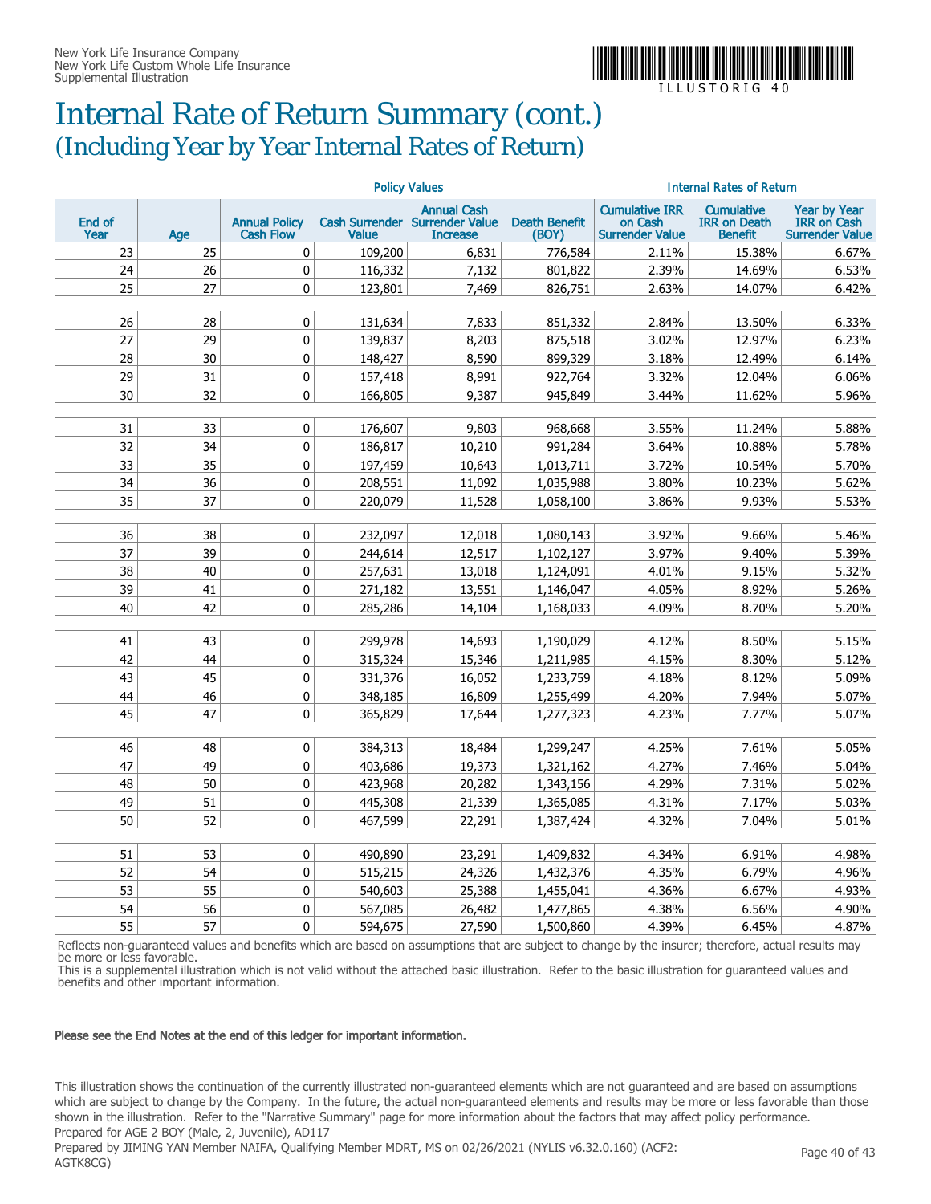New York Life Insurance Company
New York Life Custom Whole Life Insurance
Supplemental Illustration

ILLUSTORIG 40

# Internal Rate of Return Summary (cont.)
## (Including Year by Year Internal Rates of Return)

| | | Policy Values | | | | Internal Rates of Return | | |
|---|---|---|---|---|---|---|---|---|
| End of Year | Age | Annual Policy Cash Flow | Cash Surrender Value | Annual Cash Surrender Value Increase | Death Benefit (BOY) | Cumulative IRR on Cash Surrender Value | Cumulative IRR on Death Benefit | Year by Year IRR on Cash Surrender Value |
| 23 | 25 | 0 | 109,200 | 6,831 | 776,584 | 2.11% | 15.38% | 6.67% |
| 24 | 26 | 0 | 116,332 | 7,132 | 801,822 | 2.39% | 14.69% | 6.53% |
| 25 | 27 | 0 | 123,801 | 7,469 | 826,751 | 2.63% | 14.07% | 6.42% |
| 26 | 28 | 0 | 131,634 | 7,833 | 851,332 | 2.84% | 13.50% | 6.33% |
| 27 | 29 | 0 | 139,837 | 8,203 | 875,518 | 3.02% | 12.97% | 6.23% |
| 28 | 30 | 0 | 148,427 | 8,590 | 899,329 | 3.18% | 12.49% | 6.14% |
| 29 | 31 | 0 | 157,418 | 8,991 | 922,764 | 3.32% | 12.04% | 6.06% |
| 30 | 32 | 0 | 166,805 | 9,387 | 945,849 | 3.44% | 11.62% | 5.96% |
| 31 | 33 | 0 | 176,607 | 9,803 | 968,668 | 3.55% | 11.24% | 5.88% |
| 32 | 34 | 0 | 186,817 | 10,210 | 991,284 | 3.64% | 10.88% | 5.78% |
| 33 | 35 | 0 | 197,459 | 10,643 | 1,013,711 | 3.72% | 10.54% | 5.70% |
| 34 | 36 | 0 | 208,551 | 11,092 | 1,035,988 | 3.80% | 10.23% | 5.62% |
| 35 | 37 | 0 | 220,079 | 11,528 | 1,058,100 | 3.86% | 9.93% | 5.53% |
| 36 | 38 | 0 | 232,097 | 12,018 | 1,080,143 | 3.92% | 9.66% | 5.46% |
| 37 | 39 | 0 | 244,614 | 12,517 | 1,102,127 | 3.97% | 9.40% | 5.39% |
| 38 | 40 | 0 | 257,631 | 13,018 | 1,124,091 | 4.01% | 9.15% | 5.32% |
| 39 | 41 | 0 | 271,182 | 13,551 | 1,146,047 | 4.05% | 8.92% | 5.26% |
| 40 | 42 | 0 | 285,286 | 14,104 | 1,168,033 | 4.09% | 8.70% | 5.20% |
| 41 | 43 | 0 | 299,978 | 14,693 | 1,190,029 | 4.12% | 8.50% | 5.15% |
| 42 | 44 | 0 | 315,324 | 15,346 | 1,211,985 | 4.15% | 8.30% | 5.12% |
| 43 | 45 | 0 | 331,376 | 16,052 | 1,233,759 | 4.18% | 8.12% | 5.09% |
| 44 | 46 | 0 | 348,185 | 16,809 | 1,255,499 | 4.20% | 7.94% | 5.07% |
| 45 | 47 | 0 | 365,829 | 17,644 | 1,277,323 | 4.23% | 7.77% | 5.07% |
| 46 | 48 | 0 | 384,313 | 18,484 | 1,299,247 | 4.25% | 7.61% | 5.05% |
| 47 | 49 | 0 | 403,686 | 19,373 | 1,321,162 | 4.27% | 7.46% | 5.04% |
| 48 | 50 | 0 | 423,968 | 20,282 | 1,343,156 | 4.29% | 7.31% | 5.02% |
| 49 | 51 | 0 | 445,308 | 21,339 | 1,365,085 | 4.31% | 7.17% | 5.03% |
| 50 | 52 | 0 | 467,599 | 22,291 | 1,387,424 | 4.32% | 7.04% | 5.01% |
| 51 | 53 | 0 | 490,890 | 23,291 | 1,409,832 | 4.34% | 6.91% | 4.98% |
| 52 | 54 | 0 | 515,215 | 24,326 | 1,432,376 | 4.35% | 6.79% | 4.96% |
| 53 | 55 | 0 | 540,603 | 25,388 | 1,455,041 | 4.36% | 6.67% | 4.93% |
| 54 | 56 | 0 | 567,085 | 26,482 | 1,477,865 | 4.38% | 6.56% | 4.90% |
| 55 | 57 | 0 | 594,675 | 27,590 | 1,500,860 | 4.39% | 6.45% | 4.87% |

Reflects non-guaranteed values and benefits which are based on assumptions that are subject to change by the insurer; therefore, actual results may be more or less favorable.
This is a supplemental illustration which is not valid without the attached basic illustration. Refer to the basic illustration for guaranteed values and benefits and other important information.

**Please see the End Notes at the end of this ledger for important information.**

This illustration shows the continuation of the currently illustrated non-guaranteed elements which are not guaranteed and are based on assumptions which are subject to change by the Company. In the future, the actual non-guaranteed elements and results may be more or less favorable than those shown in the illustration. Refer to the "Narrative Summary" page for more information about the factors that may affect policy performance.
Prepared for AGE 2 BOY (Male, 2, Juvenile), AD117
Prepared by JIMING YAN Member NAIFA, Qualifying Member MDRT, MS on 02/26/2021 (NYLIS v6.32.0.160) (ACF2: AGTK8CG)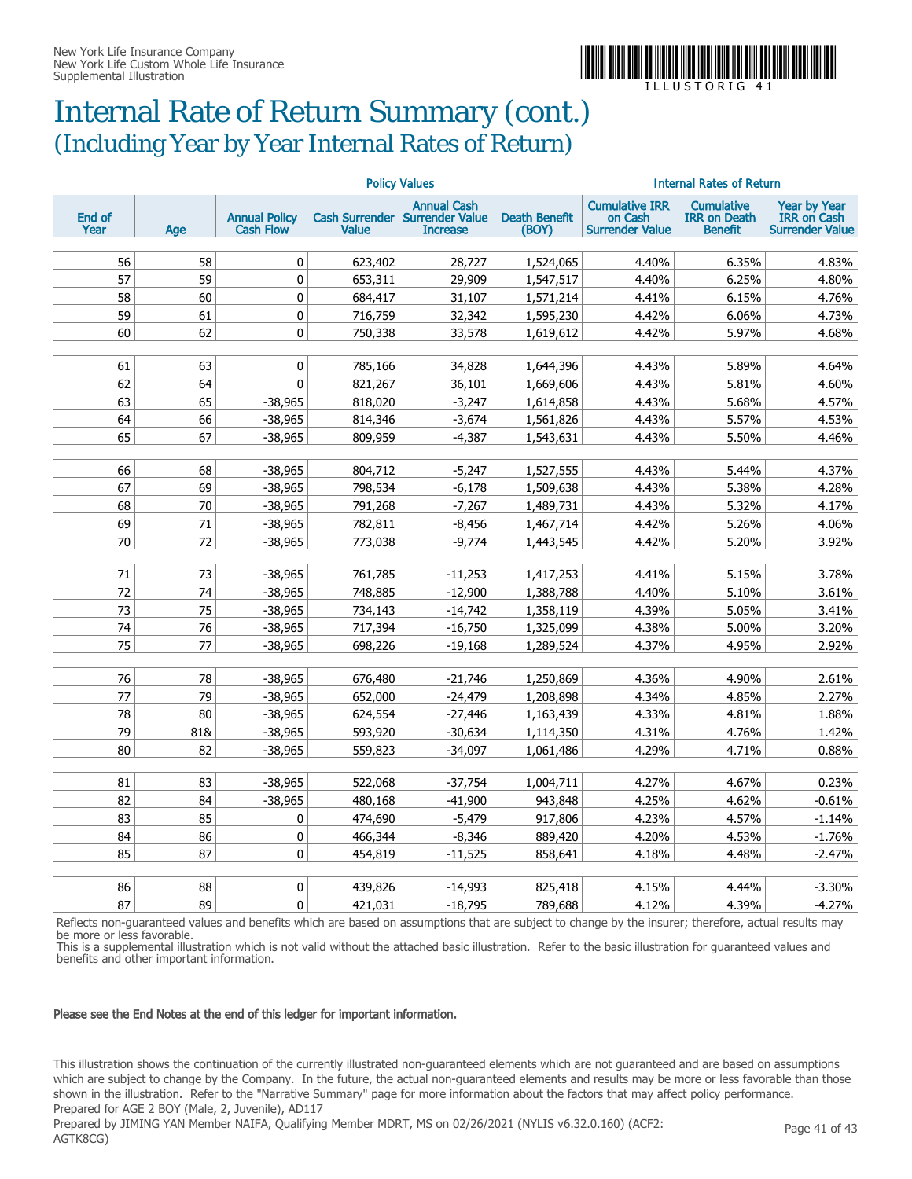# Internal Rate of Return Summary (cont.)

## (Including Year by Year Internal Rates of Return)

| | | Policy Values | | | | Internal Rates of Return | | |
|---|---|---|---|---|---|---|---|---|
| End of Year | Age | Annual Policy Cash Flow | Cash Surrender Value | Annual Cash Surrender Value Increase | Death Benefit (BOY) | Cumulative IRR on Cash Surrender Value | Cumulative IRR on Death Benefit | Year by Year IRR on Cash Surrender Value |
| 56 | 58 | 0 | 623,402 | 28,727 | 1,524,065 | 4.40% | 6.35% | 4.83% |
| 57 | 59 | 0 | 653,311 | 29,909 | 1,547,517 | 4.40% | 6.25% | 4.80% |
| 58 | 60 | 0 | 684,417 | 31,107 | 1,571,214 | 4.41% | 6.15% | 4.76% |
| 59 | 61 | 0 | 716,759 | 32,342 | 1,595,230 | 4.42% | 6.06% | 4.73% |
| 60 | 62 | 0 | 750,338 | 33,578 | 1,619,612 | 4.42% | 5.97% | 4.68% |
| 61 | 63 | 0 | 785,166 | 34,828 | 1,644,396 | 4.43% | 5.89% | 4.64% |
| 62 | 64 | 0 | 821,267 | 36,101 | 1,669,606 | 4.43% | 5.81% | 4.60% |
| 63 | 65 | -38,965 | 818,020 | -3,247 | 1,614,858 | 4.43% | 5.68% | 4.57% |
| 64 | 66 | -38,965 | 814,346 | -3,674 | 1,561,826 | 4.43% | 5.57% | 4.53% |
| 65 | 67 | -38,965 | 809,959 | -4,387 | 1,543,631 | 4.43% | 5.50% | 4.46% |
| 66 | 68 | -38,965 | 804,712 | -5,247 | 1,527,555 | 4.43% | 5.44% | 4.37% |
| 67 | 69 | -38,965 | 798,534 | -6,178 | 1,509,638 | 4.43% | 5.38% | 4.28% |
| 68 | 70 | -38,965 | 791,268 | -7,267 | 1,489,731 | 4.43% | 5.32% | 4.17% |
| 69 | 71 | -38,965 | 782,811 | -8,456 | 1,467,714 | 4.42% | 5.26% | 4.06% |
| 70 | 72 | -38,965 | 773,038 | -9,774 | 1,443,545 | 4.42% | 5.20% | 3.92% |
| 71 | 73 | -38,965 | 761,785 | -11,253 | 1,417,253 | 4.41% | 5.15% | 3.78% |
| 72 | 74 | -38,965 | 748,885 | -12,900 | 1,388,788 | 4.40% | 5.10% | 3.61% |
| 73 | 75 | -38,965 | 734,143 | -14,742 | 1,358,119 | 4.39% | 5.05% | 3.41% |
| 74 | 76 | -38,965 | 717,394 | -16,750 | 1,325,099 | 4.38% | 5.00% | 3.20% |
| 75 | 77 | -38,965 | 698,226 | -19,168 | 1,289,524 | 4.37% | 4.95% | 2.92% |
| 76 | 78 | -38,965 | 676,480 | -21,746 | 1,250,869 | 4.36% | 4.90% | 2.61% |
| 77 | 79 | -38,965 | 652,000 | -24,479 | 1,208,898 | 4.34% | 4.85% | 2.27% |
| 78 | 80 | -38,965 | 624,554 | -27,446 | 1,163,439 | 4.33% | 4.81% | 1.88% |
| 79 | 81& | -38,965 | 593,920 | -30,634 | 1,114,350 | 4.31% | 4.76% | 1.42% |
| 80 | 82 | -38,965 | 559,823 | -34,097 | 1,061,486 | 4.29% | 4.71% | 0.88% |
| 81 | 83 | -38,965 | 522,068 | -37,754 | 1,004,711 | 4.27% | 4.67% | 0.23% |
| 82 | 84 | -38,965 | 480,168 | -41,900 | 943,848 | 4.25% | 4.62% | -0.61% |
| 83 | 85 | 0 | 474,690 | -5,479 | 917,806 | 4.23% | 4.57% | -1.14% |
| 84 | 86 | 0 | 466,344 | -8,346 | 889,420 | 4.20% | 4.53% | -1.76% |
| 85 | 87 | 0 | 454,819 | -11,525 | 858,641 | 4.18% | 4.48% | -2.47% |
| 86 | 88 | 0 | 439,826 | -14,993 | 825,418 | 4.15% | 4.44% | -3.30% |
| 87 | 89 | 0 | 421,031 | -18,795 | 789,688 | 4.12% | 4.39% | -4.27% |

Reflects non-guaranteed values and benefits which are based on assumptions that are subject to change by the insurer; therefore, actual results may be more or less favorable.
This is a supplemental illustration which is not valid without the attached basic illustration. Refer to the basic illustration for guaranteed values and benefits and other important information.

**Please see the End Notes at the end of this ledger for important information.**

This illustration shows the continuation of the currently illustrated non-guaranteed elements which are not guaranteed and are based on assumptions which are subject to change by the Company. In the future, the actual non-guaranteed elements and results may be more or less favorable than those shown in the illustration. Refer to the "Narrative Summary" page for more information about the factors that may affect policy performance.
Prepared for AGE 2 BOY (Male, 2, Juvenile), AD117
Prepared by JIMING YAN Member NAIFA, Qualifying Member MDRT, MS on 02/26/2021 (NYLIS v6.32.0.160) (ACF2: AGTK8CG)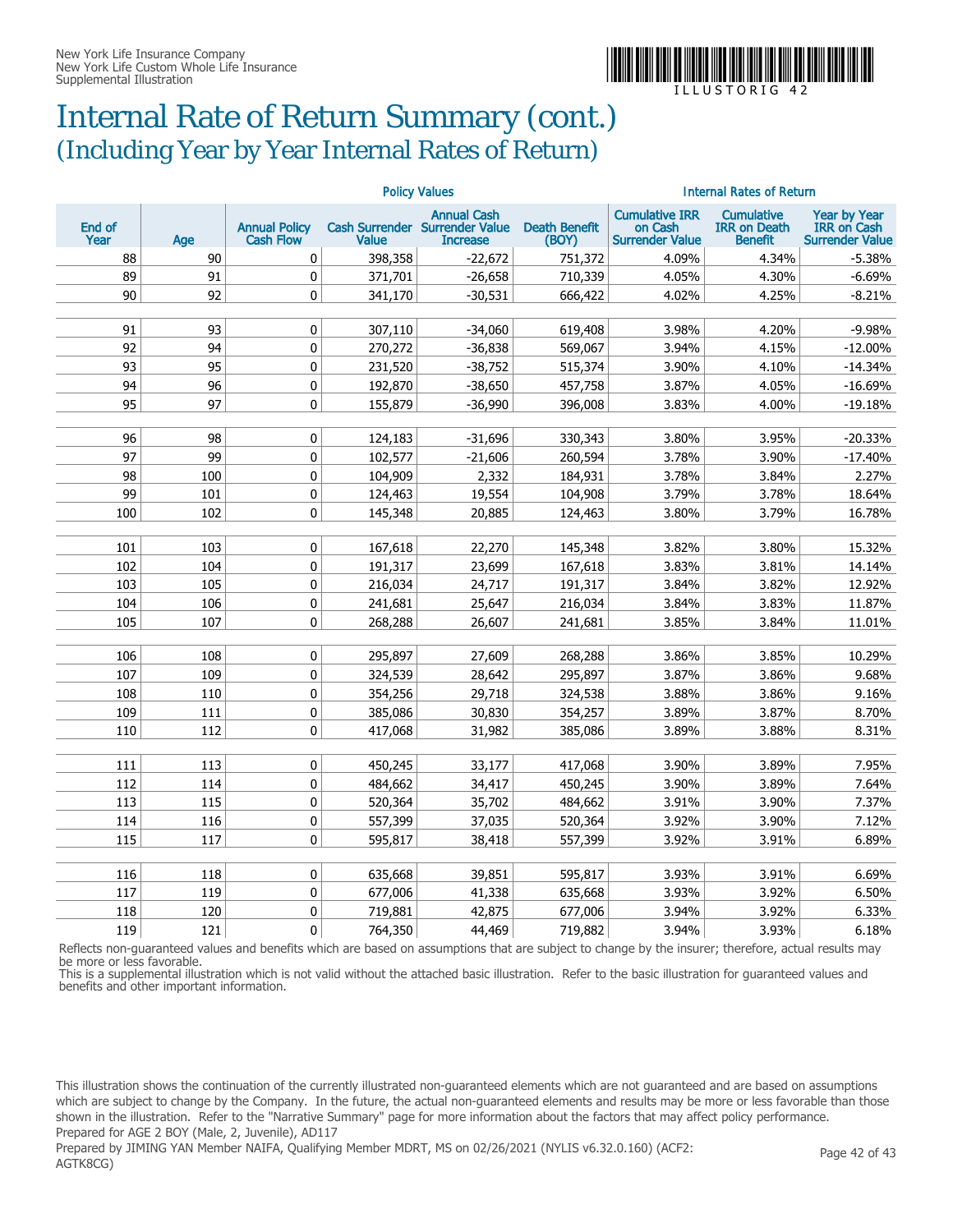New York Life Insurance Company
New York Life Custom Whole Life Insurance
Supplemental Illustration

# Internal Rate of Return Summary (cont.)
## (Including Year by Year Internal Rates of Return)

| | | Policy Values | | | | Internal Rates of Return | | |
|---|---|---|---|---|---|---|---|---|
| End of Year | Age | Annual Policy Cash Flow | Cash Surrender Value | Annual Cash Surrender Value Increase | Death Benefit (BOY) | Cumulative IRR on Cash Surrender Value | Cumulative IRR on Death Benefit | Year by Year IRR on Cash Surrender Value |
| 88 | 90 | 0 | 398,358 | -22,672 | 751,372 | 4.09% | 4.34% | -5.38% |
| 89 | 91 | 0 | 371,701 | -26,658 | 710,339 | 4.05% | 4.30% | -6.69% |
| 90 | 92 | 0 | 341,170 | -30,531 | 666,422 | 4.02% | 4.25% | -8.21% |
| 91 | 93 | 0 | 307,110 | -34,060 | 619,408 | 3.98% | 4.20% | -9.98% |
| 92 | 94 | 0 | 270,272 | -36,838 | 569,067 | 3.94% | 4.15% | -12.00% |
| 93 | 95 | 0 | 231,520 | -38,752 | 515,374 | 3.90% | 4.10% | -14.34% |
| 94 | 96 | 0 | 192,870 | -38,650 | 457,758 | 3.87% | 4.05% | -16.69% |
| 95 | 97 | 0 | 155,879 | -36,990 | 396,008 | 3.83% | 4.00% | -19.18% |
| 96 | 98 | 0 | 124,183 | -31,696 | 330,343 | 3.80% | 3.95% | -20.33% |
| 97 | 99 | 0 | 102,577 | -21,606 | 260,594 | 3.78% | 3.90% | -17.40% |
| 98 | 100 | 0 | 104,909 | 2,332 | 184,931 | 3.78% | 3.84% | 2.27% |
| 99 | 101 | 0 | 124,463 | 19,554 | 104,908 | 3.79% | 3.78% | 18.64% |
| 100 | 102 | 0 | 145,348 | 20,885 | 124,463 | 3.80% | 3.79% | 16.78% |
| 101 | 103 | 0 | 167,618 | 22,270 | 145,348 | 3.82% | 3.80% | 15.32% |
| 102 | 104 | 0 | 191,317 | 23,699 | 167,618 | 3.83% | 3.81% | 14.14% |
| 103 | 105 | 0 | 216,034 | 24,717 | 191,317 | 3.84% | 3.82% | 12.92% |
| 104 | 106 | 0 | 241,681 | 25,647 | 216,034 | 3.84% | 3.83% | 11.87% |
| 105 | 107 | 0 | 268,288 | 26,607 | 241,681 | 3.85% | 3.84% | 11.01% |
| 106 | 108 | 0 | 295,897 | 27,609 | 268,288 | 3.86% | 3.85% | 10.29% |
| 107 | 109 | 0 | 324,539 | 28,642 | 295,897 | 3.87% | 3.86% | 9.68% |
| 108 | 110 | 0 | 354,256 | 29,718 | 324,538 | 3.88% | 3.86% | 9.16% |
| 109 | 111 | 0 | 385,086 | 30,830 | 354,257 | 3.89% | 3.87% | 8.70% |
| 110 | 112 | 0 | 417,068 | 31,982 | 385,086 | 3.89% | 3.88% | 8.31% |
| 111 | 113 | 0 | 450,245 | 33,177 | 417,068 | 3.90% | 3.89% | 7.95% |
| 112 | 114 | 0 | 484,662 | 34,417 | 450,245 | 3.90% | 3.89% | 7.64% |
| 113 | 115 | 0 | 520,364 | 35,702 | 484,662 | 3.91% | 3.90% | 7.37% |
| 114 | 116 | 0 | 557,399 | 37,035 | 520,364 | 3.92% | 3.90% | 7.12% |
| 115 | 117 | 0 | 595,817 | 38,418 | 557,399 | 3.92% | 3.91% | 6.89% |
| 116 | 118 | 0 | 635,668 | 39,851 | 595,817 | 3.93% | 3.91% | 6.69% |
| 117 | 119 | 0 | 677,006 | 41,338 | 635,668 | 3.93% | 3.92% | 6.50% |
| 118 | 120 | 0 | 719,881 | 42,875 | 677,006 | 3.94% | 3.92% | 6.33% |
| 119 | 121 | 0 | 764,350 | 44,469 | 719,882 | 3.94% | 3.93% | 6.18% |

Reflects non-guaranteed values and benefits which are based on assumptions that are subject to change by the insurer; therefore, actual results may be more or less favorable.
This is a supplemental illustration which is not valid without the attached basic illustration. Refer to the basic illustration for guaranteed values and benefits and other important information.

This illustration shows the continuation of the currently illustrated non-guaranteed elements which are not guaranteed and are based on assumptions which are subject to change by the Company. In the future, the actual non-guaranteed elements and results may be more or less favorable than those shown in the illustration. Refer to the "Narrative Summary" page for more information about the factors that may affect policy performance.
Prepared for AGE 2 BOY (Male, 2, Juvenile), AD117
Prepared by JIMING YAN Member NAIFA, Qualifying Member MDRT, MS on 02/26/2021 (NYLIS v6.32.0.160) (ACF2: AGTK8CG)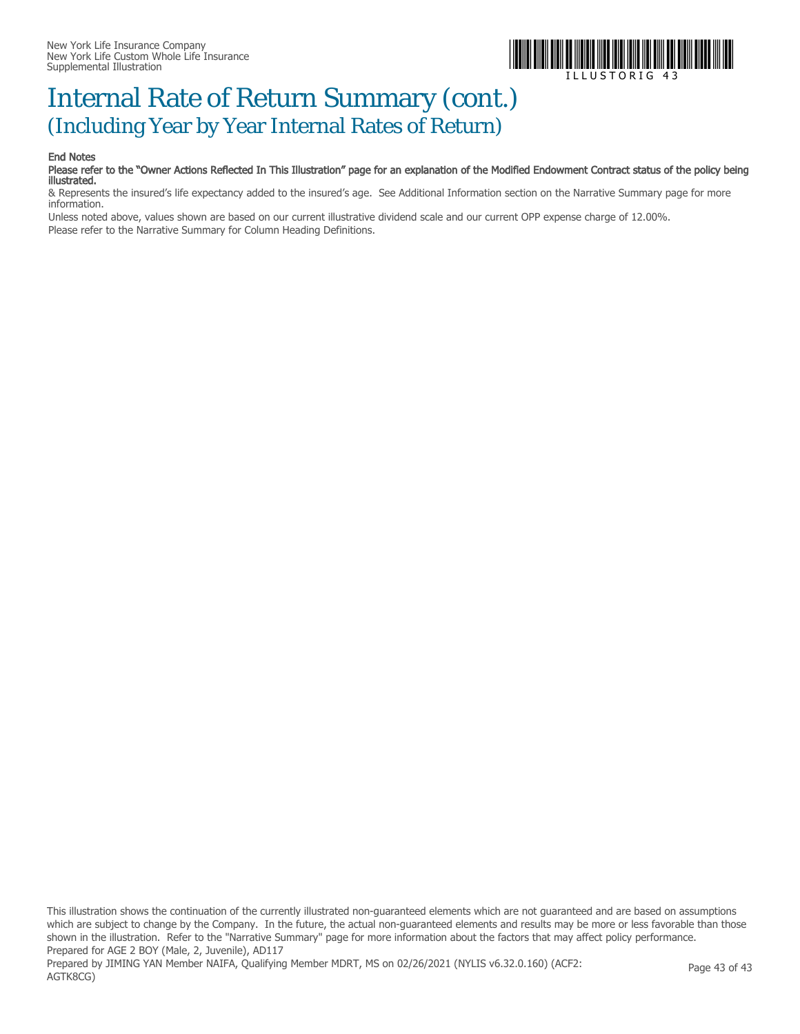# Internal Rate of Return Summary (cont.)

## (Including Year by Year Internal Rates of Return)

**End Notes**

**Please refer to the "Owner Actions Reflected In This Illustration" page for an explanation of the Modified Endowment Contract status of the policy being illustrated.**

& Represents the insured's life expectancy added to the insured's age. See Additional Information section on the Narrative Summary page for more information.

Unless noted above, values shown are based on our current illustrative dividend scale and our current OPP expense charge of 12.00%.

Please refer to the Narrative Summary for Column Heading Definitions.

This illustration shows the continuation of the currently illustrated non-guaranteed elements which are not guaranteed and are based on assumptions which are subject to change by the Company. In the future, the actual non-guaranteed elements and results may be more or less favorable than those shown in the illustration. Refer to the "Narrative Summary" page for more information about the factors that may affect policy performance.

Prepared for AGE 2 BOY (Male, 2, Juvenile), AD117

Prepared by JIMING YAN Member NAIFA, Qualifying Member MDRT, MS on 02/26/2021 (NYLIS v6.32.0.160) (ACF2: AGTK8CG)